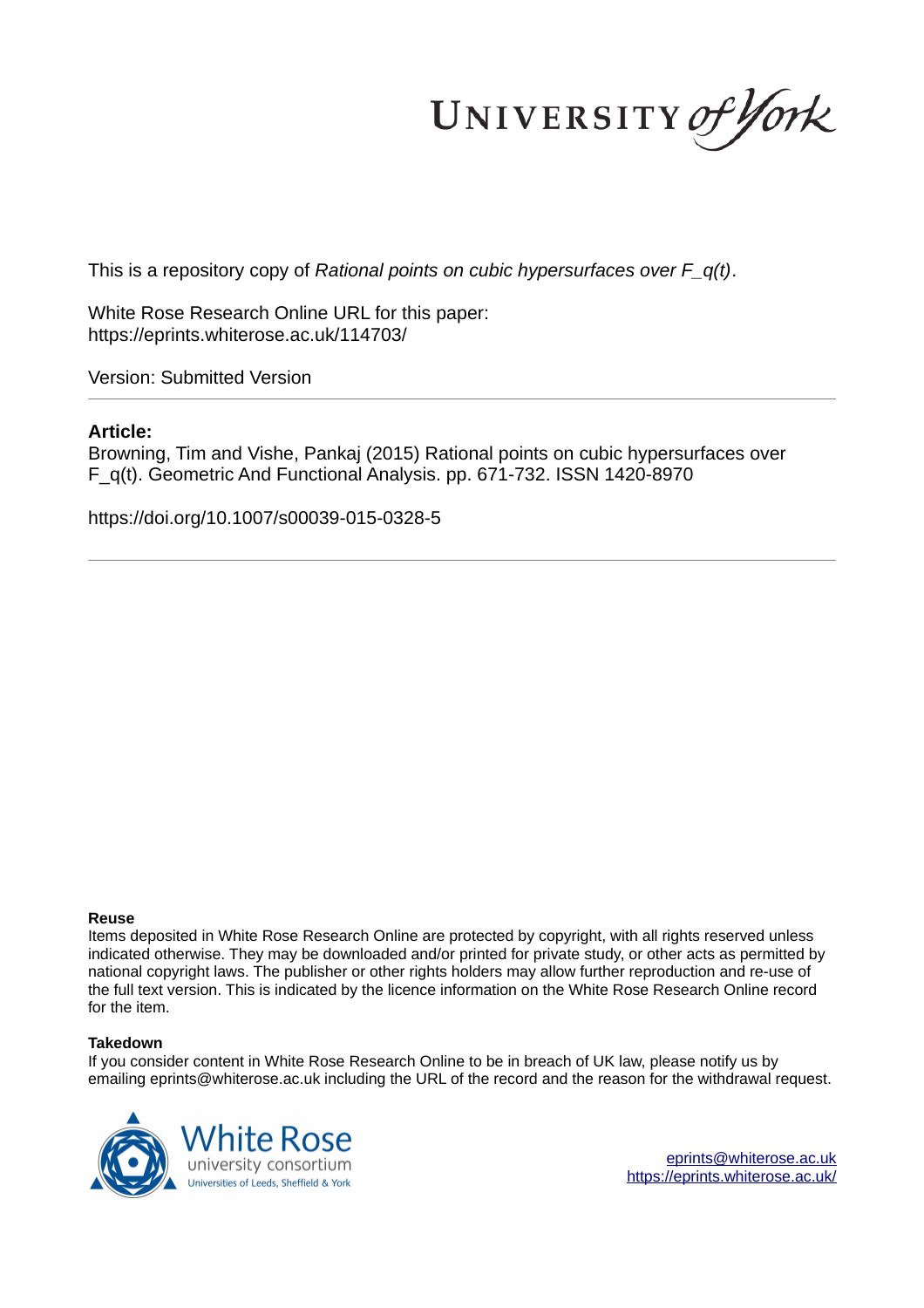UNIVERSITY *of York*

This is a repository copy of *Rational points on cubic hypersurfaces over F_q(t)*.

White Rose Research Online URL for this paper:
https://eprints.whiterose.ac.uk/114703/

Version: Submitted Version

**Article:**

Browning, Tim and Vishe, Pankaj (2015) Rational points on cubic hypersurfaces over F_q(t). Geometric And Functional Analysis. pp. 671-732. ISSN 1420-8970

https://doi.org/10.1007/s00039-015-0328-5

**Reuse**

Items deposited in White Rose Research Online are protected by copyright, with all rights reserved unless indicated otherwise. They may be downloaded and/or printed for private study, or other acts as permitted by national copyright laws. The publisher or other rights holders may allow further reproduction and re-use of the full text version. This is indicated by the licence information on the White Rose Research Online record for the item.

**Takedown**

If you consider content in White Rose Research Online to be in breach of UK law, please notify us by emailing eprints@whiterose.ac.uk including the URL of the record and the reason for the withdrawal request.

White Rose university consortium
Universities of Leeds, Sheffield & York

eprints@whiterose.ac.uk
https://eprints.whiterose.ac.uk/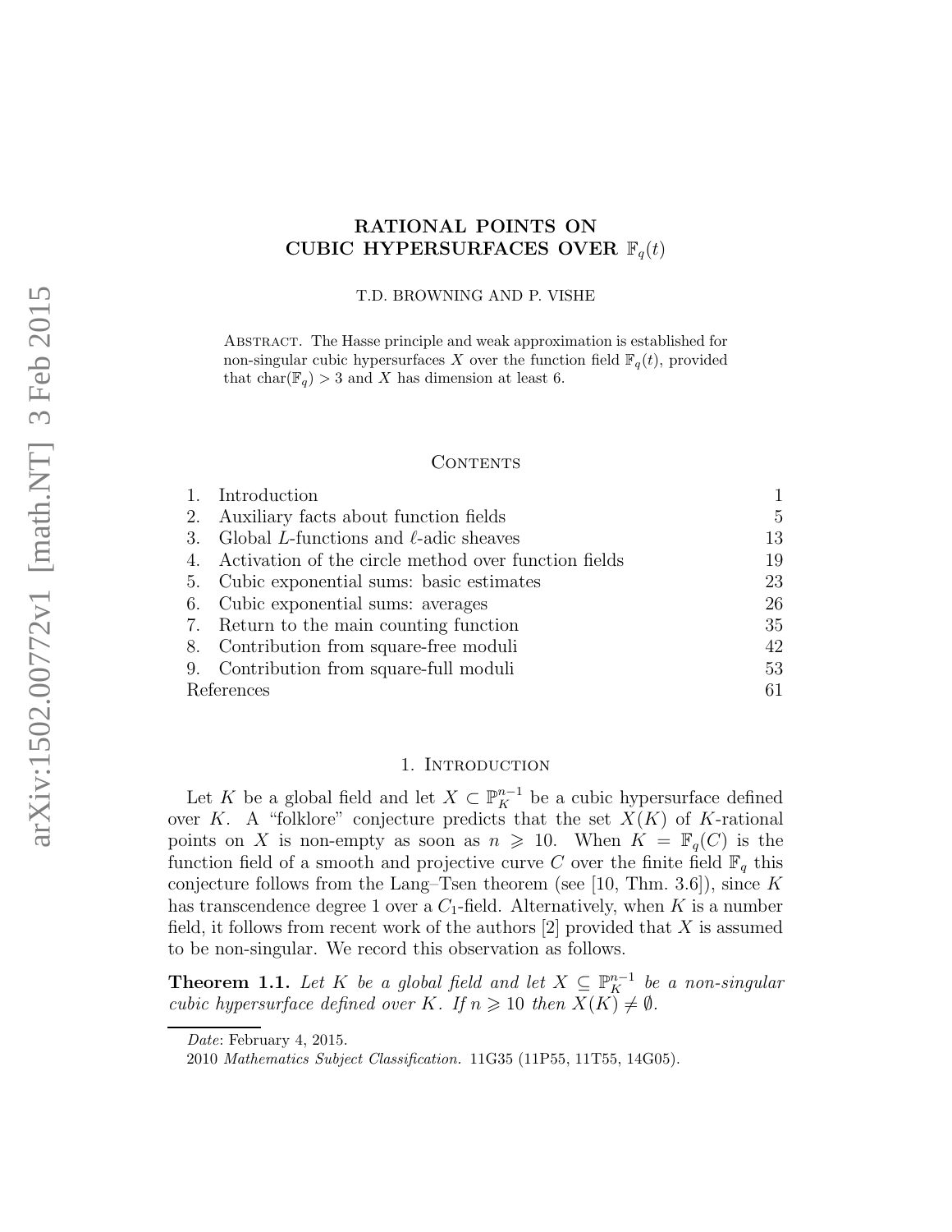# RATIONAL POINTS ON CUBIC HYPERSURFACES OVER $\mathbb{F}_q(t)$

T.D. BROWNING AND P. VISHE

ABSTRACT. The Hasse principle and weak approximation is established for non-singular cubic hypersurfaces $X$ over the function field $\mathbb{F}_q(t)$, provided that $\mathrm{char}(\mathbb{F}_q) > 3$ and $X$ has dimension at least 6.

## CONTENTS

| | | |
|---|---|---|
| 1. | Introduction | 1 |
| 2. | Auxiliary facts about function fields | 5 |
| 3. | Global $L$-functions and $\ell$-adic sheaves | 13 |
| 4. | Activation of the circle method over function fields | 19 |
| 5. | Cubic exponential sums: basic estimates | 23 |
| 6. | Cubic exponential sums: averages | 26 |
| 7. | Return to the main counting function | 35 |
| 8. | Contribution from square-free moduli | 42 |
| 9. | Contribution from square-full moduli | 53 |
| | References | 61 |

## 1. INTRODUCTION

Let $K$ be a global field and let $X \subset \mathbb{P}_K^{n-1}$ be a cubic hypersurface defined over $K$. A "folklore" conjecture predicts that the set $X(K)$ of $K$-rational points on $X$ is non-empty as soon as $n \geqslant 10$. When $K = \mathbb{F}_q(C)$ is the function field of a smooth and projective curve $C$ over the finite field $\mathbb{F}_q$ this conjecture follows from the Lang–Tsen theorem (see [10, Thm. 3.6]), since $K$ has transcendence degree 1 over a $C_1$-field. Alternatively, when $K$ is a number field, it follows from recent work of the authors [2] provided that $X$ is assumed to be non-singular. We record this observation as follows.

**Theorem 1.1.** *Let $K$ be a global field and let $X \subseteq \mathbb{P}_K^{n-1}$ be a non-singular cubic hypersurface defined over $K$. If $n \geqslant 10$ then $X(K) \neq \emptyset$.*

---

*Date*: February 4, 2015.

2010 *Mathematics Subject Classification.* 11G35 (11P55, 11T55, 14G05).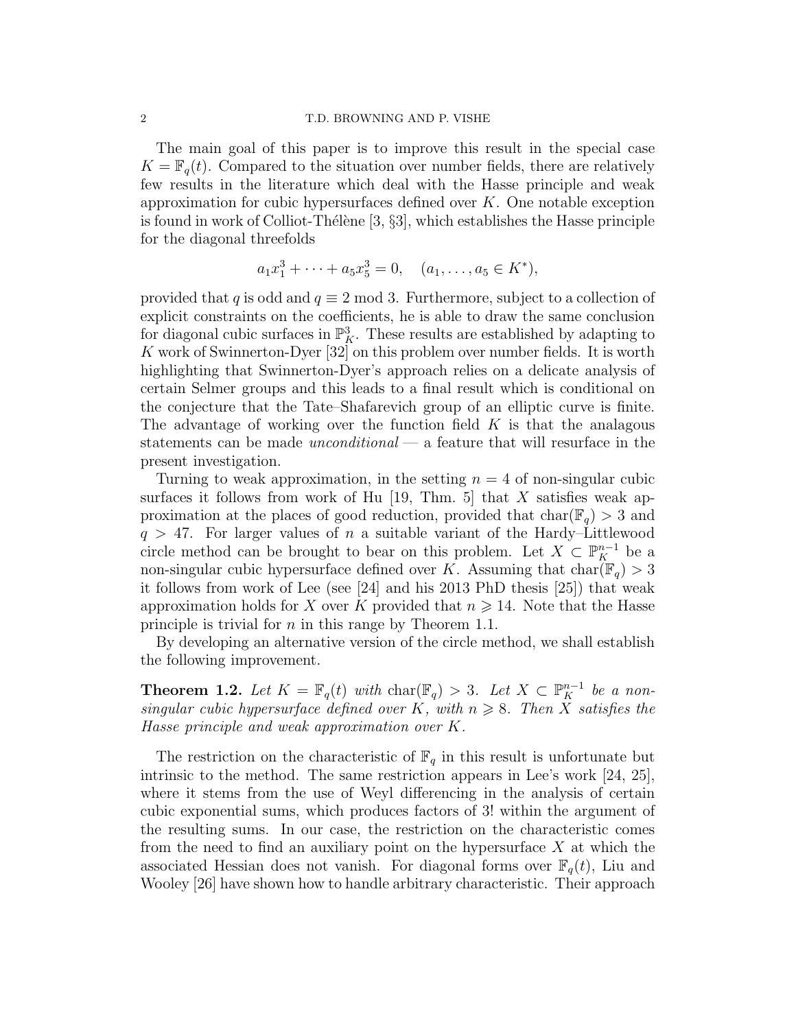The main goal of this paper is to improve this result in the special case $K = \mathbb{F}_q(t)$. Compared to the situation over number fields, there are relatively few results in the literature which deal with the Hasse principle and weak approximation for cubic hypersurfaces defined over $K$. One notable exception is found in work of Colliot-Thélène [3, §3], which establishes the Hasse principle for the diagonal threefolds

$$a_1x_1^3 + \cdots + a_5x_5^3 = 0, \quad (a_1, \dots, a_5 \in K^*),$$

provided that $q$ is odd and $q \equiv 2 \bmod 3$. Furthermore, subject to a collection of explicit constraints on the coefficients, he is able to draw the same conclusion for diagonal cubic surfaces in $\mathbb{P}^3_K$. These results are established by adapting to $K$ work of Swinnerton-Dyer [32] on this problem over number fields. It is worth highlighting that Swinnerton-Dyer's approach relies on a delicate analysis of certain Selmer groups and this leads to a final result which is conditional on the conjecture that the Tate–Shafarevich group of an elliptic curve is finite. The advantage of working over the function field $K$ is that the analagous statements can be made *unconditional* — a feature that will resurface in the present investigation.

Turning to weak approximation, in the setting $n = 4$ of non-singular cubic surfaces it follows from work of Hu [19, Thm. 5] that $X$ satisfies weak approximation at the places of good reduction, provided that $\mathrm{char}(\mathbb{F}_q) > 3$ and $q > 47$. For larger values of $n$ a suitable variant of the Hardy–Littlewood circle method can be brought to bear on this problem. Let $X \subset \mathbb{P}^{n-1}_K$ be a non-singular cubic hypersurface defined over $K$. Assuming that $\mathrm{char}(\mathbb{F}_q) > 3$ it follows from work of Lee (see [24] and his 2013 PhD thesis [25]) that weak approximation holds for $X$ over $K$ provided that $n \geqslant 14$. Note that the Hasse principle is trivial for $n$ in this range by Theorem 1.1.

By developing an alternative version of the circle method, we shall establish the following improvement.

**Theorem 1.2.** *Let $K = \mathbb{F}_q(t)$ with $\mathrm{char}(\mathbb{F}_q) > 3$. Let $X \subset \mathbb{P}^{n-1}_K$ be a non-singular cubic hypersurface defined over $K$, with $n \geqslant 8$. Then $X$ satisfies the Hasse principle and weak approximation over $K$.*

The restriction on the characteristic of $\mathbb{F}_q$ in this result is unfortunate but intrinsic to the method. The same restriction appears in Lee's work [24, 25], where it stems from the use of Weyl differencing in the analysis of certain cubic exponential sums, which produces factors of 3! within the argument of the resulting sums. In our case, the restriction on the characteristic comes from the need to find an auxiliary point on the hypersurface $X$ at which the associated Hessian does not vanish. For diagonal forms over $\mathbb{F}_q(t)$, Liu and Wooley [26] have shown how to handle arbitrary characteristic. Their approach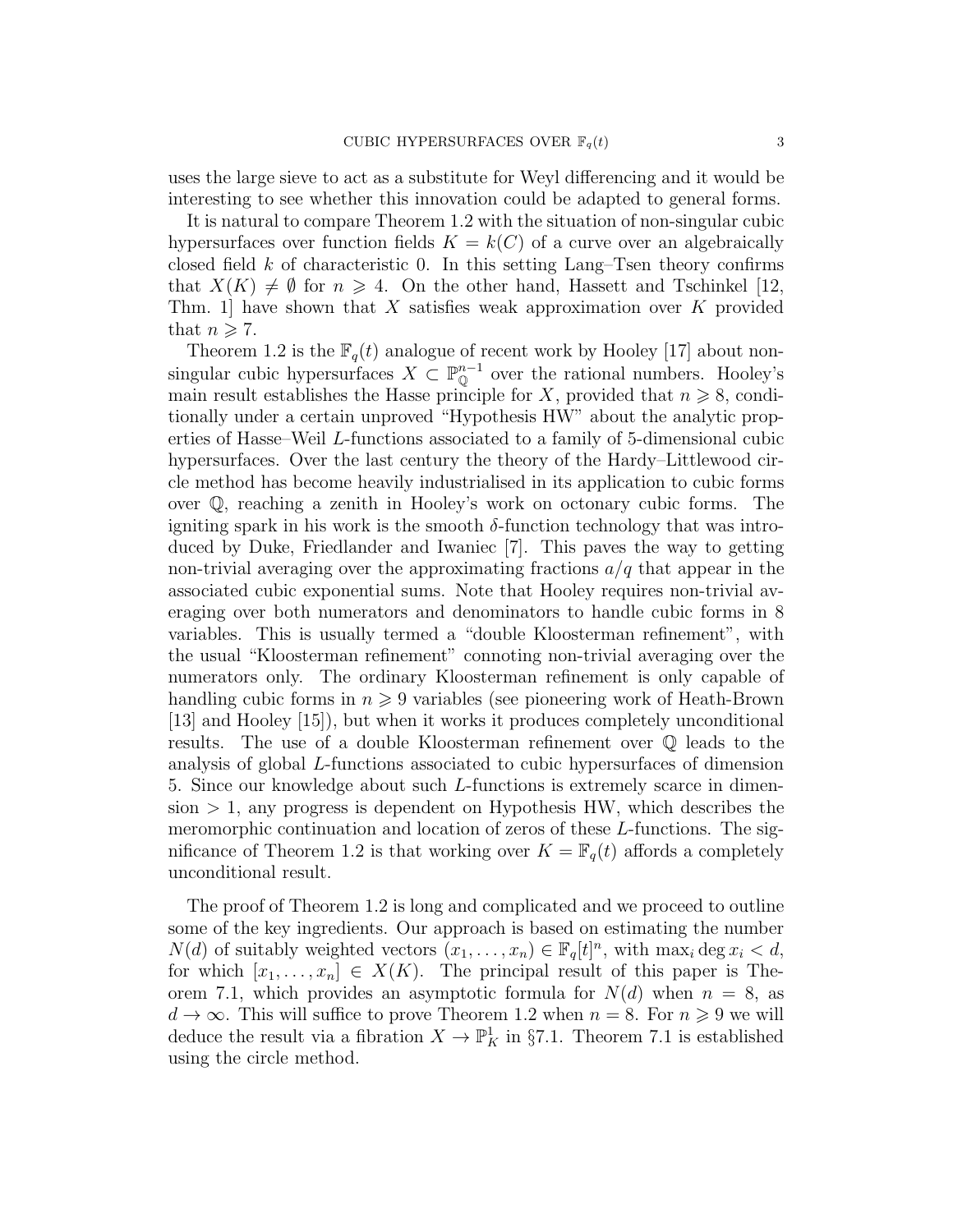uses the large sieve to act as a substitute for Weyl differencing and it would be interesting to see whether this innovation could be adapted to general forms.

It is natural to compare Theorem 1.2 with the situation of non-singular cubic hypersurfaces over function fields $K = k(C)$ of a curve over an algebraically closed field $k$ of characteristic 0. In this setting Lang–Tsen theory confirms that $X(K) \neq \emptyset$ for $n \geqslant 4$. On the other hand, Hassett and Tschinkel [12, Thm. 1] have shown that $X$ satisfies weak approximation over $K$ provided that $n \geqslant 7$.

Theorem 1.2 is the $\mathbb{F}_q(t)$ analogue of recent work by Hooley [17] about non-singular cubic hypersurfaces $X \subset \mathbb{P}^{n-1}_{\mathbb{Q}}$ over the rational numbers. Hooley's main result establishes the Hasse principle for $X$, provided that $n \geqslant 8$, conditionally under a certain unproved "Hypothesis HW" about the analytic properties of Hasse–Weil $L$-functions associated to a family of 5-dimensional cubic hypersurfaces. Over the last century the theory of the Hardy–Littlewood circle method has become heavily industrialised in its application to cubic forms over $\mathbb{Q}$, reaching a zenith in Hooley's work on octonary cubic forms. The igniting spark in his work is the smooth $\delta$-function technology that was introduced by Duke, Friedlander and Iwaniec [7]. This paves the way to getting non-trivial averaging over the approximating fractions $a/q$ that appear in the associated cubic exponential sums. Note that Hooley requires non-trivial averaging over both numerators and denominators to handle cubic forms in 8 variables. This is usually termed a "double Kloosterman refinement", with the usual "Kloosterman refinement" connoting non-trivial averaging over the numerators only. The ordinary Kloosterman refinement is only capable of handling cubic forms in $n \geqslant 9$ variables (see pioneering work of Heath-Brown [13] and Hooley [15]), but when it works it produces completely unconditional results. The use of a double Kloosterman refinement over $\mathbb{Q}$ leads to the analysis of global $L$-functions associated to cubic hypersurfaces of dimension 5. Since our knowledge about such $L$-functions is extremely scarce in dimension $> 1$, any progress is dependent on Hypothesis HW, which describes the meromorphic continuation and location of zeros of these $L$-functions. The significance of Theorem 1.2 is that working over $K = \mathbb{F}_q(t)$ affords a completely unconditional result.

The proof of Theorem 1.2 is long and complicated and we proceed to outline some of the key ingredients. Our approach is based on estimating the number $N(d)$ of suitably weighted vectors $(x_1, \dots, x_n) \in \mathbb{F}_q[t]^n$, with $\max_i \deg x_i < d$, for which $[x_1, \dots, x_n] \in X(K)$. The principal result of this paper is Theorem 7.1, which provides an asymptotic formula for $N(d)$ when $n = 8$, as $d \to \infty$. This will suffice to prove Theorem 1.2 when $n = 8$. For $n \geqslant 9$ we will deduce the result via a fibration $X \to \mathbb{P}^1_K$ in §7.1. Theorem 7.1 is established using the circle method.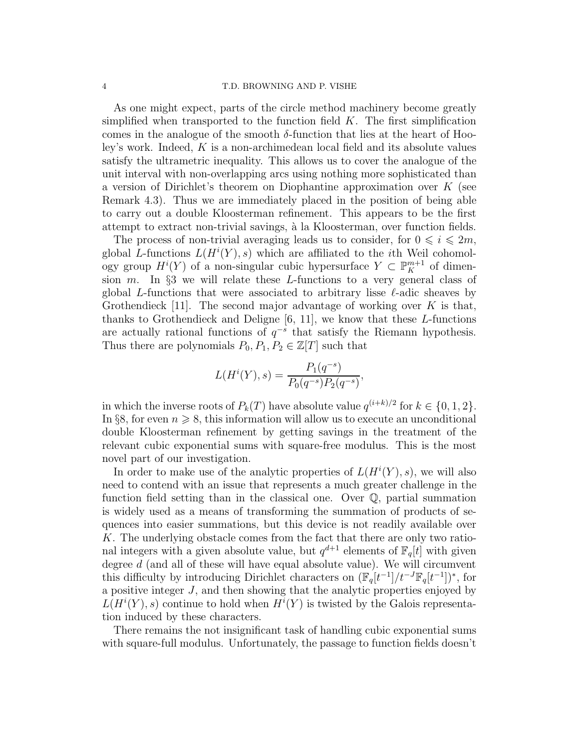As one might expect, parts of the circle method machinery become greatly simplified when transported to the function field $K$. The first simplification comes in the analogue of the smooth $\delta$-function that lies at the heart of Hooley's work. Indeed, $K$ is a non-archimedean local field and its absolute values satisfy the ultrametric inequality. This allows us to cover the analogue of the unit interval with non-overlapping arcs using nothing more sophisticated than a version of Dirichlet's theorem on Diophantine approximation over $K$ (see Remark 4.3). Thus we are immediately placed in the position of being able to carry out a double Kloosterman refinement. This appears to be the first attempt to extract non-trivial savings, à la Kloosterman, over function fields.

The process of non-trivial averaging leads us to consider, for $0 \leqslant i \leqslant 2m$, global $L$-functions $L(H^i(Y), s)$ which are affiliated to the $i$th Weil cohomology group $H^i(Y)$ of a non-singular cubic hypersurface $Y \subset \mathbb{P}_K^{m+1}$ of dimension $m$. In §3 we will relate these $L$-functions to a very general class of global $L$-functions that were associated to arbitrary lisse $\ell$-adic sheaves by Grothendieck [11]. The second major advantage of working over $K$ is that, thanks to Grothendieck and Deligne [6, 11], we know that these $L$-functions are actually rational functions of $q^{-s}$ that satisfy the Riemann hypothesis. Thus there are polynomials $P_0, P_1, P_2 \in \mathbb{Z}[T]$ such that

$$L(H^i(Y), s) = \frac{P_1(q^{-s})}{P_0(q^{-s})P_2(q^{-s})},$$

in which the inverse roots of $P_k(T)$ have absolute value $q^{(i+k)/2}$ for $k \in \{0, 1, 2\}$. In §8, for even $n \geqslant 8$, this information will allow us to execute an unconditional double Kloosterman refinement by getting savings in the treatment of the relevant cubic exponential sums with square-free modulus. This is the most novel part of our investigation.

In order to make use of the analytic properties of $L(H^i(Y), s)$, we will also need to contend with an issue that represents a much greater challenge in the function field setting than in the classical one. Over $\mathbb{Q}$, partial summation is widely used as a means of transforming the summation of products of sequences into easier summations, but this device is not readily available over $K$. The underlying obstacle comes from the fact that there are only two rational integers with a given absolute value, but $q^{d+1}$ elements of $\mathbb{F}_q[t]$ with given degree $d$ (and all of these will have equal absolute value). We will circumvent this difficulty by introducing Dirichlet characters on $(\mathbb{F}_q[t^{-1}]/t^{-J}\mathbb{F}_q[t^{-1}])^*$, for a positive integer $J$, and then showing that the analytic properties enjoyed by $L(H^i(Y), s)$ continue to hold when $H^i(Y)$ is twisted by the Galois representation induced by these characters.

There remains the not insignificant task of handling cubic exponential sums with square-full modulus. Unfortunately, the passage to function fields doesn't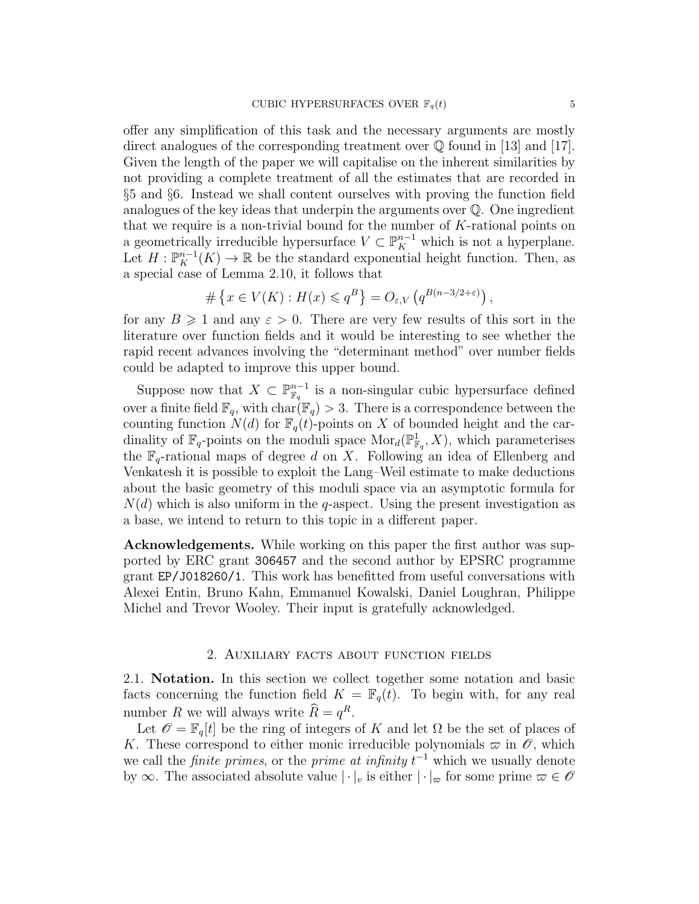offer any simplification of this task and the necessary arguments are mostly direct analogues of the corresponding treatment over $\mathbb{Q}$ found in [13] and [17]. Given the length of the paper we will capitalise on the inherent similarities by not providing a complete treatment of all the estimates that are recorded in §5 and §6. Instead we shall content ourselves with proving the function field analogues of the key ideas that underpin the arguments over $\mathbb{Q}$. One ingredient that we require is a non-trivial bound for the number of $K$-rational points on a geometrically irreducible hypersurface $V \subset \mathbb{P}_K^{n-1}$ which is not a hyperplane. Let $H : \mathbb{P}_K^{n-1}(K) \to \mathbb{R}$ be the standard exponential height function. Then, as a special case of Lemma 2.10, it follows that

$$\#\left\{x \in V(K) : H(x) \leqslant q^B\right\} = O_{\varepsilon,V}\left(q^{B(n-3/2+\varepsilon)}\right),$$

for any $B \geqslant 1$ and any $\varepsilon > 0$. There are very few results of this sort in the literature over function fields and it would be interesting to see whether the rapid recent advances involving the "determinant method" over number fields could be adapted to improve this upper bound.

Suppose now that $X \subset \mathbb{P}_{\mathbb{F}_q}^{n-1}$ is a non-singular cubic hypersurface defined over a finite field $\mathbb{F}_q$, with $\mathrm{char}(\mathbb{F}_q) > 3$. There is a correspondence between the counting function $N(d)$ for $\mathbb{F}_q(t)$-points on $X$ of bounded height and the cardinality of $\mathbb{F}_q$-points on the moduli space $\mathrm{Mor}_d(\mathbb{P}^1_{\mathbb{F}_q}, X)$, which parameterises the $\mathbb{F}_q$-rational maps of degree $d$ on $X$. Following an idea of Ellenberg and Venkatesh it is possible to exploit the Lang–Weil estimate to make deductions about the basic geometry of this moduli space via an asymptotic formula for $N(d)$ which is also uniform in the $q$-aspect. Using the present investigation as a base, we intend to return to this topic in a different paper.

**Acknowledgements.** While working on this paper the first author was supported by ERC grant 306457 and the second author by EPSRC programme grant EP/J018260/1. This work has benefitted from useful conversations with Alexei Entin, Bruno Kahn, Emmanuel Kowalski, Daniel Loughran, Philippe Michel and Trevor Wooley. Their input is gratefully acknowledged.

## 2. Auxiliary facts about function fields

2.1. **Notation.** In this section we collect together some notation and basic facts concerning the function field $K = \mathbb{F}_q(t)$. To begin with, for any real number $R$ we will always write $\widehat{R} = q^R$.

Let $\mathscr{O} = \mathbb{F}_q[t]$ be the ring of integers of $K$ and let $\Omega$ be the set of places of $K$. These correspond to either monic irreducible polynomials $\varpi$ in $\mathscr{O}$, which we call the *finite primes*, or the *prime at infinity* $t^{-1}$ which we usually denote by $\infty$. The associated absolute value $|\cdot|_v$ is either $|\cdot|_\varpi$ for some prime $\varpi \in \mathscr{O}$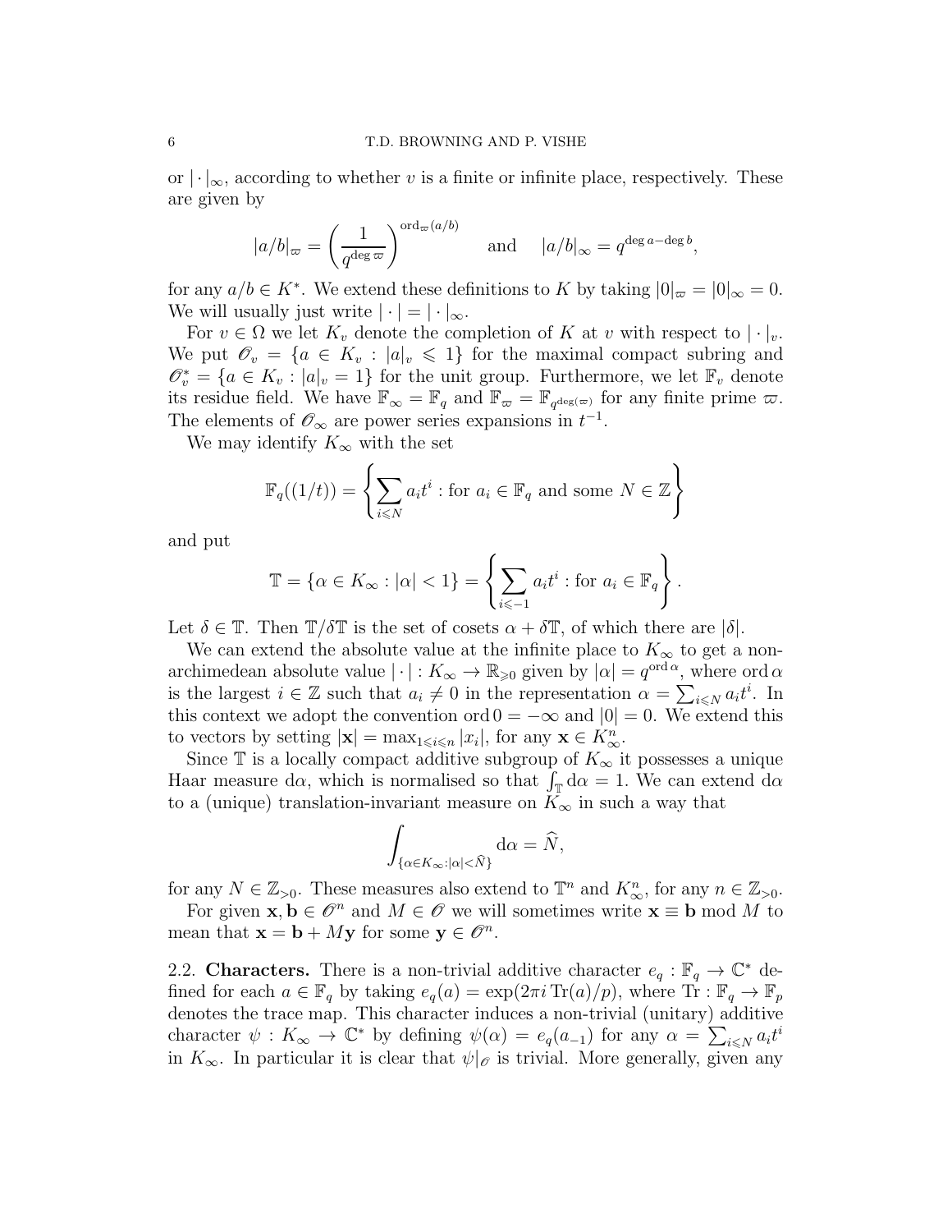or $|\cdot|_\infty$, according to whether $v$ is a finite or infinite place, respectively. These are given by

$$|a/b|_\varpi = \left(\frac{1}{q^{\deg \varpi}}\right)^{\operatorname{ord}_\varpi(a/b)} \qquad \text{and} \qquad |a/b|_\infty = q^{\deg a - \deg b},$$

for any $a/b \in K^*$. We extend these definitions to $K$ by taking $|0|_\varpi = |0|_\infty = 0$. We will usually just write $|\cdot| = |\cdot|_\infty$.

For $v \in \Omega$ we let $K_v$ denote the completion of $K$ at $v$ with respect to $|\cdot|_v$. We put $\mathscr{O}_v = \{a \in K_v : |a|_v \leqslant 1\}$ for the maximal compact subring and $\mathscr{O}_v^* = \{a \in K_v : |a|_v = 1\}$ for the unit group. Furthermore, we let $\mathbb{F}_v$ denote its residue field. We have $\mathbb{F}_\infty = \mathbb{F}_q$ and $\mathbb{F}_\varpi = \mathbb{F}_{q^{\deg(\varpi)}}$ for any finite prime $\varpi$. The elements of $\mathscr{O}_\infty$ are power series expansions in $t^{-1}$.

We may identify $K_\infty$ with the set

$$\mathbb{F}_q((1/t)) = \left\{\sum_{i\leqslant N} a_i t^i : \text{for } a_i \in \mathbb{F}_q \text{ and some } N \in \mathbb{Z}\right\}$$

and put

$$\mathbb{T} = \{\alpha \in K_\infty : |\alpha| < 1\} = \left\{\sum_{i\leqslant -1} a_i t^i : \text{for } a_i \in \mathbb{F}_q\right\}.$$

Let $\delta \in \mathbb{T}$. Then $\mathbb{T}/\delta\mathbb{T}$ is the set of cosets $\alpha + \delta\mathbb{T}$, of which there are $|\delta|$.

We can extend the absolute value at the infinite place to $K_\infty$ to get a non-archimedean absolute value $|\cdot| : K_\infty \to \mathbb{R}_{\geqslant 0}$ given by $|\alpha| = q^{\operatorname{ord}\alpha}$, where $\operatorname{ord}\alpha$ is the largest $i \in \mathbb{Z}$ such that $a_i \neq 0$ in the representation $\alpha = \sum_{i\leqslant N} a_i t^i$. In this context we adopt the convention $\operatorname{ord} 0 = -\infty$ and $|0| = 0$. We extend this to vectors by setting $|\mathbf{x}| = \max_{1\leqslant i\leqslant n} |x_i|$, for any $\mathbf{x} \in K_\infty^n$.

Since $\mathbb{T}$ is a locally compact additive subgroup of $K_\infty$ it possesses a unique Haar measure $\mathrm{d}\alpha$, which is normalised so that $\int_\mathbb{T} \mathrm{d}\alpha = 1$. We can extend $\mathrm{d}\alpha$ to a (unique) translation-invariant measure on $K_\infty$ in such a way that

$$\int_{\{\alpha\in K_\infty : |\alpha| < \widehat{N}\}} \mathrm{d}\alpha = \widehat{N},$$

for any $N \in \mathbb{Z}_{>0}$. These measures also extend to $\mathbb{T}^n$ and $K_\infty^n$, for any $n \in \mathbb{Z}_{>0}$.

For given $\mathbf{x}, \mathbf{b} \in \mathscr{O}^n$ and $M \in \mathscr{O}$ we will sometimes write $\mathbf{x} \equiv \mathbf{b} \bmod M$ to mean that $\mathbf{x} = \mathbf{b} + M\mathbf{y}$ for some $\mathbf{y} \in \mathscr{O}^n$.

2.2. **Characters.** There is a non-trivial additive character $e_q : \mathbb{F}_q \to \mathbb{C}^*$ defined for each $a \in \mathbb{F}_q$ by taking $e_q(a) = \exp(2\pi i \operatorname{Tr}(a)/p)$, where $\operatorname{Tr} : \mathbb{F}_q \to \mathbb{F}_p$ denotes the trace map. This character induces a non-trivial (unitary) additive character $\psi : K_\infty \to \mathbb{C}^*$ by defining $\psi(\alpha) = e_q(a_{-1})$ for any $\alpha = \sum_{i\leqslant N} a_i t^i$ in $K_\infty$. In particular it is clear that $\psi|_\mathscr{O}$ is trivial. More generally, given any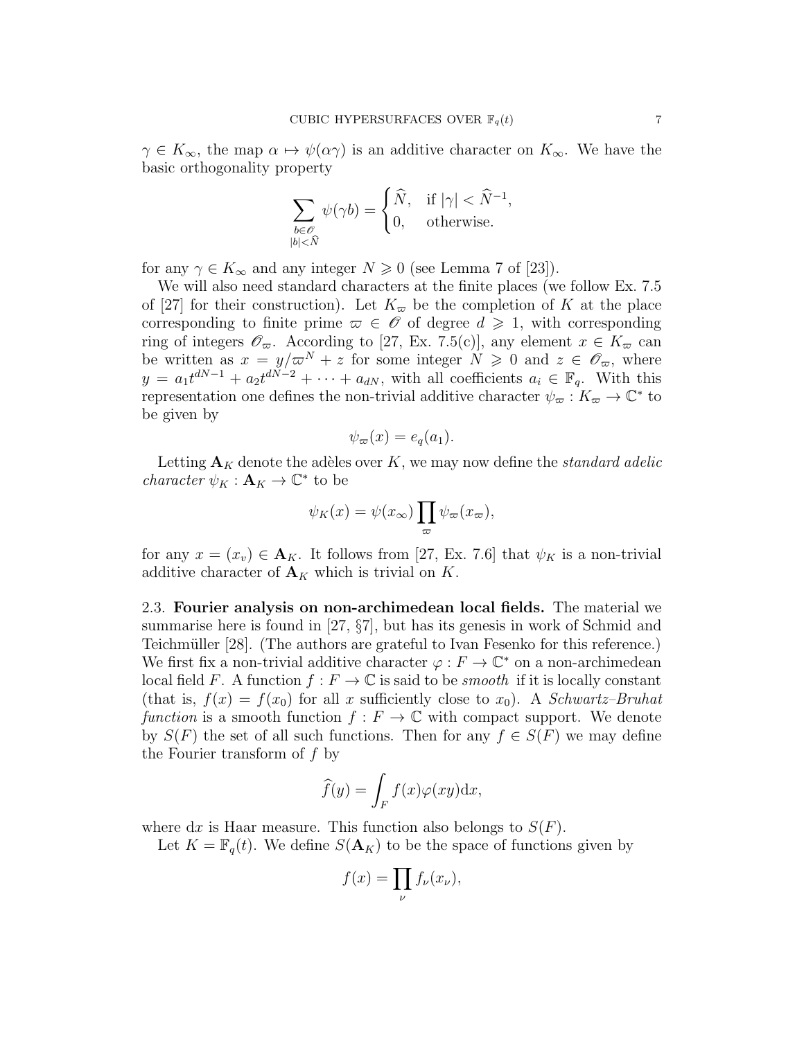$\gamma \in K_\infty$, the map $\alpha \mapsto \psi(\alpha\gamma)$ is an additive character on $K_\infty$. We have the basic orthogonality property

$$\sum_{\substack{b \in \mathscr{O} \\ |b| < \widehat{N}}} \psi(\gamma b) = \begin{cases} \widehat{N}, & \text{if } |\gamma| < \widehat{N}^{-1}, \\ 0, & \text{otherwise.} \end{cases}$$

for any $\gamma \in K_\infty$ and any integer $N \geqslant 0$ (see Lemma 7 of [23]).

We will also need standard characters at the finite places (we follow Ex. 7.5 of [27] for their construction). Let $K_\varpi$ be the completion of $K$ at the place corresponding to finite prime $\varpi \in \mathscr{O}$ of degree $d \geqslant 1$, with corresponding ring of integers $\mathscr{O}_\varpi$. According to [27, Ex. 7.5(c)], any element $x \in K_\varpi$ can be written as $x = y/\varpi^N + z$ for some integer $N \geqslant 0$ and $z \in \mathscr{O}_\varpi$, where $y = a_1 t^{dN-1} + a_2 t^{dN-2} + \cdots + a_{dN}$, with all coefficients $a_i \in \mathbb{F}_q$. With this representation one defines the non-trivial additive character $\psi_\varpi : K_\varpi \to \mathbb{C}^*$ to be given by

$$\psi_\varpi(x) = e_q(a_1).$$

Letting $\mathbf{A}_K$ denote the adèles over $K$, we may now define the *standard adelic character* $\psi_K : \mathbf{A}_K \to \mathbb{C}^*$ to be

$$\psi_K(x) = \psi(x_\infty) \prod_\varpi \psi_\varpi(x_\varpi),$$

for any $x = (x_v) \in \mathbf{A}_K$. It follows from [27, Ex. 7.6] that $\psi_K$ is a non-trivial additive character of $\mathbf{A}_K$ which is trivial on $K$.

**2.3. Fourier analysis on non-archimedean local fields.** The material we summarise here is found in [27, §7], but has its genesis in work of Schmid and Teichmüller [28]. (The authors are grateful to Ivan Fesenko for this reference.) We first fix a non-trivial additive character $\varphi : F \to \mathbb{C}^*$ on a non-archimedean local field $F$. A function $f : F \to \mathbb{C}$ is said to be *smooth* if it is locally constant (that is, $f(x) = f(x_0)$ for all $x$ sufficiently close to $x_0$). A *Schwartz–Bruhat function* is a smooth function $f : F \to \mathbb{C}$ with compact support. We denote by $S(F)$ the set of all such functions. Then for any $f \in S(F)$ we may define the Fourier transform of $f$ by

$$\widehat{f}(y) = \int_F f(x)\varphi(xy)\mathrm{d}x,$$

where $\mathrm{d}x$ is Haar measure. This function also belongs to $S(F)$.

Let $K = \mathbb{F}_q(t)$. We define $S(\mathbf{A}_K)$ to be the space of functions given by

$$f(x) = \prod_\nu f_\nu(x_\nu),$$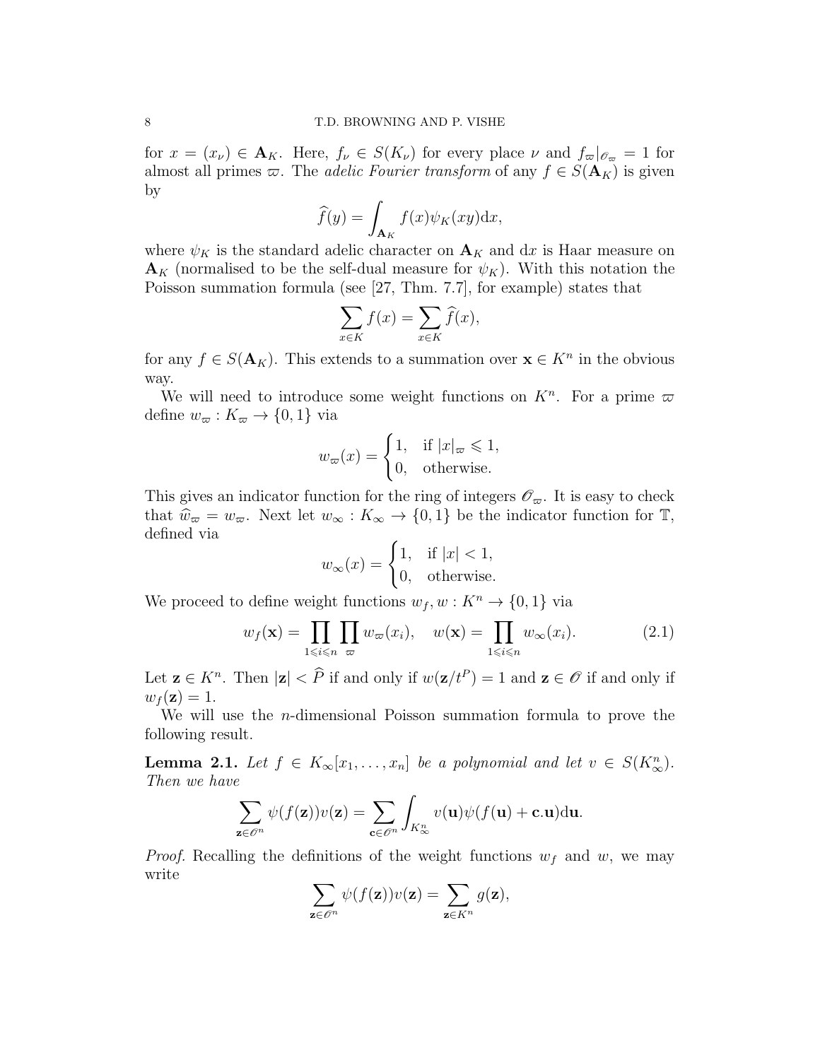for $x = (x_\nu) \in \mathbf{A}_K$. Here, $f_\nu \in S(K_\nu)$ for every place $\nu$ and $f_\varpi|_{\mathscr{O}_\varpi} = 1$ for almost all primes $\varpi$. The *adelic Fourier transform* of any $f \in S(\mathbf{A}_K)$ is given by

$$\widehat{f}(y) = \int_{\mathbf{A}_K} f(x)\psi_K(xy)\mathrm{d}x,$$

where $\psi_K$ is the standard adelic character on $\mathbf{A}_K$ and $\mathrm{d}x$ is Haar measure on $\mathbf{A}_K$ (normalised to be the self-dual measure for $\psi_K$). With this notation the Poisson summation formula (see [27, Thm. 7.7], for example) states that

$$\sum_{x \in K} f(x) = \sum_{x \in K} \widehat{f}(x),$$

for any $f \in S(\mathbf{A}_K)$. This extends to a summation over $\mathbf{x} \in K^n$ in the obvious way.

We will need to introduce some weight functions on $K^n$. For a prime $\varpi$ define $w_\varpi : K_\varpi \to \{0, 1\}$ via

$$w_\varpi(x) = \begin{cases} 1, & \text{if } |x|_\varpi \leqslant 1, \\ 0, & \text{otherwise.} \end{cases}$$

This gives an indicator function for the ring of integers $\mathscr{O}_\varpi$. It is easy to check that $\widehat{w}_\varpi = w_\varpi$. Next let $w_\infty : K_\infty \to \{0, 1\}$ be the indicator function for $\mathbb{T}$, defined via

$$w_\infty(x) = \begin{cases} 1, & \text{if } |x| < 1, \\ 0, & \text{otherwise.} \end{cases}$$

We proceed to define weight functions $w_f, w : K^n \to \{0, 1\}$ via

$$w_f(\mathbf{x}) = \prod_{1 \leqslant i \leqslant n} \prod_{\varpi} w_\varpi(x_i), \quad w(\mathbf{x}) = \prod_{1 \leqslant i \leqslant n} w_\infty(x_i). \tag{2.1}$$

Let $\mathbf{z} \in K^n$. Then $|\mathbf{z}| < \widehat{P}$ if and only if $w(\mathbf{z}/t^P) = 1$ and $\mathbf{z} \in \mathscr{O}$ if and only if $w_f(\mathbf{z}) = 1$.

We will use the $n$-dimensional Poisson summation formula to prove the following result.

**Lemma 2.1.** *Let $f \in K_\infty[x_1, \dots, x_n]$ be a polynomial and let $v \in S(K_\infty^n)$. Then we have*

$$\sum_{\mathbf{z} \in \mathscr{O}^n} \psi(f(\mathbf{z}))v(\mathbf{z}) = \sum_{\mathbf{c} \in \mathscr{O}^n} \int_{K_\infty^n} v(\mathbf{u})\psi(f(\mathbf{u}) + \mathbf{c}.\mathbf{u})\mathrm{d}\mathbf{u}.$$

*Proof.* Recalling the definitions of the weight functions $w_f$ and $w$, we may write

$$\sum_{\mathbf{z} \in \mathscr{O}^n} \psi(f(\mathbf{z}))v(\mathbf{z}) = \sum_{\mathbf{z} \in K^n} g(\mathbf{z}),$$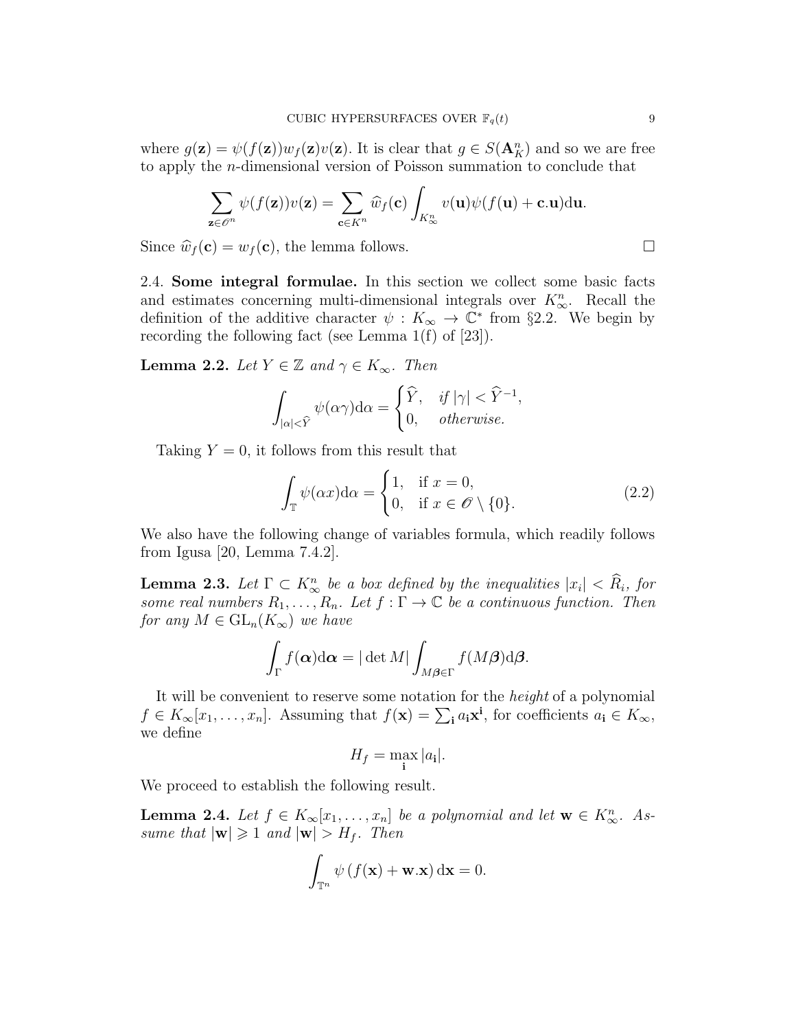where $g(\mathbf{z}) = \psi(f(\mathbf{z}))w_f(\mathbf{z})v(\mathbf{z})$. It is clear that $g \in S(\mathbf{A}_K^n)$ and so we are free to apply the $n$-dimensional version of Poisson summation to conclude that

$$\sum_{\mathbf{z} \in \mathscr{O}^n} \psi(f(\mathbf{z}))v(\mathbf{z}) = \sum_{\mathbf{c} \in K^n} \widehat{w}_f(\mathbf{c}) \int_{K_\infty^n} v(\mathbf{u})\psi(f(\mathbf{u}) + \mathbf{c}.\mathbf{u})\mathrm{d}\mathbf{u}.$$

Since $\widehat{w}_f(\mathbf{c}) = w_f(\mathbf{c})$, the lemma follows. □

2.4. **Some integral formulae.** In this section we collect some basic facts and estimates concerning multi-dimensional integrals over $K_\infty^n$. Recall the definition of the additive character $\psi : K_\infty \to \mathbb{C}^*$ from §2.2. We begin by recording the following fact (see Lemma 1(f) of [23]).

**Lemma 2.2.** *Let $Y \in \mathbb{Z}$ and $\gamma \in K_\infty$. Then*

$$\int_{|\alpha|<\widehat{Y}} \psi(\alpha\gamma)\mathrm{d}\alpha = \begin{cases} \widehat{Y}, & \text{if } |\gamma| < \widehat{Y}^{-1}, \\ 0, & \text{otherwise.} \end{cases}$$

Taking $Y = 0$, it follows from this result that

$$\int_{\mathbb{T}} \psi(\alpha x)\mathrm{d}\alpha = \begin{cases} 1, & \text{if } x = 0, \\ 0, & \text{if } x \in \mathscr{O} \setminus \{0\}. \end{cases} \tag{2.2}$$

We also have the following change of variables formula, which readily follows from Igusa [20, Lemma 7.4.2].

**Lemma 2.3.** *Let $\Gamma \subset K_\infty^n$ be a box defined by the inequalities $|x_i| < \widehat{R}_i$, for some real numbers $R_1, \dots, R_n$. Let $f : \Gamma \to \mathbb{C}$ be a continuous function. Then for any $M \in \mathrm{GL}_n(K_\infty)$ we have*

$$\int_\Gamma f(\boldsymbol{\alpha})\mathrm{d}\boldsymbol{\alpha} = |\det M| \int_{M\boldsymbol{\beta}\in\Gamma} f(M\boldsymbol{\beta})\mathrm{d}\boldsymbol{\beta}.$$

It will be convenient to reserve some notation for the *height* of a polynomial $f \in K_\infty[x_1, \dots, x_n]$. Assuming that $f(\mathbf{x}) = \sum_{\mathbf{i}} a_{\mathbf{i}}\mathbf{x}^{\mathbf{i}}$, for coefficients $a_{\mathbf{i}} \in K_\infty$, we define

$$H_f = \max_{\mathbf{i}} |a_{\mathbf{i}}|.$$

We proceed to establish the following result.

**Lemma 2.4.** *Let $f \in K_\infty[x_1, \dots, x_n]$ be a polynomial and let $\mathbf{w} \in K_\infty^n$. Assume that $|\mathbf{w}| \geqslant 1$ and $|\mathbf{w}| > H_f$. Then*

$$\int_{\mathbb{T}^n} \psi\left(f(\mathbf{x}) + \mathbf{w}.\mathbf{x}\right)\mathrm{d}\mathbf{x} = 0.$$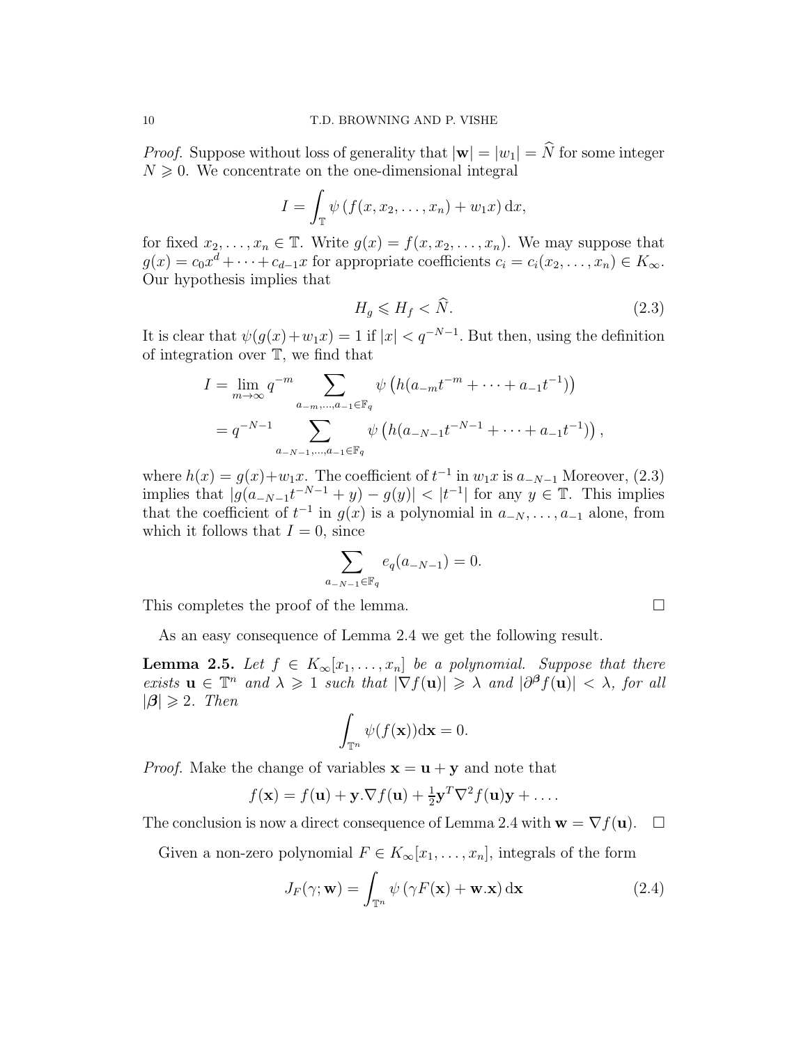*Proof.* Suppose without loss of generality that $|\mathbf{w}| = |w_1| = \widehat{N}$ for some integer $N \geqslant 0$. We concentrate on the one-dimensional integral

$$I = \int_{\mathbb{T}} \psi\left(f(x, x_2, \ldots, x_n) + w_1 x\right) \mathrm{d}x,$$

for fixed $x_2, \ldots, x_n \in \mathbb{T}$. Write $g(x) = f(x, x_2, \ldots, x_n)$. We may suppose that $g(x) = c_0 x^d + \cdots + c_{d-1} x$ for appropriate coefficients $c_i = c_i(x_2, \ldots, x_n) \in K_\infty$. Our hypothesis implies that

$$H_g \leqslant H_f < \widehat{N}. \tag{2.3}$$

It is clear that $\psi(g(x)+w_1 x) = 1$ if $|x| < q^{-N-1}$. But then, using the definition of integration over $\mathbb{T}$, we find that

$$\begin{aligned}
I &= \lim_{m\to\infty} q^{-m} \sum_{a_{-m},\ldots,a_{-1}\in\mathbb{F}_q} \psi\left(h(a_{-m}t^{-m} + \cdots + a_{-1}t^{-1})\right) \\
&= q^{-N-1} \sum_{a_{-N-1},\ldots,a_{-1}\in\mathbb{F}_q} \psi\left(h(a_{-N-1}t^{-N-1} + \cdots + a_{-1}t^{-1})\right),
\end{aligned}$$

where $h(x) = g(x)+w_1 x$. The coefficient of $t^{-1}$ in $w_1 x$ is $a_{-N-1}$ Moreover, (2.3) implies that $|g(a_{-N-1}t^{-N-1} + y) - g(y)| < |t^{-1}|$ for any $y \in \mathbb{T}$. This implies that the coefficient of $t^{-1}$ in $g(x)$ is a polynomial in $a_{-N}, \ldots, a_{-1}$ alone, from which it follows that $I = 0$, since

$$\sum_{a_{-N-1}\in\mathbb{F}_q} e_q(a_{-N-1}) = 0.$$

This completes the proof of the lemma. $\square$

As an easy consequence of Lemma 2.4 we get the following result.

**Lemma 2.5.** *Let $f \in K_\infty[x_1, \ldots, x_n]$ be a polynomial. Suppose that there exists $\mathbf{u} \in \mathbb{T}^n$ and $\lambda \geqslant 1$ such that $|\nabla f(\mathbf{u})| \geqslant \lambda$ and $|\partial^{\boldsymbol{\beta}} f(\mathbf{u})| < \lambda$, for all $|\boldsymbol{\beta}| \geqslant 2$. Then*

$$\int_{\mathbb{T}^n} \psi(f(\mathbf{x}))\mathrm{d}\mathbf{x} = 0.$$

*Proof.* Make the change of variables $\mathbf{x} = \mathbf{u} + \mathbf{y}$ and note that

$$f(\mathbf{x}) = f(\mathbf{u}) + \mathbf{y}.\nabla f(\mathbf{u}) + \tfrac{1}{2}\mathbf{y}^T \nabla^2 f(\mathbf{u})\mathbf{y} + \ldots.$$

The conclusion is now a direct consequence of Lemma 2.4 with $\mathbf{w} = \nabla f(\mathbf{u})$. $\square$

Given a non-zero polynomial $F \in K_\infty[x_1, \ldots, x_n]$, integrals of the form

$$J_F(\gamma; \mathbf{w}) = \int_{\mathbb{T}^n} \psi\left(\gamma F(\mathbf{x}) + \mathbf{w}.\mathbf{x}\right) \mathrm{d}\mathbf{x} \tag{2.4}$$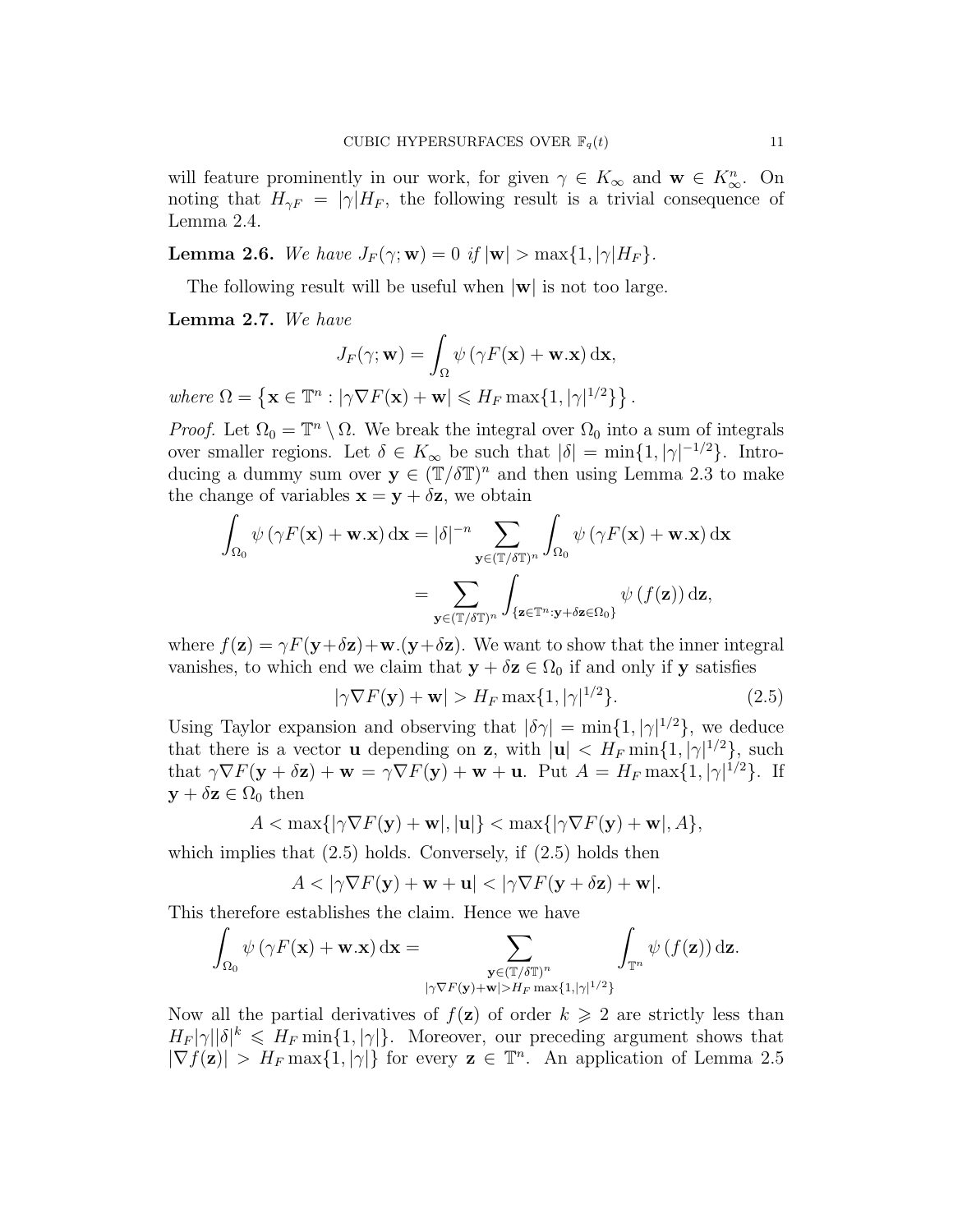will feature prominently in our work, for given $\gamma \in K_\infty$ and $\mathbf{w} \in K_\infty^n$. On noting that $H_{\gamma F} = |\gamma| H_F$, the following result is a trivial consequence of Lemma 2.4.

**Lemma 2.6.** *We have* $J_F(\gamma; \mathbf{w}) = 0$ *if* $|\mathbf{w}| > \max\{1, |\gamma| H_F\}$.

The following result will be useful when $|\mathbf{w}|$ is not too large.

**Lemma 2.7.** *We have*

$$J_F(\gamma; \mathbf{w}) = \int_\Omega \psi\left(\gamma F(\mathbf{x}) + \mathbf{w}.\mathbf{x}\right) \mathrm{d}\mathbf{x},$$

*where* $\Omega = \left\{\mathbf{x} \in \mathbb{T}^n : |\gamma \nabla F(\mathbf{x}) + \mathbf{w}| \leqslant H_F \max\{1, |\gamma|^{1/2}\}\right\}$.

*Proof.* Let $\Omega_0 = \mathbb{T}^n \setminus \Omega$. We break the integral over $\Omega_0$ into a sum of integrals over smaller regions. Let $\delta \in K_\infty$ be such that $|\delta| = \min\{1, |\gamma|^{-1/2}\}$. Introducing a dummy sum over $\mathbf{y} \in (\mathbb{T}/\delta\mathbb{T})^n$ and then using Lemma 2.3 to make the change of variables $\mathbf{x} = \mathbf{y} + \delta \mathbf{z}$, we obtain

$$\begin{aligned}
\int_{\Omega_0} \psi\left(\gamma F(\mathbf{x}) + \mathbf{w}.\mathbf{x}\right) \mathrm{d}\mathbf{x} &= |\delta|^{-n} \sum_{\mathbf{y} \in (\mathbb{T}/\delta\mathbb{T})^n} \int_{\Omega_0} \psi\left(\gamma F(\mathbf{x}) + \mathbf{w}.\mathbf{x}\right) \mathrm{d}\mathbf{x} \\
&= \sum_{\mathbf{y} \in (\mathbb{T}/\delta\mathbb{T})^n} \int_{\{\mathbf{z} \in \mathbb{T}^n : \mathbf{y} + \delta\mathbf{z} \in \Omega_0\}} \psi\left(f(\mathbf{z})\right) \mathrm{d}\mathbf{z},
\end{aligned}$$

where $f(\mathbf{z}) = \gamma F(\mathbf{y} + \delta\mathbf{z}) + \mathbf{w}.(\mathbf{y} + \delta\mathbf{z})$. We want to show that the inner integral vanishes, to which end we claim that $\mathbf{y} + \delta\mathbf{z} \in \Omega_0$ if and only if $\mathbf{y}$ satisfies

$$|\gamma \nabla F(\mathbf{y}) + \mathbf{w}| > H_F \max\{1, |\gamma|^{1/2}\}. \tag{2.5}$$

Using Taylor expansion and observing that $|\delta\gamma| = \min\{1, |\gamma|^{1/2}\}$, we deduce that there is a vector $\mathbf{u}$ depending on $\mathbf{z}$, with $|\mathbf{u}| < H_F \min\{1, |\gamma|^{1/2}\}$, such that $\gamma \nabla F(\mathbf{y} + \delta\mathbf{z}) + \mathbf{w} = \gamma \nabla F(\mathbf{y}) + \mathbf{w} + \mathbf{u}$. Put $A = H_F \max\{1, |\gamma|^{1/2}\}$. If $\mathbf{y} + \delta\mathbf{z} \in \Omega_0$ then

$$A < \max\{|\gamma \nabla F(\mathbf{y}) + \mathbf{w}|, |\mathbf{u}|\} < \max\{|\gamma \nabla F(\mathbf{y}) + \mathbf{w}|, A\},$$

which implies that (2.5) holds. Conversely, if (2.5) holds then

$$A < |\gamma \nabla F(\mathbf{y}) + \mathbf{w} + \mathbf{u}| < |\gamma \nabla F(\mathbf{y} + \delta\mathbf{z}) + \mathbf{w}|.$$

This therefore establishes the claim. Hence we have

$$\int_{\Omega_0} \psi\left(\gamma F(\mathbf{x}) + \mathbf{w}.\mathbf{x}\right) \mathrm{d}\mathbf{x} = \sum_{\substack{\mathbf{y} \in (\mathbb{T}/\delta\mathbb{T})^n \\ |\gamma \nabla F(\mathbf{y}) + \mathbf{w}| > H_F \max\{1, |\gamma|^{1/2}\}}} \int_{\mathbb{T}^n} \psi\left(f(\mathbf{z})\right) \mathrm{d}\mathbf{z}.$$

Now all the partial derivatives of $f(\mathbf{z})$ of order $k \geqslant 2$ are strictly less than $H_F |\gamma| |\delta|^k \leqslant H_F \min\{1, |\gamma|\}$. Moreover, our preceding argument shows that $|\nabla f(\mathbf{z})| > H_F \max\{1, |\gamma|\}$ for every $\mathbf{z} \in \mathbb{T}^n$. An application of Lemma 2.5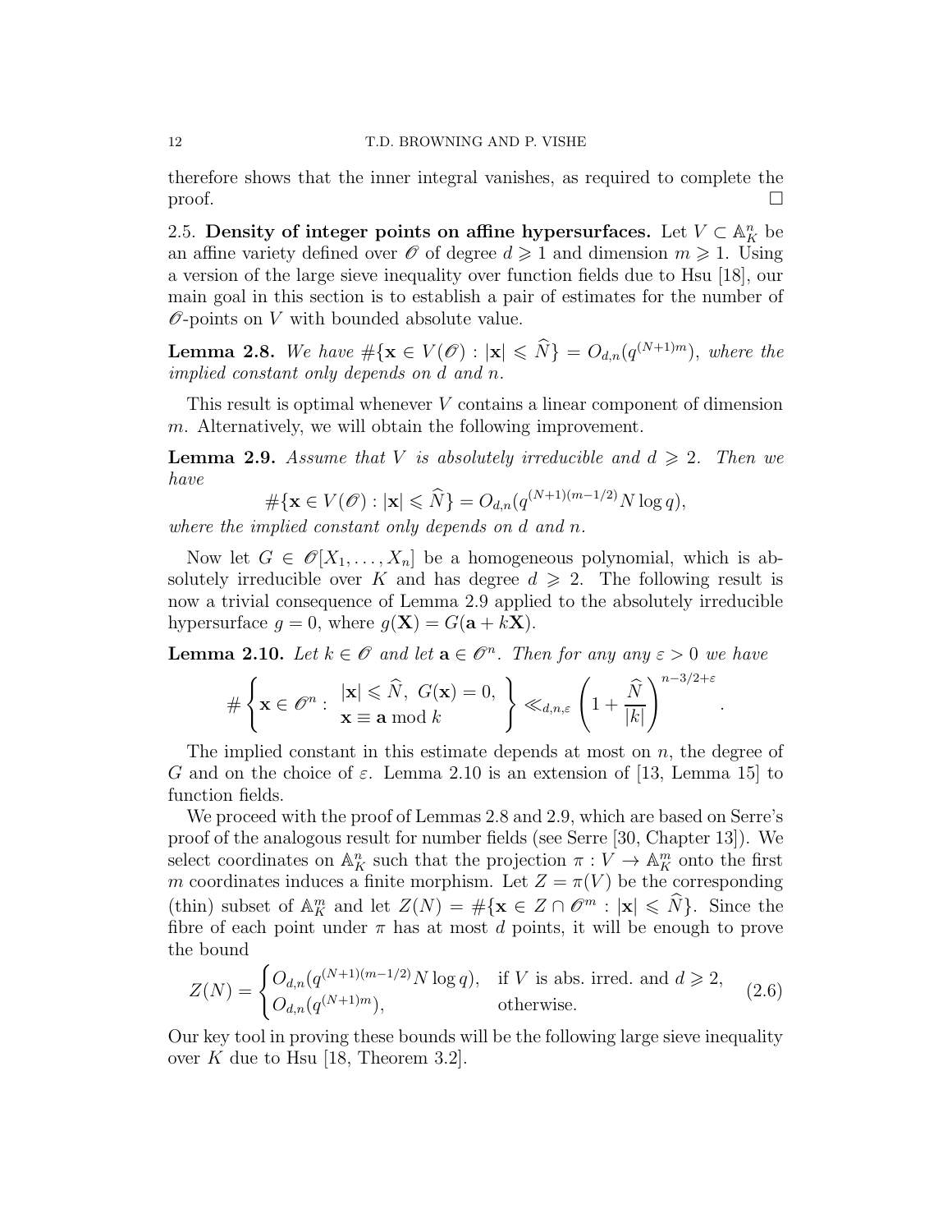therefore shows that the inner integral vanishes, as required to complete the proof. $\square$

## 2.5. Density of integer points on affine hypersurfaces.

Let $V \subset \mathbb{A}_K^n$ be an affine variety defined over $\mathscr{O}$ of degree $d \geqslant 1$ and dimension $m \geqslant 1$. Using a version of the large sieve inequality over function fields due to Hsu [18], our main goal in this section is to establish a pair of estimates for the number of $\mathscr{O}$-points on $V$ with bounded absolute value.

**Lemma 2.8.** *We have* $\#\{\mathbf{x} \in V(\mathscr{O}) : |\mathbf{x}| \leqslant \widehat{N}\} = O_{d,n}(q^{(N+1)m})$, *where the implied constant only depends on* $d$ *and* $n$.

This result is optimal whenever $V$ contains a linear component of dimension $m$. Alternatively, we will obtain the following improvement.

**Lemma 2.9.** *Assume that* $V$ *is absolutely irreducible and* $d \geqslant 2$. *Then we have*

$$\#\{\mathbf{x} \in V(\mathscr{O}) : |\mathbf{x}| \leqslant \widehat{N}\} = O_{d,n}(q^{(N+1)(m-1/2)} N \log q),$$

*where the implied constant only depends on* $d$ *and* $n$.

Now let $G \in \mathscr{O}[X_1, \ldots, X_n]$ be a homogeneous polynomial, which is absolutely irreducible over $K$ and has degree $d \geqslant 2$. The following result is now a trivial consequence of Lemma 2.9 applied to the absolutely irreducible hypersurface $g = 0$, where $g(\mathbf{X}) = G(\mathbf{a} + k\mathbf{X})$.

**Lemma 2.10.** *Let* $k \in \mathscr{O}$ *and let* $\mathbf{a} \in \mathscr{O}^n$. *Then for any any* $\varepsilon > 0$ *we have*

$$\#\left\{ \mathbf{x} \in \mathscr{O}^n : \begin{array}{l} |\mathbf{x}| \leqslant \widehat{N},\ G(\mathbf{x}) = 0, \\ \mathbf{x} \equiv \mathbf{a} \bmod k \end{array} \right\} \ll_{d,n,\varepsilon} \left(1 + \frac{\widehat{N}}{|k|}\right)^{n-3/2+\varepsilon}.$$

The implied constant in this estimate depends at most on $n$, the degree of $G$ and on the choice of $\varepsilon$. Lemma 2.10 is an extension of [13, Lemma 15] to function fields.

We proceed with the proof of Lemmas 2.8 and 2.9, which are based on Serre's proof of the analogous result for number fields (see Serre [30, Chapter 13]). We select coordinates on $\mathbb{A}_K^n$ such that the projection $\pi : V \to \mathbb{A}_K^m$ onto the first $m$ coordinates induces a finite morphism. Let $Z = \pi(V)$ be the corresponding (thin) subset of $\mathbb{A}_K^m$ and let $Z(N) = \#\{\mathbf{x} \in Z \cap \mathscr{O}^m : |\mathbf{x}| \leqslant \widehat{N}\}$. Since the fibre of each point under $\pi$ has at most $d$ points, it will be enough to prove the bound

$$Z(N) = \begin{cases} O_{d,n}(q^{(N+1)(m-1/2)} N \log q), & \text{if } V \text{ is abs. irred. and } d \geqslant 2, \\ O_{d,n}(q^{(N+1)m}), & \text{otherwise.} \end{cases} \tag{2.6}$$

Our key tool in proving these bounds will be the following large sieve inequality over $K$ due to Hsu [18, Theorem 3.2].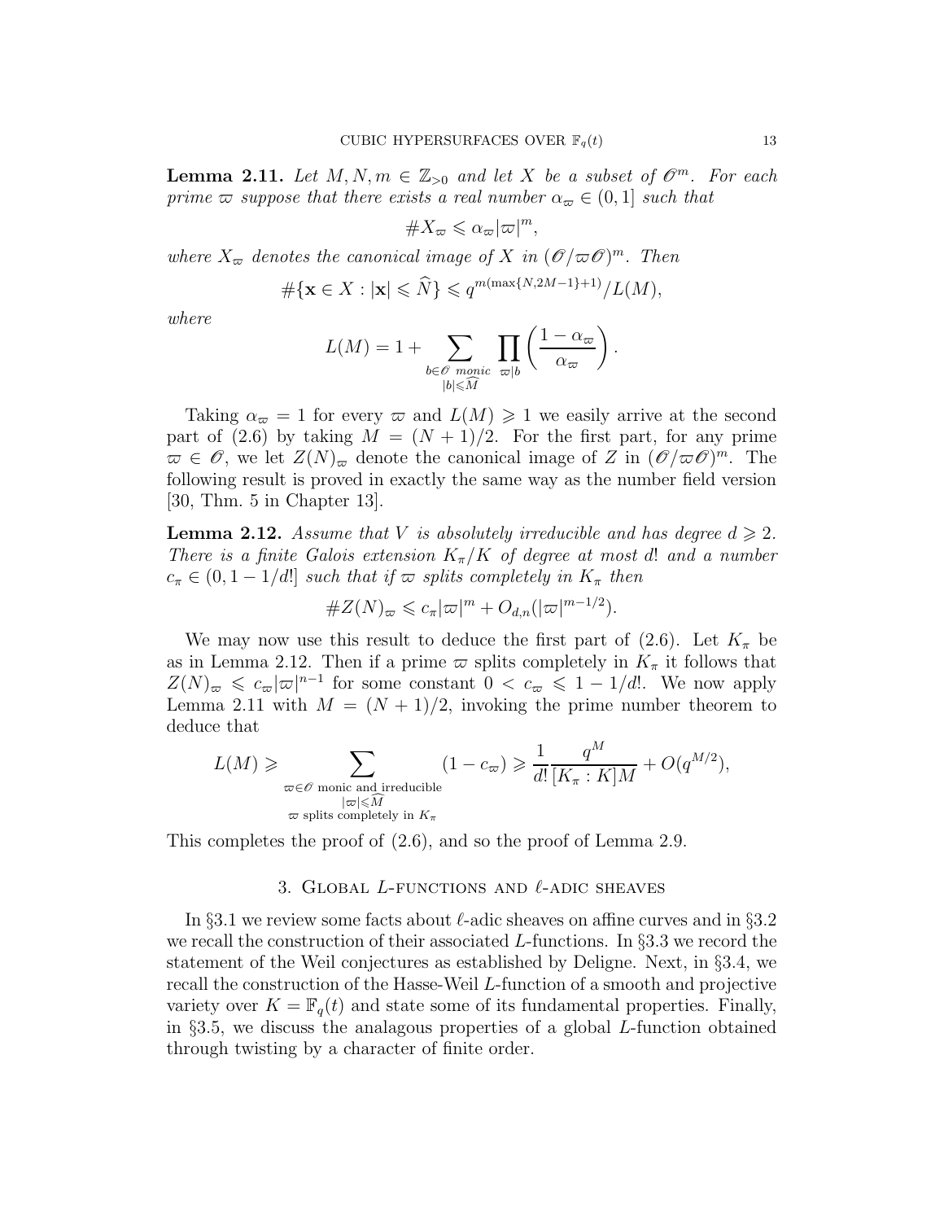**Lemma 2.11.** *Let $M, N, m \in \mathbb{Z}_{>0}$ and let $X$ be a subset of $\mathscr{O}^m$. For each prime $\varpi$ suppose that there exists a real number $\alpha_\varpi \in (0,1]$ such that*

$$\#X_\varpi \leqslant \alpha_\varpi |\varpi|^m,$$

*where $X_\varpi$ denotes the canonical image of $X$ in $(\mathscr{O}/\varpi\mathscr{O})^m$. Then*

$$\#\{\mathbf{x} \in X : |\mathbf{x}| \leqslant \widehat{N}\} \leqslant q^{m(\max\{N, 2M-1\}+1)}/L(M),$$

*where*

$$L(M) = 1 + \sum_{\substack{b \in \mathscr{O} \text{ monic} \\ |b| \leqslant \widehat{M}}} \prod_{\varpi | b} \left( \frac{1 - \alpha_\varpi}{\alpha_\varpi} \right).$$

Taking $\alpha_\varpi = 1$ for every $\varpi$ and $L(M) \geqslant 1$ we easily arrive at the second part of (2.6) by taking $M = (N+1)/2$. For the first part, for any prime $\varpi \in \mathscr{O}$, we let $Z(N)_\varpi$ denote the canonical image of $Z$ in $(\mathscr{O}/\varpi\mathscr{O})^m$. The following result is proved in exactly the same way as the number field version [30, Thm. 5 in Chapter 13].

**Lemma 2.12.** *Assume that $V$ is absolutely irreducible and has degree $d \geqslant 2$. There is a finite Galois extension $K_\pi/K$ of degree at most $d!$ and a number $c_\pi \in (0, 1 - 1/d!]$ such that if $\varpi$ splits completely in $K_\pi$ then*

$$\#Z(N)_\varpi \leqslant c_\pi |\varpi|^m + O_{d,n}(|\varpi|^{m-1/2}).$$

We may now use this result to deduce the first part of (2.6). Let $K_\pi$ be as in Lemma 2.12. Then if a prime $\varpi$ splits completely in $K_\pi$ it follows that $Z(N)_\varpi \leqslant c_\varpi |\varpi|^{n-1}$ for some constant $0 < c_\varpi \leqslant 1 - 1/d!$. We now apply Lemma 2.11 with $M = (N+1)/2$, invoking the prime number theorem to deduce that

$$L(M) \geqslant \sum_{\substack{\varpi \in \mathscr{O} \text{ monic and irreducible} \\ |\varpi| \leqslant \widehat{M} \\ \varpi \text{ splits completely in } K_\pi}} (1 - c_\varpi) \geqslant \frac{1}{d!} \frac{q^M}{[K_\pi : K] M} + O(q^{M/2}),$$

This completes the proof of (2.6), and so the proof of Lemma 2.9.

## 3. Global $L$-functions and $\ell$-adic sheaves

In §3.1 we review some facts about $\ell$-adic sheaves on affine curves and in §3.2 we recall the construction of their associated $L$-functions. In §3.3 we record the statement of the Weil conjectures as established by Deligne. Next, in §3.4, we recall the construction of the Hasse-Weil $L$-function of a smooth and projective variety over $K = \mathbb{F}_q(t)$ and state some of its fundamental properties. Finally, in §3.5, we discuss the analagous properties of a global $L$-function obtained through twisting by a character of finite order.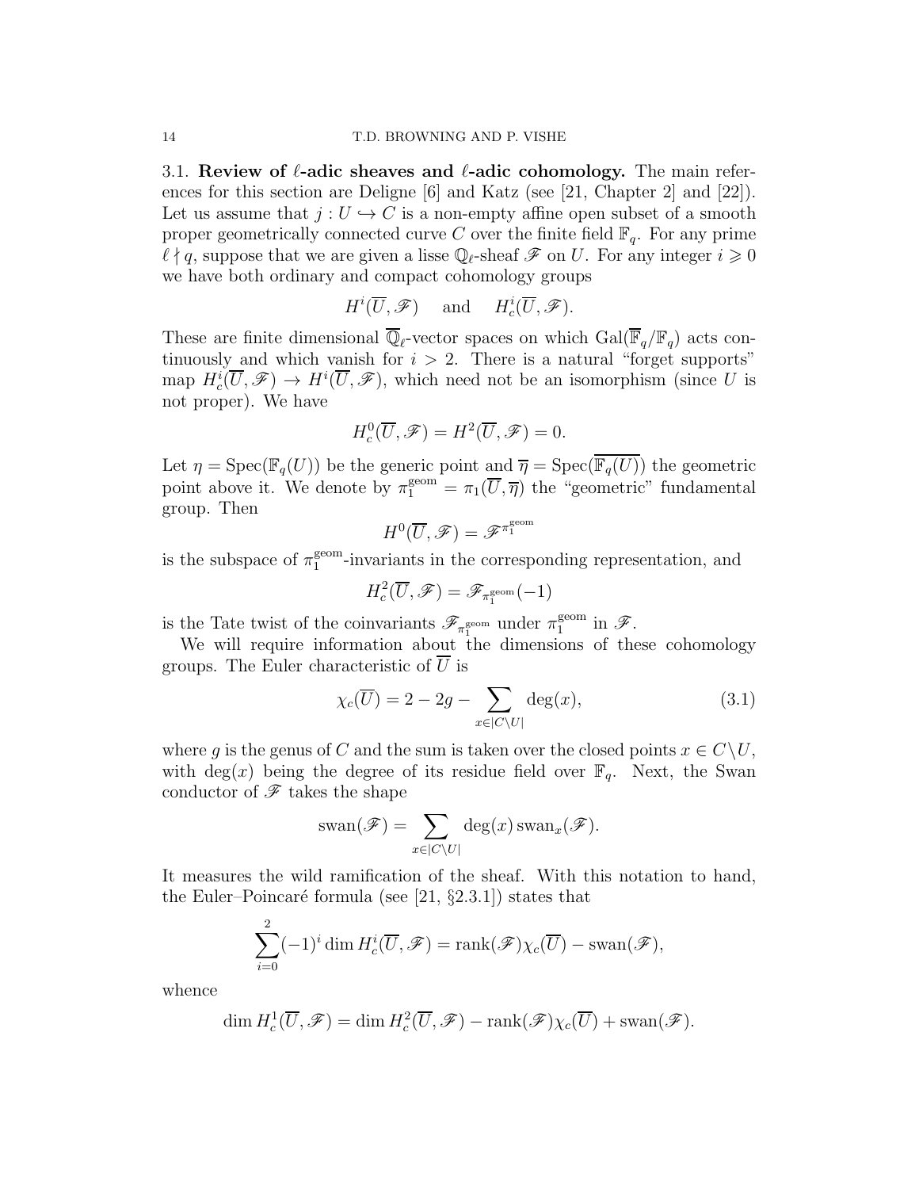3.1. **Review of $\ell$-adic sheaves and $\ell$-adic cohomology.** The main references for this section are Deligne [6] and Katz (see [21, Chapter 2] and [22]). Let us assume that $j : U \hookrightarrow C$ is a non-empty affine open subset of a smooth proper geometrically connected curve $C$ over the finite field $\mathbb{F}_q$. For any prime $\ell \nmid q$, suppose that we are given a lisse $\mathbb{Q}_\ell$-sheaf $\mathscr{F}$ on $U$. For any integer $i \geqslant 0$ we have both ordinary and compact cohomology groups

$$H^i(\overline{U}, \mathscr{F}) \quad \text{and} \quad H^i_c(\overline{U}, \mathscr{F}).$$

These are finite dimensional $\overline{\mathbb{Q}}_\ell$-vector spaces on which $\mathrm{Gal}(\overline{\mathbb{F}}_q/\mathbb{F}_q)$ acts continuously and which vanish for $i > 2$. There is a natural "forget supports" map $H^i_c(\overline{U}, \mathscr{F}) \to H^i(\overline{U}, \mathscr{F})$, which need not be an isomorphism (since $U$ is not proper). We have

$$H^0_c(\overline{U}, \mathscr{F}) = H^2(\overline{U}, \mathscr{F}) = 0.$$

Let $\eta = \mathrm{Spec}(\mathbb{F}_q(U))$ be the generic point and $\overline{\eta} = \mathrm{Spec}(\overline{\mathbb{F}_q(U)})$ the geometric point above it. We denote by $\pi_1^{\mathrm{geom}} = \pi_1(\overline{U}, \overline{\eta})$ the "geometric" fundamental group. Then

$$H^0(\overline{U}, \mathscr{F}) = \mathscr{F}^{\pi_1^{\mathrm{geom}}}$$

is the subspace of $\pi_1^{\mathrm{geom}}$-invariants in the corresponding representation, and

$$H^2_c(\overline{U}, \mathscr{F}) = \mathscr{F}_{\pi_1^{\mathrm{geom}}}(-1)$$

is the Tate twist of the coinvariants $\mathscr{F}_{\pi_1^{\mathrm{geom}}}$ under $\pi_1^{\mathrm{geom}}$ in $\mathscr{F}$.

We will require information about the dimensions of these cohomology groups. The Euler characteristic of $\overline{U}$ is

$$\chi_c(\overline{U}) = 2 - 2g - \sum_{x \in |C \setminus U|} \deg(x), \tag{3.1}$$

where $g$ is the genus of $C$ and the sum is taken over the closed points $x \in C \setminus U$, with $\deg(x)$ being the degree of its residue field over $\mathbb{F}_q$. Next, the Swan conductor of $\mathscr{F}$ takes the shape

$$\mathrm{swan}(\mathscr{F}) = \sum_{x \in |C \setminus U|} \deg(x)\, \mathrm{swan}_x(\mathscr{F}).$$

It measures the wild ramification of the sheaf. With this notation to hand, the Euler–Poincaré formula (see [21, §2.3.1]) states that

$$\sum_{i=0}^{2} (-1)^i \dim H^i_c(\overline{U}, \mathscr{F}) = \mathrm{rank}(\mathscr{F}) \chi_c(\overline{U}) - \mathrm{swan}(\mathscr{F}),$$

whence

$$\dim H^1_c(\overline{U}, \mathscr{F}) = \dim H^2_c(\overline{U}, \mathscr{F}) - \mathrm{rank}(\mathscr{F}) \chi_c(\overline{U}) + \mathrm{swan}(\mathscr{F}).$$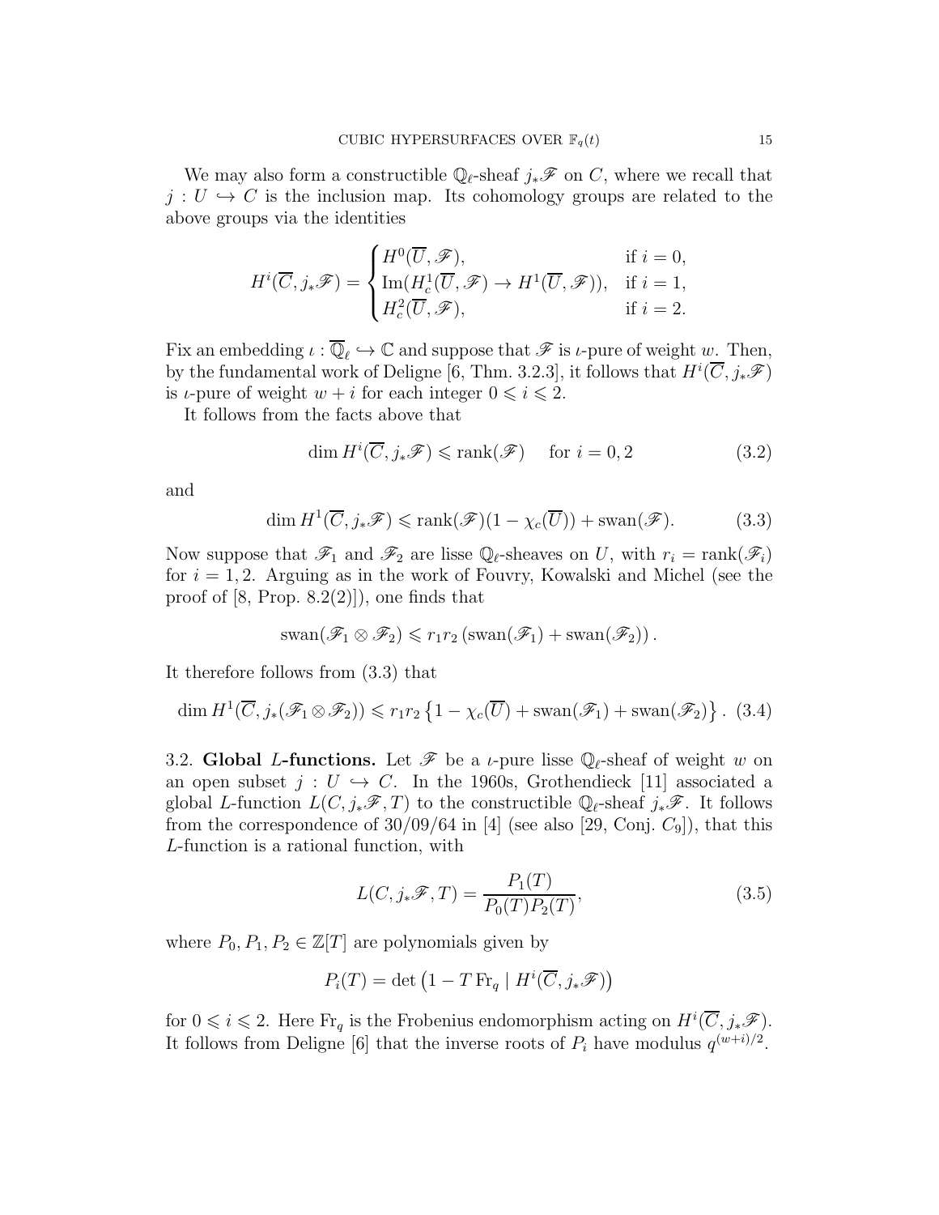We may also form a constructible $\mathbb{Q}_\ell$-sheaf $j_*\mathscr{F}$ on $C$, where we recall that $j : U \hookrightarrow C$ is the inclusion map. Its cohomology groups are related to the above groups via the identities

$$H^i(\overline{C}, j_*\mathscr{F}) = \begin{cases} H^0(\overline{U}, \mathscr{F}), & \text{if } i = 0, \\ \operatorname{Im}(H^1_c(\overline{U}, \mathscr{F}) \to H^1(\overline{U}, \mathscr{F})), & \text{if } i = 1, \\ H^2_c(\overline{U}, \mathscr{F}), & \text{if } i = 2. \end{cases}$$

Fix an embedding $\iota : \overline{\mathbb{Q}}_\ell \hookrightarrow \mathbb{C}$ and suppose that $\mathscr{F}$ is $\iota$-pure of weight $w$. Then, by the fundamental work of Deligne [6, Thm. 3.2.3], it follows that $H^i(\overline{C}, j_*\mathscr{F})$ is $\iota$-pure of weight $w + i$ for each integer $0 \leqslant i \leqslant 2$.

It follows from the facts above that

$$\dim H^i(\overline{C}, j_*\mathscr{F}) \leqslant \operatorname{rank}(\mathscr{F}) \quad \text{ for } i = 0, 2 \tag{3.2}$$

and

$$\dim H^1(\overline{C}, j_*\mathscr{F}) \leqslant \operatorname{rank}(\mathscr{F})(1 - \chi_c(\overline{U})) + \operatorname{swan}(\mathscr{F}). \tag{3.3}$$

Now suppose that $\mathscr{F}_1$ and $\mathscr{F}_2$ are lisse $\mathbb{Q}_\ell$-sheaves on $U$, with $r_i = \operatorname{rank}(\mathscr{F}_i)$ for $i = 1, 2$. Arguing as in the work of Fouvry, Kowalski and Michel (see the proof of [8, Prop. 8.2(2)]), one finds that

$$\operatorname{swan}(\mathscr{F}_1 \otimes \mathscr{F}_2) \leqslant r_1 r_2 \left(\operatorname{swan}(\mathscr{F}_1) + \operatorname{swan}(\mathscr{F}_2)\right).$$

It therefore follows from (3.3) that

$$\dim H^1(\overline{C}, j_*(\mathscr{F}_1 \otimes \mathscr{F}_2)) \leqslant r_1 r_2 \left\{1 - \chi_c(\overline{U}) + \operatorname{swan}(\mathscr{F}_1) + \operatorname{swan}(\mathscr{F}_2)\right\}. \tag{3.4}$$

## 3.2. **Global $L$-functions.**

Let $\mathscr{F}$ be a $\iota$-pure lisse $\mathbb{Q}_\ell$-sheaf of weight $w$ on an open subset $j : U \hookrightarrow C$. In the 1960s, Grothendieck [11] associated a global $L$-function $L(C, j_*\mathscr{F}, T)$ to the constructible $\mathbb{Q}_\ell$-sheaf $j_*\mathscr{F}$. It follows from the correspondence of 30/09/64 in [4] (see also [29, Conj. $C_9$]), that this $L$-function is a rational function, with

$$L(C, j_*\mathscr{F}, T) = \frac{P_1(T)}{P_0(T)P_2(T)}, \tag{3.5}$$

where $P_0, P_1, P_2 \in \mathbb{Z}[T]$ are polynomials given by

$$P_i(T) = \det\left(1 - T \operatorname{Fr}_q \mid H^i(\overline{C}, j_*\mathscr{F})\right)$$

for $0 \leqslant i \leqslant 2$. Here $\operatorname{Fr}_q$ is the Frobenius endomorphism acting on $H^i(\overline{C}, j_*\mathscr{F})$. It follows from Deligne [6] that the inverse roots of $P_i$ have modulus $q^{(w+i)/2}$.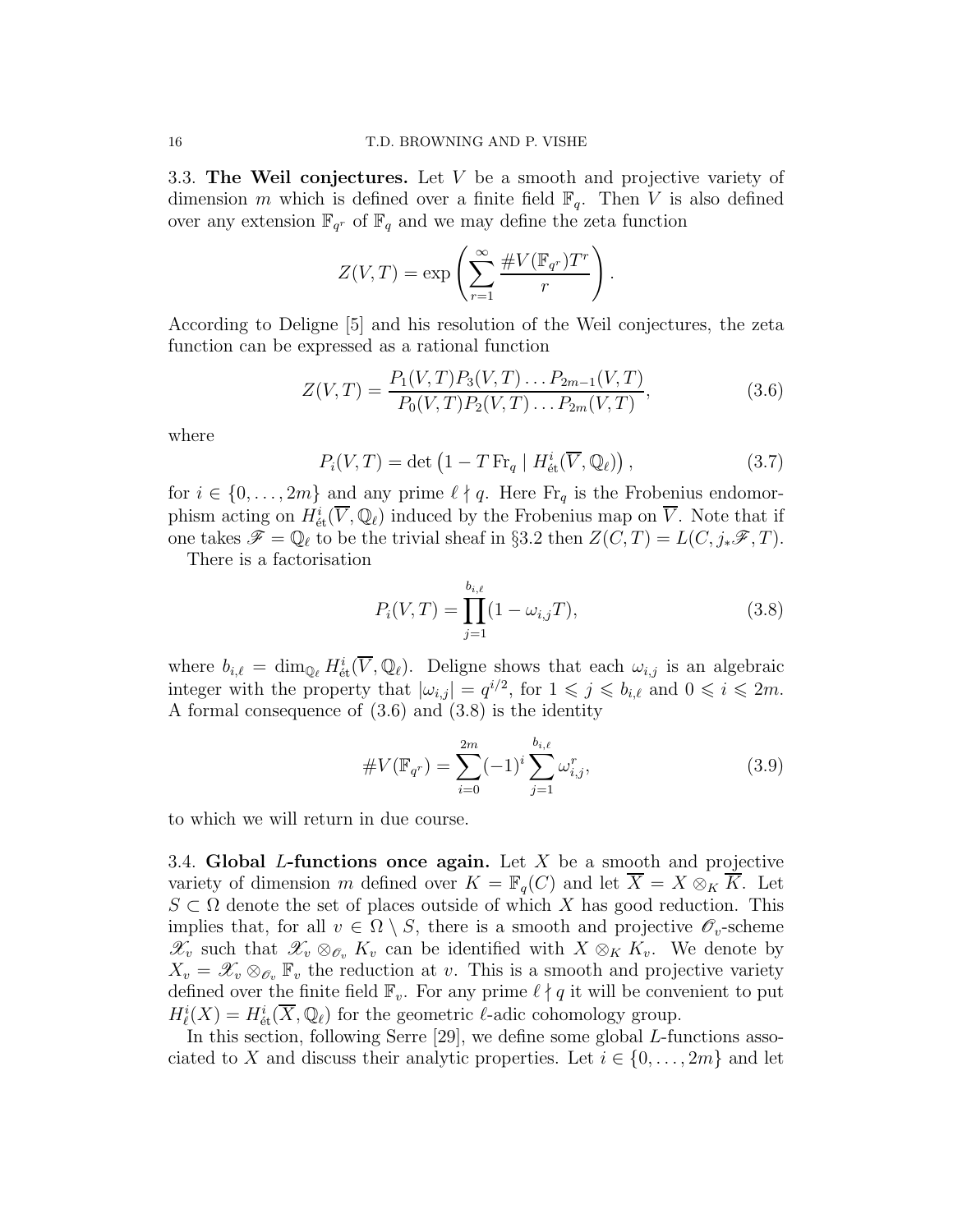### 3.3. **The Weil conjectures.**

Let $V$ be a smooth and projective variety of dimension $m$ which is defined over a finite field $\mathbb{F}_q$. Then $V$ is also defined over any extension $\mathbb{F}_{q^r}$ of $\mathbb{F}_q$ and we may define the zeta function

$$Z(V,T) = \exp\left(\sum_{r=1}^{\infty} \frac{\#V(\mathbb{F}_{q^r})T^r}{r}\right).$$

According to Deligne [5] and his resolution of the Weil conjectures, the zeta function can be expressed as a rational function

$$Z(V,T) = \frac{P_1(V,T)P_3(V,T)\dots P_{2m-1}(V,T)}{P_0(V,T)P_2(V,T)\dots P_{2m}(V,T)}, \tag{3.6}$$

where

$$P_i(V,T) = \det\left(1 - T\,\mathrm{Fr}_q \mid H^i_{\text{ét}}(\overline{V}, \mathbb{Q}_\ell)\right), \tag{3.7}$$

for $i \in \{0, \dots, 2m\}$ and any prime $\ell \nmid q$. Here $\mathrm{Fr}_q$ is the Frobenius endomorphism acting on $H^i_{\text{ét}}(\overline{V}, \mathbb{Q}_\ell)$ induced by the Frobenius map on $\overline{V}$. Note that if one takes $\mathscr{F} = \mathbb{Q}_\ell$ to be the trivial sheaf in §3.2 then $Z(C,T) = L(C, j_*\mathscr{F}, T)$.

There is a factorisation

$$P_i(V,T) = \prod_{j=1}^{b_{i,\ell}} (1 - \omega_{i,j}T), \tag{3.8}$$

where $b_{i,\ell} = \dim_{\mathbb{Q}_\ell} H^i_{\text{ét}}(\overline{V}, \mathbb{Q}_\ell)$. Deligne shows that each $\omega_{i,j}$ is an algebraic integer with the property that $|\omega_{i,j}| = q^{i/2}$, for $1 \leqslant j \leqslant b_{i,\ell}$ and $0 \leqslant i \leqslant 2m$. A formal consequence of (3.6) and (3.8) is the identity

$$\#V(\mathbb{F}_{q^r}) = \sum_{i=0}^{2m} (-1)^i \sum_{j=1}^{b_{i,\ell}} \omega_{i,j}^r, \tag{3.9}$$

to which we will return in due course.

### 3.4. **Global $L$-functions once again.**

Let $X$ be a smooth and projective variety of dimension $m$ defined over $K = \mathbb{F}_q(C)$ and let $\overline{X} = X \otimes_K \overline{K}$. Let $S \subset \Omega$ denote the set of places outside of which $X$ has good reduction. This implies that, for all $v \in \Omega \setminus S$, there is a smooth and projective $\mathscr{O}_v$-scheme $\mathscr{X}_v$ such that $\mathscr{X}_v \otimes_{\mathscr{O}_v} K_v$ can be identified with $X \otimes_K K_v$. We denote by $X_v = \mathscr{X}_v \otimes_{\mathscr{O}_v} \mathbb{F}_v$ the reduction at $v$. This is a smooth and projective variety defined over the finite field $\mathbb{F}_v$. For any prime $\ell \nmid q$ it will be convenient to put $H^i_\ell(X) = H^i_{\text{ét}}(\overline{X}, \mathbb{Q}_\ell)$ for the geometric $\ell$-adic cohomology group.

In this section, following Serre [29], we define some global $L$-functions associated to $X$ and discuss their analytic properties. Let $i \in \{0, \dots, 2m\}$ and let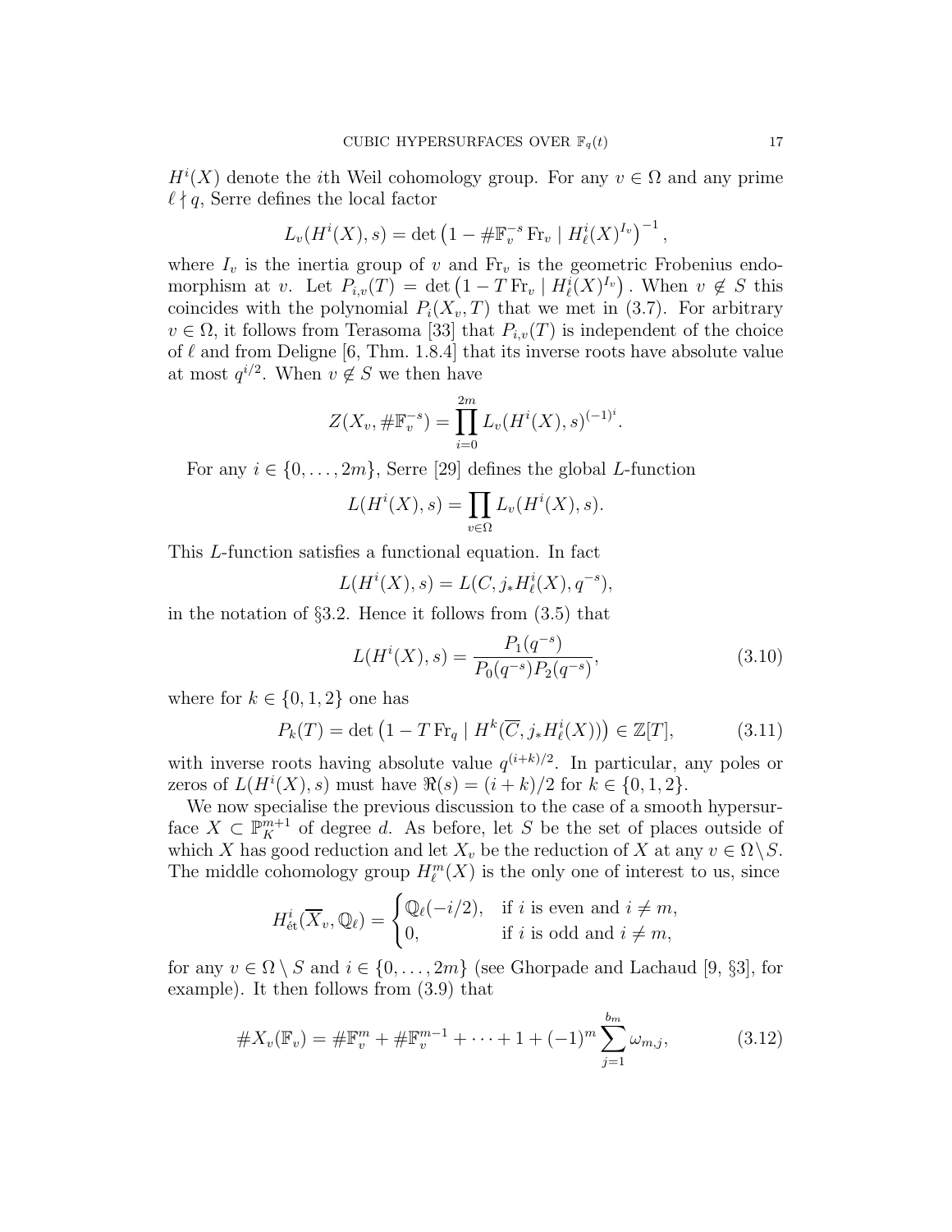$H^i(X)$ denote the $i$th Weil cohomology group. For any $v \in \Omega$ and any prime $\ell \nmid q$, Serre defines the local factor

$$L_v(H^i(X), s) = \det\left(1 - \#\mathbb{F}_v^{-s}\,\mathrm{Fr}_v \mid H^i_\ell(X)^{I_v}\right)^{-1},$$

where $I_v$ is the inertia group of $v$ and $\mathrm{Fr}_v$ is the geometric Frobenius endomorphism at $v$. Let $P_{i,v}(T) = \det\left(1 - T\,\mathrm{Fr}_v \mid H^i_\ell(X)^{I_v}\right)$. When $v \notin S$ this coincides with the polynomial $P_i(X_v, T)$ that we met in (3.7). For arbitrary $v \in \Omega$, it follows from Terasoma [33] that $P_{i,v}(T)$ is independent of the choice of $\ell$ and from Deligne [6, Thm. 1.8.4] that its inverse roots have absolute value at most $q^{i/2}$. When $v \notin S$ we then have

$$Z(X_v, \#\mathbb{F}_v^{-s}) = \prod_{i=0}^{2m} L_v(H^i(X), s)^{(-1)^i}.$$

For any $i \in \{0, \dots, 2m\}$, Serre [29] defines the global $L$-function

$$L(H^i(X), s) = \prod_{v \in \Omega} L_v(H^i(X), s).$$

This $L$-function satisfies a functional equation. In fact

$$L(H^i(X), s) = L(C, j_* H^i_\ell(X), q^{-s}),$$

in the notation of §3.2. Hence it follows from (3.5) that

$$L(H^i(X), s) = \frac{P_1(q^{-s})}{P_0(q^{-s})P_2(q^{-s})}, \tag{3.10}$$

where for $k \in \{0, 1, 2\}$ one has

$$P_k(T) = \det\left(1 - T\,\mathrm{Fr}_q \mid H^k(\overline{C}, j_* H^i_\ell(X))\right) \in \mathbb{Z}[T], \tag{3.11}$$

with inverse roots having absolute value $q^{(i+k)/2}$. In particular, any poles or zeros of $L(H^i(X), s)$ must have $\Re(s) = (i+k)/2$ for $k \in \{0, 1, 2\}$.

We now specialise the previous discussion to the case of a smooth hypersurface $X \subset \mathbb{P}^{m+1}_K$ of degree $d$. As before, let $S$ be the set of places outside of which $X$ has good reduction and let $X_v$ be the reduction of $X$ at any $v \in \Omega \setminus S$. The middle cohomology group $H^m_\ell(X)$ is the only one of interest to us, since

$$H^i_{\text{ét}}(\overline{X}_v, \mathbb{Q}_\ell) = \begin{cases} \mathbb{Q}_\ell(-i/2), & \text{if } i \text{ is even and } i \neq m, \\ 0, & \text{if } i \text{ is odd and } i \neq m, \end{cases}$$

for any $v \in \Omega \setminus S$ and $i \in \{0, \dots, 2m\}$ (see Ghorpade and Lachaud [9, §3], for example). It then follows from (3.9) that

$$\#X_v(\mathbb{F}_v) = \#\mathbb{F}_v^m + \#\mathbb{F}_v^{m-1} + \cdots + 1 + (-1)^m \sum_{j=1}^{b_m} \omega_{m,j}, \tag{3.12}$$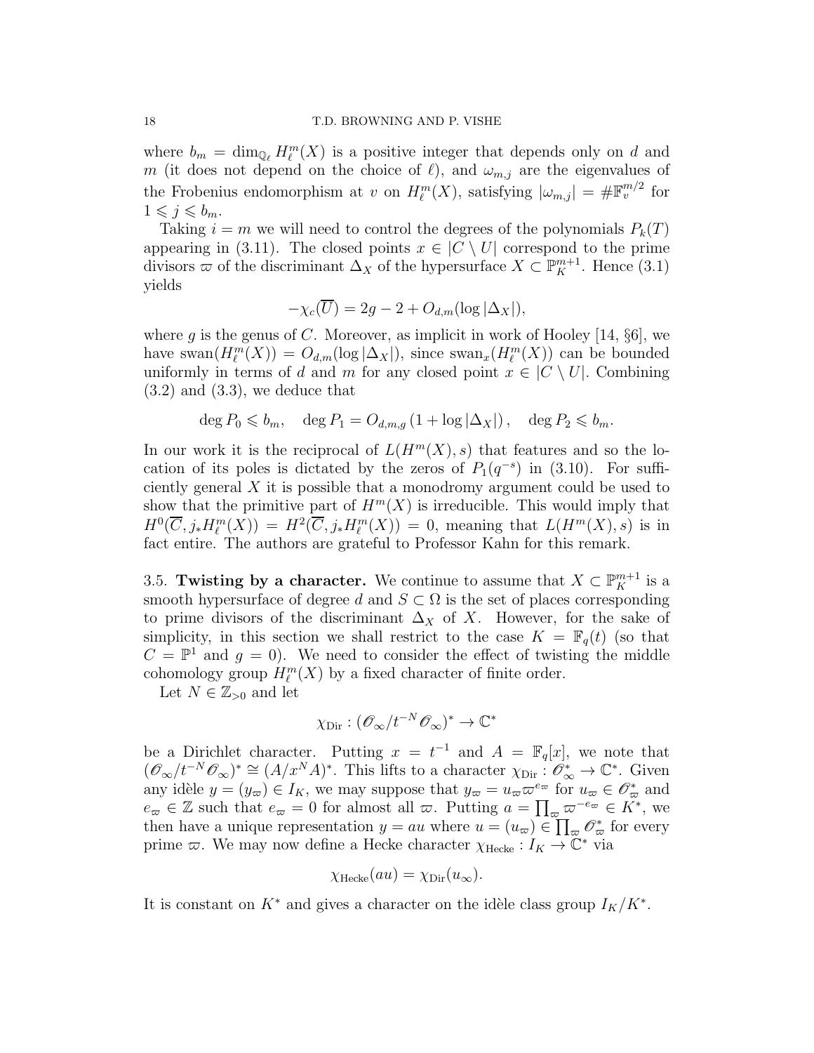where $b_m = \dim_{\mathbb{Q}_\ell} H^m_\ell(X)$ is a positive integer that depends only on $d$ and $m$ (it does not depend on the choice of $\ell$), and $\omega_{m,j}$ are the eigenvalues of the Frobenius endomorphism at $v$ on $H^m_\ell(X)$, satisfying $|\omega_{m,j}| = \#\mathbb{F}_v^{m/2}$ for $1 \leqslant j \leqslant b_m$.

Taking $i = m$ we will need to control the degrees of the polynomials $P_k(T)$ appearing in (3.11). The closed points $x \in |C \setminus U|$ correspond to the prime divisors $\varpi$ of the discriminant $\Delta_X$ of the hypersurface $X \subset \mathbb{P}^{m+1}_K$. Hence (3.1) yields

$$-\chi_c(\overline{U}) = 2g - 2 + O_{d,m}(\log |\Delta_X|),$$

where $g$ is the genus of $C$. Moreover, as implicit in work of Hooley [14, §6], we have $\mathrm{swan}(H^m_\ell(X)) = O_{d,m}(\log |\Delta_X|)$, since $\mathrm{swan}_x(H^m_\ell(X))$ can be bounded uniformly in terms of $d$ and $m$ for any closed point $x \in |C \setminus U|$. Combining (3.2) and (3.3), we deduce that

$$\deg P_0 \leqslant b_m, \quad \deg P_1 = O_{d,m,g}(1 + \log |\Delta_X|), \quad \deg P_2 \leqslant b_m.$$

In our work it is the reciprocal of $L(H^m(X), s)$ that features and so the location of its poles is dictated by the zeros of $P_1(q^{-s})$ in (3.10). For sufficiently general $X$ it is possible that a monodromy argument could be used to show that the primitive part of $H^m(X)$ is irreducible. This would imply that $H^0(\overline{C}, j_* H^m_\ell(X)) = H^2(\overline{C}, j_* H^m_\ell(X)) = 0$, meaning that $L(H^m(X), s)$ is in fact entire. The authors are grateful to Professor Kahn for this remark.

## 3.5. **Twisting by a character.**

We continue to assume that $X \subset \mathbb{P}^{m+1}_K$ is a smooth hypersurface of degree $d$ and $S \subset \Omega$ is the set of places corresponding to prime divisors of the discriminant $\Delta_X$ of $X$. However, for the sake of simplicity, in this section we shall restrict to the case $K = \mathbb{F}_q(t)$ (so that $C = \mathbb{P}^1$ and $g = 0$). We need to consider the effect of twisting the middle cohomology group $H^m_\ell(X)$ by a fixed character of finite order.

Let $N \in \mathbb{Z}_{>0}$ and let

$$\chi_{\mathrm{Dir}} : (\mathscr{O}_\infty / t^{-N} \mathscr{O}_\infty)^* \to \mathbb{C}^*$$

be a Dirichlet character. Putting $x = t^{-1}$ and $A = \mathbb{F}_q[x]$, we note that $(\mathscr{O}_\infty / t^{-N} \mathscr{O}_\infty)^* \cong (A/x^N A)^*$. This lifts to a character $\chi_{\mathrm{Dir}} : \mathscr{O}_\infty^* \to \mathbb{C}^*$. Given any idèle $y = (y_\varpi) \in I_K$, we may suppose that $y_\varpi = u_\varpi \varpi^{e_\varpi}$ for $u_\varpi \in \mathscr{O}_\varpi^*$ and $e_\varpi \in \mathbb{Z}$ such that $e_\varpi = 0$ for almost all $\varpi$. Putting $a = \prod_\varpi \varpi^{-e_\varpi} \in K^*$, we then have a unique representation $y = au$ where $u = (u_\varpi) \in \prod_\varpi \mathscr{O}_\varpi^*$ for every prime $\varpi$. We may now define a Hecke character $\chi_{\mathrm{Hecke}} : I_K \to \mathbb{C}^*$ via

$$\chi_{\mathrm{Hecke}}(au) = \chi_{\mathrm{Dir}}(u_\infty).$$

It is constant on $K^*$ and gives a character on the idèle class group $I_K / K^*$.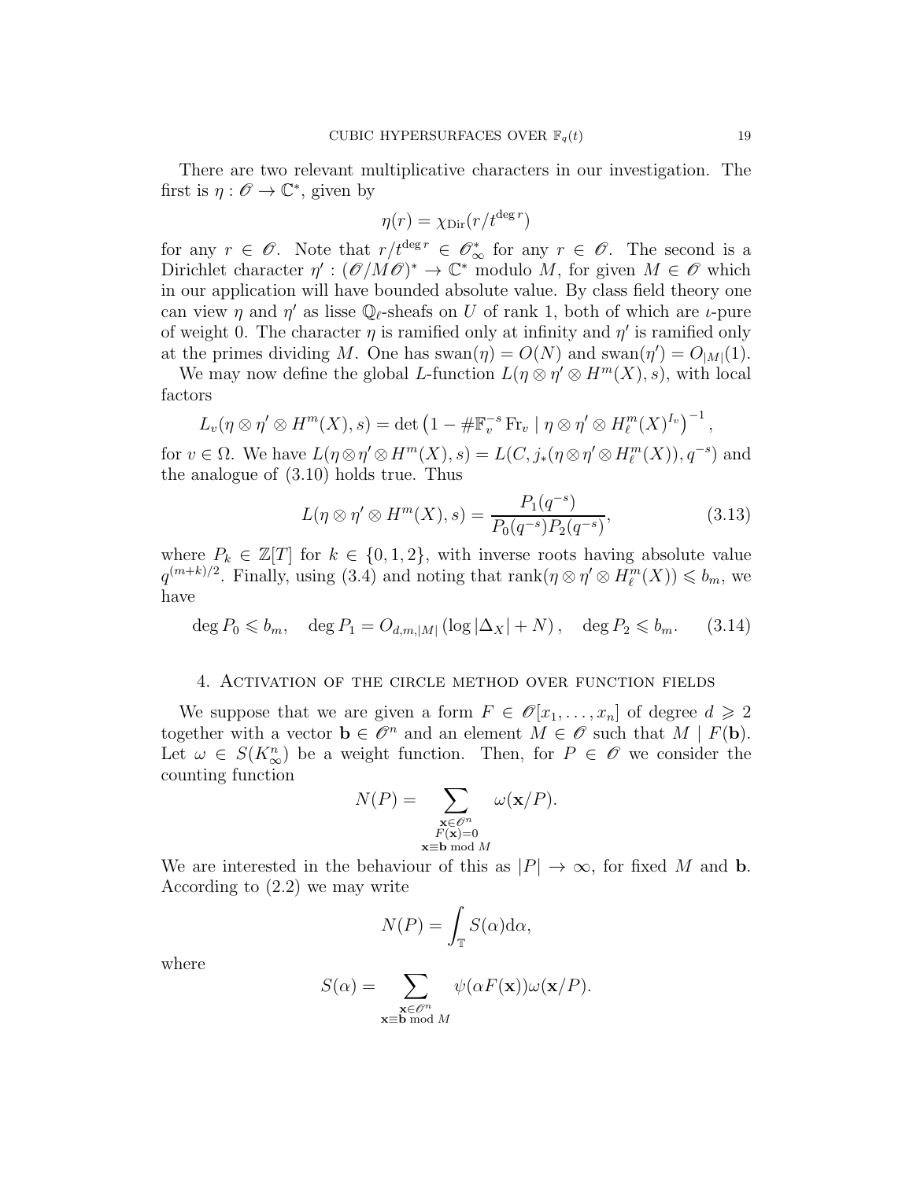There are two relevant multiplicative characters in our investigation. The first is $\eta : \mathscr{O} \to \mathbb{C}^*$, given by

$$\eta(r) = \chi_{\mathrm{Dir}}(r/t^{\deg r})$$

for any $r \in \mathscr{O}$. Note that $r/t^{\deg r} \in \mathscr{O}_\infty^*$ for any $r \in \mathscr{O}$. The second is a Dirichlet character $\eta' : (\mathscr{O}/M\mathscr{O})^* \to \mathbb{C}^*$ modulo $M$, for given $M \in \mathscr{O}$ which in our application will have bounded absolute value. By class field theory one can view $\eta$ and $\eta'$ as lisse $\mathbb{Q}_\ell$-sheafs on $U$ of rank 1, both of which are $\iota$-pure of weight 0. The character $\eta$ is ramified only at infinity and $\eta'$ is ramified only at the primes dividing $M$. One has $\mathrm{swan}(\eta) = O(N)$ and $\mathrm{swan}(\eta') = O_{|M|}(1)$.

We may now define the global $L$-function $L(\eta \otimes \eta' \otimes H^m(X), s)$, with local factors

$$L_v(\eta \otimes \eta' \otimes H^m(X), s) = \det\left(1 - \#\mathbb{F}_v^{-s} \operatorname{Fr}_v \mid \eta \otimes \eta' \otimes H_\ell^m(X)^{I_v}\right)^{-1},$$

for $v \in \Omega$. We have $L(\eta \otimes \eta' \otimes H^m(X), s) = L(C, j_*(\eta \otimes \eta' \otimes H_\ell^m(X)), q^{-s})$ and the analogue of (3.10) holds true. Thus

$$L(\eta \otimes \eta' \otimes H^m(X), s) = \frac{P_1(q^{-s})}{P_0(q^{-s})P_2(q^{-s})}, \tag{3.13}$$

where $P_k \in \mathbb{Z}[T]$ for $k \in \{0, 1, 2\}$, with inverse roots having absolute value $q^{(m+k)/2}$. Finally, using (3.4) and noting that $\mathrm{rank}(\eta \otimes \eta' \otimes H_\ell^m(X)) \leqslant b_m$, we have

$$\deg P_0 \leqslant b_m, \quad \deg P_1 = O_{d,m,|M|}\left(\log |\Delta_X| + N\right), \quad \deg P_2 \leqslant b_m. \tag{3.14}$$

## 4. Activation of the circle method over function fields

We suppose that we are given a form $F \in \mathscr{O}[x_1, \ldots, x_n]$ of degree $d \geqslant 2$ together with a vector $\mathbf{b} \in \mathscr{O}^n$ and an element $M \in \mathscr{O}$ such that $M \mid F(\mathbf{b})$. Let $\omega \in S(K_\infty^n)$ be a weight function. Then, for $P \in \mathscr{O}$ we consider the counting function

$$N(P) = \sum_{\substack{\mathbf{x} \in \mathscr{O}^n \\ F(\mathbf{x})=0 \\ \mathbf{x} \equiv \mathbf{b} \bmod M}} \omega(\mathbf{x}/P).$$

We are interested in the behaviour of this as $|P| \to \infty$, for fixed $M$ and $\mathbf{b}$. According to (2.2) we may write

$$N(P) = \int_{\mathbb{T}} S(\alpha) \mathrm{d}\alpha,$$

where

$$S(\alpha) = \sum_{\substack{\mathbf{x} \in \mathscr{O}^n \\ \mathbf{x} \equiv \mathbf{b} \bmod M}} \psi(\alpha F(\mathbf{x})) \omega(\mathbf{x}/P).$$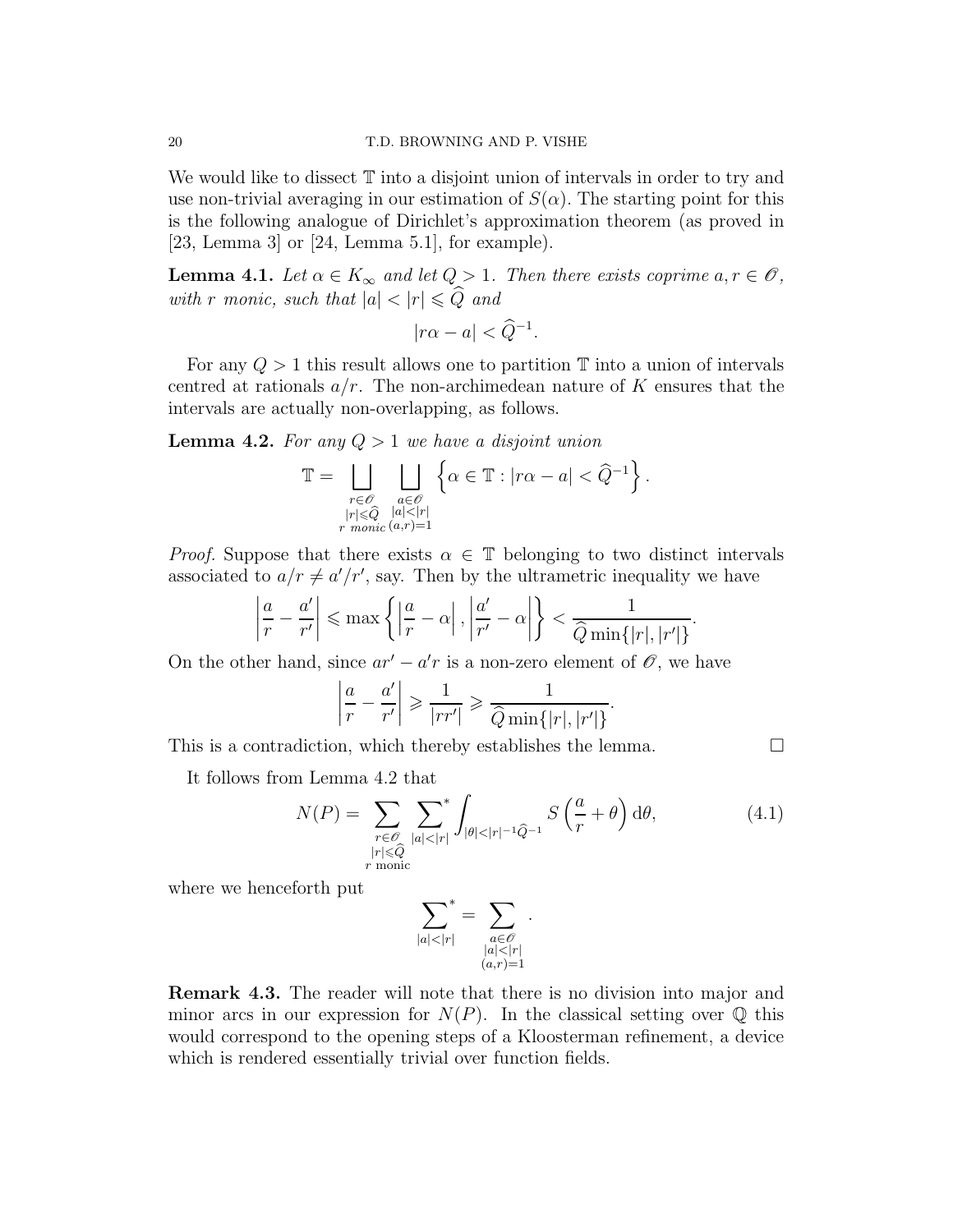We would like to dissect $\mathbb{T}$ into a disjoint union of intervals in order to try and use non-trivial averaging in our estimation of $S(\alpha)$. The starting point for this is the following analogue of Dirichlet's approximation theorem (as proved in [23, Lemma 3] or [24, Lemma 5.1], for example).

**Lemma 4.1.** *Let $\alpha \in K_\infty$ and let $Q > 1$. Then there exists coprime $a, r \in \mathscr{O}$, with $r$ monic, such that $|a| < |r| \leqslant \widehat{Q}$ and*

$$|r\alpha - a| < \widehat{Q}^{-1}.$$

For any $Q > 1$ this result allows one to partition $\mathbb{T}$ into a union of intervals centred at rationals $a/r$. The non-archimedean nature of $K$ ensures that the intervals are actually non-overlapping, as follows.

**Lemma 4.2.** *For any $Q > 1$ we have a disjoint union*

$$\mathbb{T} = \bigsqcup_{\substack{r \in \mathscr{O} \\ |r| \leqslant \widehat{Q} \\ r \text{ monic}}} \bigsqcup_{\substack{a \in \mathscr{O} \\ |a| < |r| \\ (a,r)=1}} \left\{ \alpha \in \mathbb{T} : |r\alpha - a| < \widehat{Q}^{-1} \right\}.$$

*Proof.* Suppose that there exists $\alpha \in \mathbb{T}$ belonging to two distinct intervals associated to $a/r \neq a'/r'$, say. Then by the ultrametric inequality we have

$$\left| \frac{a}{r} - \frac{a'}{r'} \right| \leqslant \max\left\{ \left| \frac{a}{r} - \alpha \right|, \left| \frac{a'}{r'} - \alpha \right| \right\} < \frac{1}{\widehat{Q} \min\{|r|, |r'|\}}.$$

On the other hand, since $ar' - a'r$ is a non-zero element of $\mathscr{O}$, we have

$$\left| \frac{a}{r} - \frac{a'}{r'} \right| \geqslant \frac{1}{|rr'|} \geqslant \frac{1}{\widehat{Q} \min\{|r|, |r'|\}}.$$

This is a contradiction, which thereby establishes the lemma. $\square$

It follows from Lemma 4.2 that

$$N(P) = \sum_{\substack{r \in \mathscr{O} \\ |r| \leqslant \widehat{Q} \\ r \text{ monic}}} \sideset{}{^*}\sum_{|a| < |r|} \int_{|\theta| < |r|^{-1}\widehat{Q}^{-1}} S\left(\frac{a}{r} + \theta\right) \mathrm{d}\theta, \tag{4.1}$$

where we henceforth put

$$\sideset{}{^*}\sum_{|a|<|r|} = \sum_{\substack{a \in \mathscr{O} \\ |a| < |r| \\ (a,r)=1}}.$$

**Remark 4.3.** The reader will note that there is no division into major and minor arcs in our expression for $N(P)$. In the classical setting over $\mathbb{Q}$ this would correspond to the opening steps of a Kloosterman refinement, a device which is rendered essentially trivial over function fields.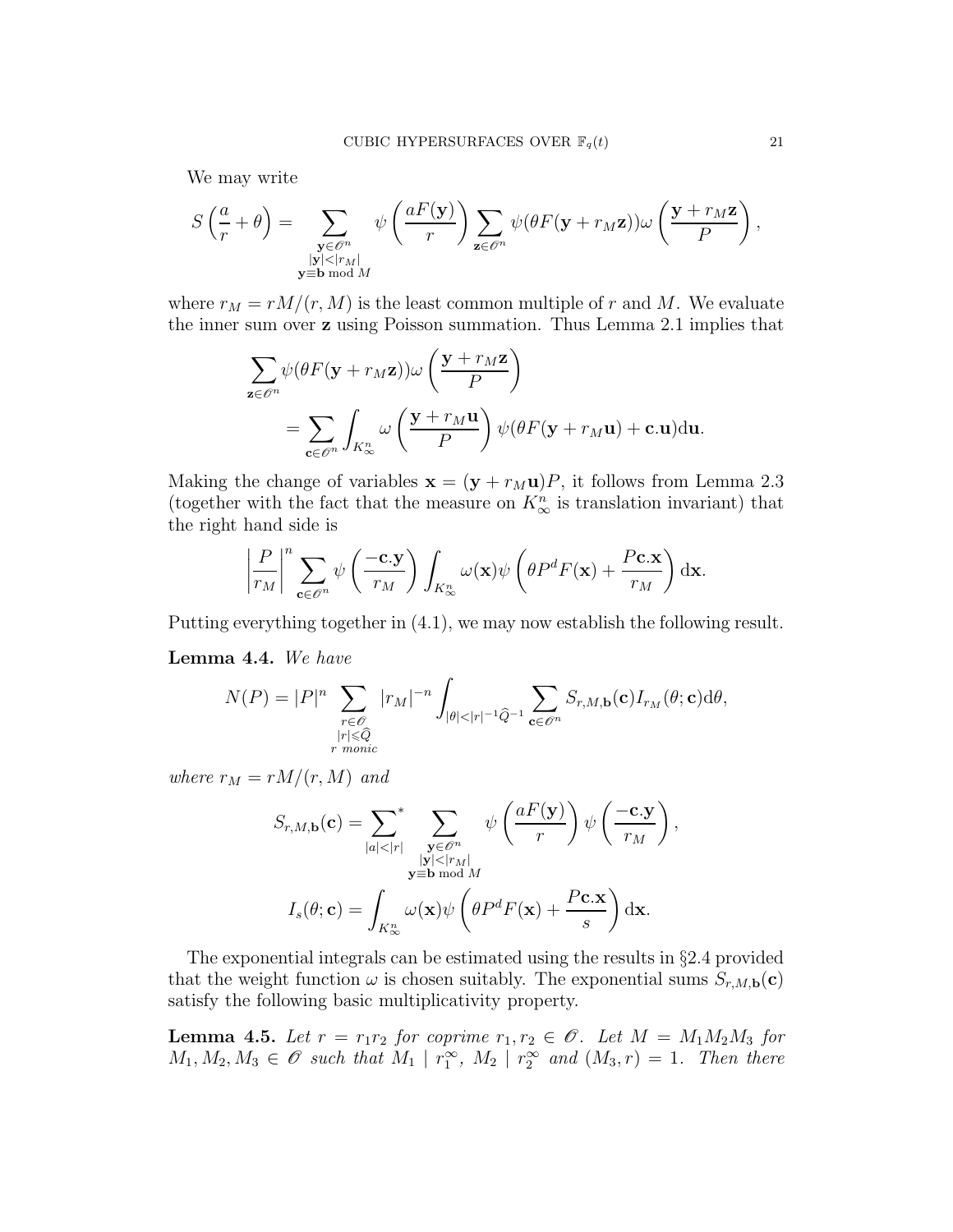We may write

$$S\left(\frac{a}{r}+\theta\right) = \sum_{\substack{\mathbf{y}\in\mathscr{O}^n\\ |\mathbf{y}|<|r_M|\\ \mathbf{y}\equiv \mathbf{b} \bmod M}} \psi\left(\frac{aF(\mathbf{y})}{r}\right) \sum_{\mathbf{z}\in\mathscr{O}^n} \psi(\theta F(\mathbf{y}+r_M\mathbf{z}))\omega\left(\frac{\mathbf{y}+r_M\mathbf{z}}{P}\right),$$

where $r_M = rM/(r,M)$ is the least common multiple of $r$ and $M$. We evaluate the inner sum over $\mathbf{z}$ using Poisson summation. Thus Lemma 2.1 implies that

$$\begin{aligned}\sum_{\mathbf{z}\in\mathscr{O}^n} &\psi(\theta F(\mathbf{y}+r_M\mathbf{z}))\omega\left(\frac{\mathbf{y}+r_M\mathbf{z}}{P}\right)\\ &= \sum_{\mathbf{c}\in\mathscr{O}^n}\int_{K_\infty^n} \omega\left(\frac{\mathbf{y}+r_M\mathbf{u}}{P}\right)\psi(\theta F(\mathbf{y}+r_M\mathbf{u})+\mathbf{c}.\mathbf{u})\mathrm{d}\mathbf{u}.\end{aligned}$$

Making the change of variables $\mathbf{x}=(\mathbf{y}+r_M\mathbf{u})P$, it follows from Lemma 2.3 (together with the fact that the measure on $K_\infty^n$ is translation invariant) that the right hand side is

$$\left|\frac{P}{r_M}\right|^n \sum_{\mathbf{c}\in\mathscr{O}^n}\psi\left(\frac{-\mathbf{c}.\mathbf{y}}{r_M}\right)\int_{K_\infty^n}\omega(\mathbf{x})\psi\left(\theta P^d F(\mathbf{x})+\frac{P\mathbf{c}.\mathbf{x}}{r_M}\right)\mathrm{d}\mathbf{x}.$$

Putting everything together in (4.1), we may now establish the following result.

**Lemma 4.4.** *We have*

$$N(P) = |P|^n \sum_{\substack{r\in\mathscr{O}\\ |r|\leqslant\widehat{Q}\\ r \text{ monic}}} |r_M|^{-n}\int_{|\theta|<|r|^{-1}\widehat{Q}^{-1}}\sum_{\mathbf{c}\in\mathscr{O}^n} S_{r,M,\mathbf{b}}(\mathbf{c}) I_{r_M}(\theta;\mathbf{c})\mathrm{d}\theta,$$

*where $r_M = rM/(r,M)$ and*

$$S_{r,M,\mathbf{b}}(\mathbf{c}) = \sideset{}{^*}\sum_{|a|<|r|}\sum_{\substack{\mathbf{y}\in\mathscr{O}^n\\ |\mathbf{y}|<|r_M|\\ \mathbf{y}\equiv\mathbf{b} \bmod M}}\psi\left(\frac{aF(\mathbf{y})}{r}\right)\psi\left(\frac{-\mathbf{c}.\mathbf{y}}{r_M}\right),$$

$$I_s(\theta;\mathbf{c}) = \int_{K_\infty^n}\omega(\mathbf{x})\psi\left(\theta P^d F(\mathbf{x})+\frac{P\mathbf{c}.\mathbf{x}}{s}\right)\mathrm{d}\mathbf{x}.$$

The exponential integrals can be estimated using the results in §2.4 provided that the weight function $\omega$ is chosen suitably. The exponential sums $S_{r,M,\mathbf{b}}(\mathbf{c})$ satisfy the following basic multiplicativity property.

**Lemma 4.5.** *Let $r=r_1r_2$ for coprime $r_1,r_2\in\mathscr{O}$. Let $M=M_1M_2M_3$ for $M_1,M_2,M_3\in\mathscr{O}$ such that $M_1 \mid r_1^\infty$, $M_2\mid r_2^\infty$ and $(M_3,r)=1$. Then there*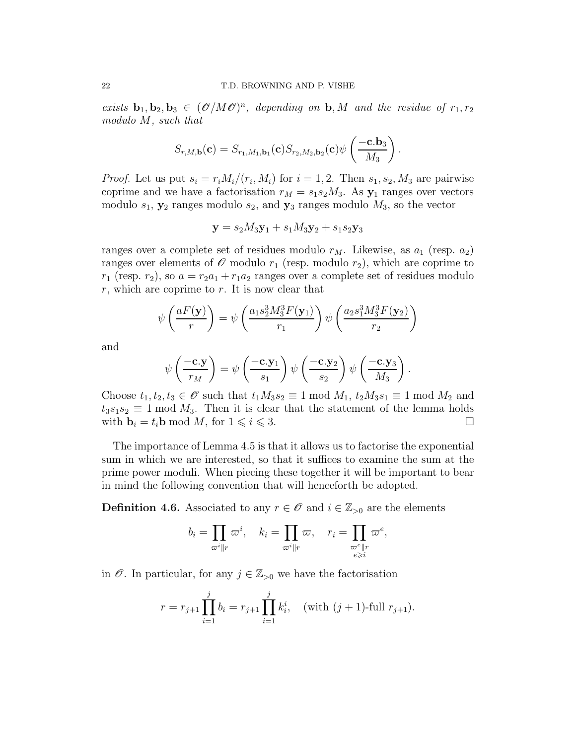*exists* $\mathbf{b}_1, \mathbf{b}_2, \mathbf{b}_3 \in (\mathscr{O}/M\mathscr{O})^n$*, depending on* $\mathbf{b}, M$ *and the residue of* $r_1, r_2$ *modulo* $M$*, such that*

$$S_{r,M,\mathbf{b}}(\mathbf{c}) = S_{r_1,M_1,\mathbf{b}_1}(\mathbf{c}) S_{r_2,M_2,\mathbf{b}_2}(\mathbf{c}) \psi\left(\frac{-\mathbf{c}.\mathbf{b}_3}{M_3}\right).$$

*Proof.* Let us put $s_i = r_i M_i/(r_i, M_i)$ for $i = 1, 2$. Then $s_1, s_2, M_3$ are pairwise coprime and we have a factorisation $r_M = s_1 s_2 M_3$. As $\mathbf{y}_1$ ranges over vectors modulo $s_1$, $\mathbf{y}_2$ ranges modulo $s_2$, and $\mathbf{y}_3$ ranges modulo $M_3$, so the vector

$$\mathbf{y} = s_2 M_3 \mathbf{y}_1 + s_1 M_3 \mathbf{y}_2 + s_1 s_2 \mathbf{y}_3$$

ranges over a complete set of residues modulo $r_M$. Likewise, as $a_1$ (resp. $a_2$) ranges over elements of $\mathscr{O}$ modulo $r_1$ (resp. modulo $r_2$), which are coprime to $r_1$ (resp. $r_2$), so $a = r_2 a_1 + r_1 a_2$ ranges over a complete set of residues modulo $r$, which are coprime to $r$. It is now clear that

$$\psi\left(\frac{aF(\mathbf{y})}{r}\right) = \psi\left(\frac{a_1 s_2^3 M_3^3 F(\mathbf{y}_1)}{r_1}\right) \psi\left(\frac{a_2 s_1^3 M_3^3 F(\mathbf{y}_2)}{r_2}\right)$$

and

$$\psi\left(\frac{-\mathbf{c}.\mathbf{y}}{r_M}\right) = \psi\left(\frac{-\mathbf{c}.\mathbf{y}_1}{s_1}\right) \psi\left(\frac{-\mathbf{c}.\mathbf{y}_2}{s_2}\right) \psi\left(\frac{-\mathbf{c}.\mathbf{y}_3}{M_3}\right).$$

Choose $t_1, t_2, t_3 \in \mathscr{O}$ such that $t_1 M_3 s_2 \equiv 1 \bmod M_1$, $t_2 M_3 s_1 \equiv 1 \bmod M_2$ and $t_3 s_1 s_2 \equiv 1 \bmod M_3$. Then it is clear that the statement of the lemma holds with $\mathbf{b}_i = t_i \mathbf{b} \bmod M$, for $1 \leqslant i \leqslant 3$. $\square$

The importance of Lemma 4.5 is that it allows us to factorise the exponential sum in which we are interested, so that it suffices to examine the sum at the prime power moduli. When piecing these together it will be important to bear in mind the following convention that will henceforth be adopted.

**Definition 4.6.** Associated to any $r \in \mathscr{O}$ and $i \in \mathbb{Z}_{>0}$ are the elements

$$b_i = \prod_{\varpi^i \| r} \varpi^i, \quad k_i = \prod_{\varpi^i \| r} \varpi, \quad r_i = \prod_{\substack{\varpi^e \| r \\ e \geqslant i}} \varpi^e,$$

in $\mathscr{O}$. In particular, for any $j \in \mathbb{Z}_{>0}$ we have the factorisation

$$r = r_{j+1} \prod_{i=1}^{j} b_i = r_{j+1} \prod_{i=1}^{j} k_i^i, \quad \text{(with } (j+1)\text{-full } r_{j+1}).$$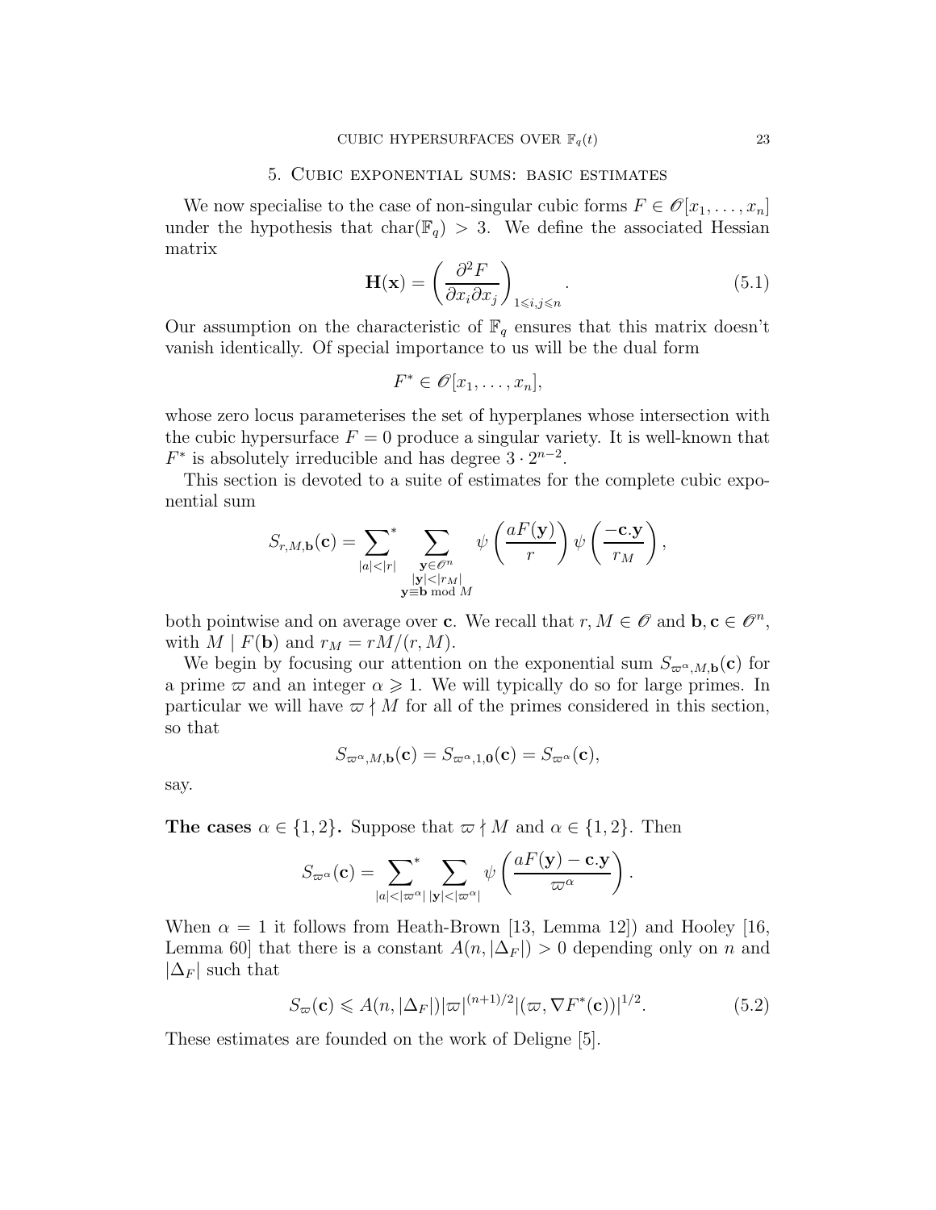## 5. Cubic exponential sums: basic estimates

We now specialise to the case of non-singular cubic forms $F \in \mathscr{O}[x_1, \ldots, x_n]$ under the hypothesis that $\mathrm{char}(\mathbb{F}_q) > 3$. We define the associated Hessian matrix

$$\mathbf{H}(\mathbf{x}) = \left(\frac{\partial^2 F}{\partial x_i \partial x_j}\right)_{1 \leqslant i,j \leqslant n}. \tag{5.1}$$

Our assumption on the characteristic of $\mathbb{F}_q$ ensures that this matrix doesn't vanish identically. Of special importance to us will be the dual form

$$F^* \in \mathscr{O}[x_1, \ldots, x_n],$$

whose zero locus parameterises the set of hyperplanes whose intersection with the cubic hypersurface $F = 0$ produce a singular variety. It is well-known that $F^*$ is absolutely irreducible and has degree $3 \cdot 2^{n-2}$.

This section is devoted to a suite of estimates for the complete cubic exponential sum

$$S_{r,M,\mathbf{b}}(\mathbf{c}) = \sideset{}{^*}\sum_{|a|<|r|} \sum_{\substack{\mathbf{y} \in \mathscr{O}^n \\ |\mathbf{y}|<|r_M| \\ \mathbf{y} \equiv \mathbf{b} \bmod M}} \psi\left(\frac{aF(\mathbf{y})}{r}\right) \psi\left(\frac{-\mathbf{c}.\mathbf{y}}{r_M}\right),$$

both pointwise and on average over $\mathbf{c}$. We recall that $r, M \in \mathscr{O}$ and $\mathbf{b}, \mathbf{c} \in \mathscr{O}^n$, with $M \mid F(\mathbf{b})$ and $r_M = rM/(r, M)$.

We begin by focusing our attention on the exponential sum $S_{\varpi^\alpha, M, \mathbf{b}}(\mathbf{c})$ for a prime $\varpi$ and an integer $\alpha \geqslant 1$. We will typically do so for large primes. In particular we will have $\varpi \nmid M$ for all of the primes considered in this section, so that

$$S_{\varpi^\alpha, M, \mathbf{b}}(\mathbf{c}) = S_{\varpi^\alpha, 1, \mathbf{0}}(\mathbf{c}) = S_{\varpi^\alpha}(\mathbf{c}),$$

say.

**The cases $\alpha \in \{1, 2\}$.** Suppose that $\varpi \nmid M$ and $\alpha \in \{1, 2\}$. Then

$$S_{\varpi^\alpha}(\mathbf{c}) = \sideset{}{^*}\sum_{|a|<|\varpi^\alpha|} \sum_{|\mathbf{y}|<|\varpi^\alpha|} \psi\left(\frac{aF(\mathbf{y}) - \mathbf{c}.\mathbf{y}}{\varpi^\alpha}\right).$$

When $\alpha = 1$ it follows from Heath-Brown [13, Lemma 12]) and Hooley [16, Lemma 60] that there is a constant $A(n, |\Delta_F|) > 0$ depending only on $n$ and $|\Delta_F|$ such that

$$S_\varpi(\mathbf{c}) \leqslant A(n, |\Delta_F|) |\varpi|^{(n+1)/2} |(\varpi, \nabla F^*(\mathbf{c}))|^{1/2}. \tag{5.2}$$

These estimates are founded on the work of Deligne [5].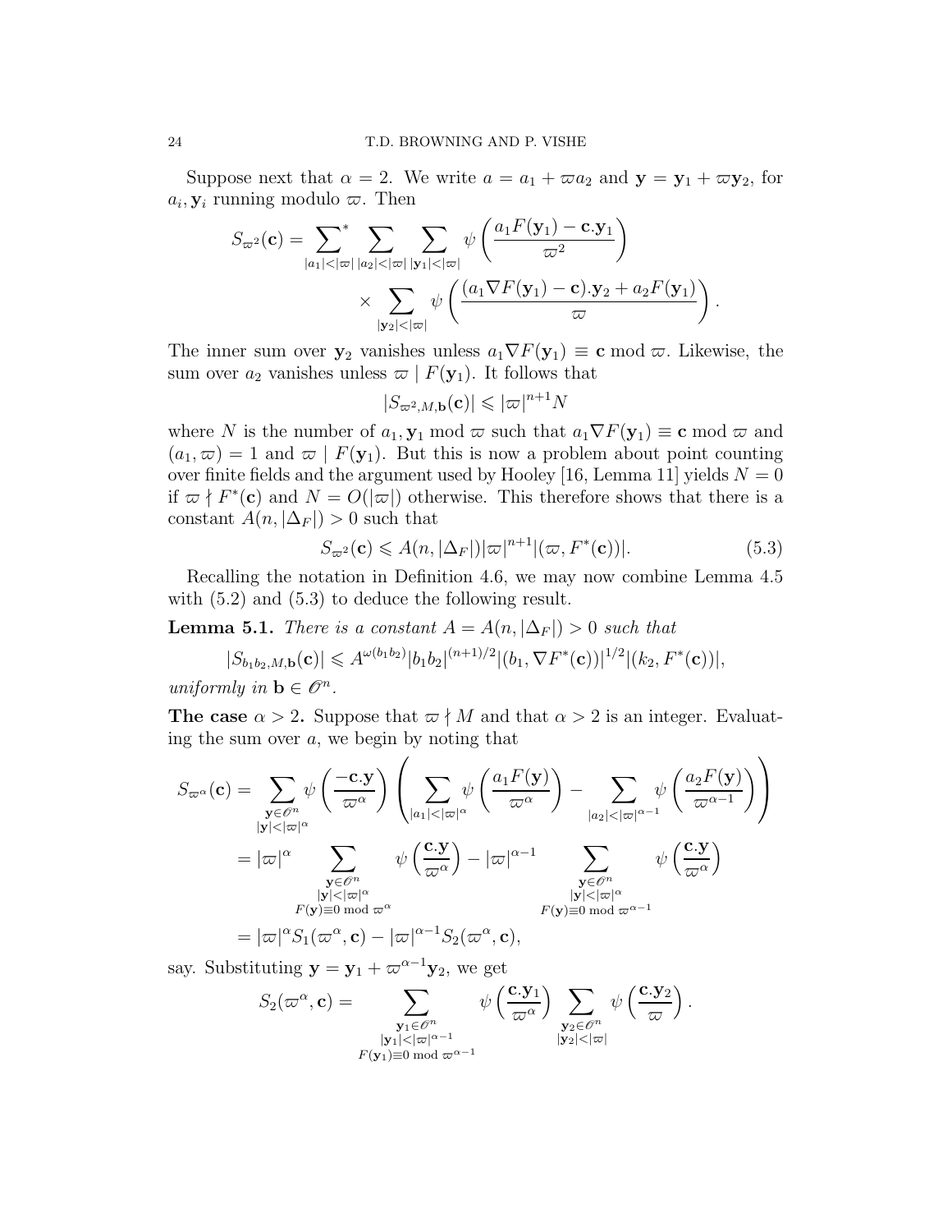Suppose next that $\alpha = 2$. We write $a = a_1 + \varpi a_2$ and $\mathbf{y} = \mathbf{y}_1 + \varpi \mathbf{y}_2$, for $a_i, \mathbf{y}_i$ running modulo $\varpi$. Then

$$S_{\varpi^2}(\mathbf{c}) = \sideset{}{^*}\sum_{|a_1|<|\varpi|} \sum_{|a_2|<|\varpi|} \sum_{|\mathbf{y}_1|<|\varpi|} \psi\left(\frac{a_1 F(\mathbf{y}_1) - \mathbf{c}.\mathbf{y}_1}{\varpi^2}\right) \times \sum_{|\mathbf{y}_2|<|\varpi|} \psi\left(\frac{(a_1 \nabla F(\mathbf{y}_1) - \mathbf{c}).\mathbf{y}_2 + a_2 F(\mathbf{y}_1)}{\varpi}\right).$$

The inner sum over $\mathbf{y}_2$ vanishes unless $a_1 \nabla F(\mathbf{y}_1) \equiv \mathbf{c} \bmod \varpi$. Likewise, the sum over $a_2$ vanishes unless $\varpi \mid F(\mathbf{y}_1)$. It follows that

$$|S_{\varpi^2, M, \mathbf{b}}(\mathbf{c})| \leqslant |\varpi|^{n+1} N$$

where $N$ is the number of $a_1, \mathbf{y}_1 \bmod \varpi$ such that $a_1 \nabla F(\mathbf{y}_1) \equiv \mathbf{c} \bmod \varpi$ and $(a_1, \varpi) = 1$ and $\varpi \mid F(\mathbf{y}_1)$. But this is now a problem about point counting over finite fields and the argument used by Hooley [16, Lemma 11] yields $N = 0$ if $\varpi \nmid F^*(\mathbf{c})$ and $N = O(|\varpi|)$ otherwise. This therefore shows that there is a constant $A(n, |\Delta_F|) > 0$ such that

$$S_{\varpi^2}(\mathbf{c}) \leqslant A(n, |\Delta_F|) |\varpi|^{n+1} |(\varpi, F^*(\mathbf{c}))|. \tag{5.3}$$

Recalling the notation in Definition 4.6, we may now combine Lemma 4.5 with (5.2) and (5.3) to deduce the following result.

**Lemma 5.1.** *There is a constant $A = A(n, |\Delta_F|) > 0$ such that*

$$|S_{b_1 b_2, M, \mathbf{b}}(\mathbf{c})| \leqslant A^{\omega(b_1 b_2)} |b_1 b_2|^{(n+1)/2} |(b_1, \nabla F^*(\mathbf{c}))|^{1/2} |(k_2, F^*(\mathbf{c}))|,$$

*uniformly in $\mathbf{b} \in \mathscr{O}^n$.*

**The case $\alpha > 2$.** Suppose that $\varpi \nmid M$ and that $\alpha > 2$ is an integer. Evaluating the sum over $a$, we begin by noting that

$$\begin{aligned}
S_{\varpi^\alpha}(\mathbf{c}) &= \sum_{\substack{\mathbf{y} \in \mathscr{O}^n \\ |\mathbf{y}|<|\varpi|^\alpha}} \psi\left(\frac{-\mathbf{c}.\mathbf{y}}{\varpi^\alpha}\right) \left( \sum_{|a_1|<|\varpi|^\alpha} \psi\left(\frac{a_1 F(\mathbf{y})}{\varpi^\alpha}\right) - \sum_{|a_2|<|\varpi|^{\alpha-1}} \psi\left(\frac{a_2 F(\mathbf{y})}{\varpi^{\alpha-1}}\right) \right) \\
&= |\varpi|^\alpha \sum_{\substack{\mathbf{y} \in \mathscr{O}^n \\ |\mathbf{y}|<|\varpi|^\alpha \\ F(\mathbf{y}) \equiv 0 \bmod \varpi^\alpha}} \psi\left(\frac{\mathbf{c}.\mathbf{y}}{\varpi^\alpha}\right) - |\varpi|^{\alpha-1} \sum_{\substack{\mathbf{y} \in \mathscr{O}^n \\ |\mathbf{y}|<|\varpi|^\alpha \\ F(\mathbf{y}) \equiv 0 \bmod \varpi^{\alpha-1}}} \psi\left(\frac{\mathbf{c}.\mathbf{y}}{\varpi^\alpha}\right) \\
&= |\varpi|^\alpha S_1(\varpi^\alpha, \mathbf{c}) - |\varpi|^{\alpha-1} S_2(\varpi^\alpha, \mathbf{c}),
\end{aligned}$$

say. Substituting $\mathbf{y} = \mathbf{y}_1 + \varpi^{\alpha-1} \mathbf{y}_2$, we get

$$S_2(\varpi^\alpha, \mathbf{c}) = \sum_{\substack{\mathbf{y}_1 \in \mathscr{O}^n \\ |\mathbf{y}_1|<|\varpi|^{\alpha-1} \\ F(\mathbf{y}_1) \equiv 0 \bmod \varpi^{\alpha-1}}} \psi\left(\frac{\mathbf{c}.\mathbf{y}_1}{\varpi^\alpha}\right) \sum_{\substack{\mathbf{y}_2 \in \mathscr{O}^n \\ |\mathbf{y}_2|<|\varpi|}} \psi\left(\frac{\mathbf{c}.\mathbf{y}_2}{\varpi}\right).$$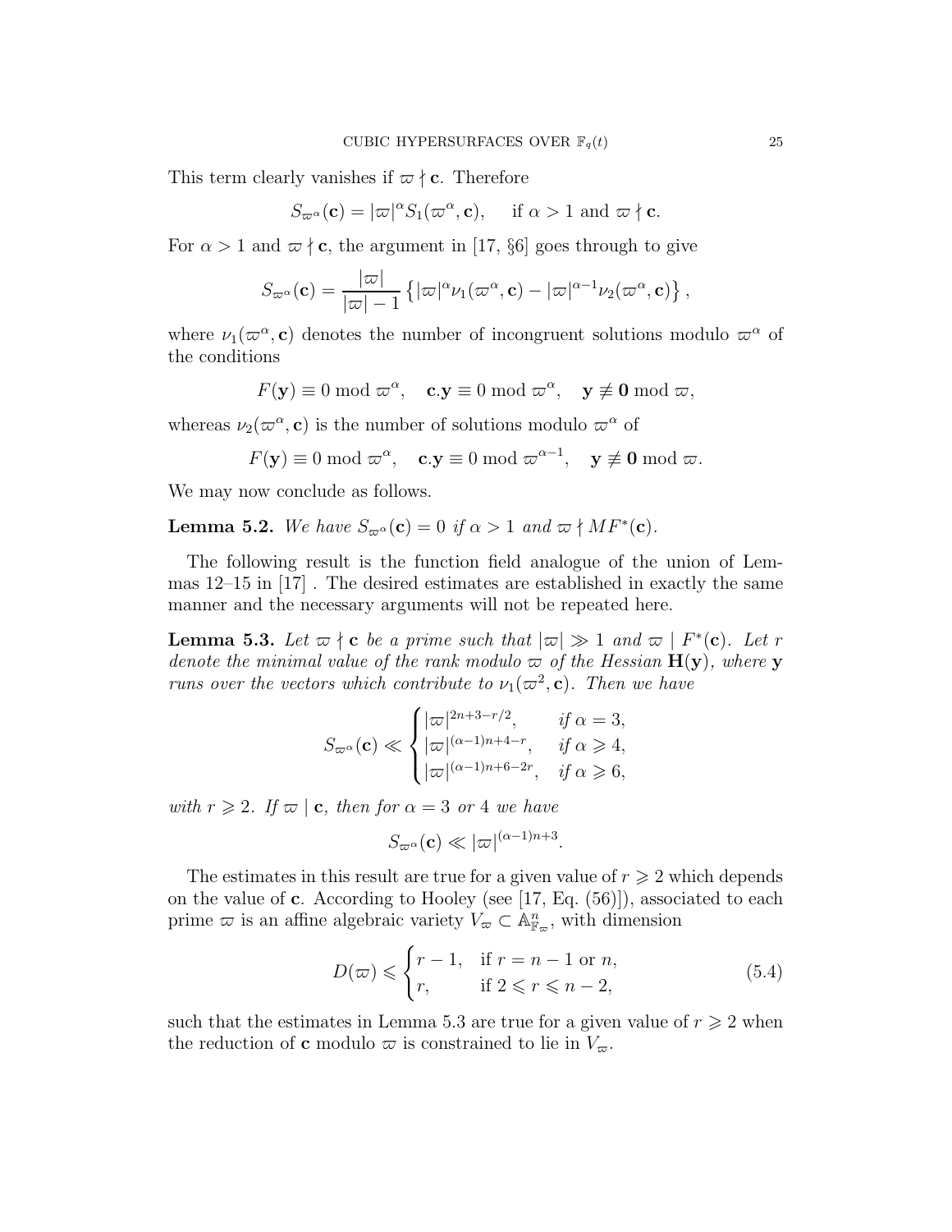This term clearly vanishes if $\varpi \nmid \mathbf{c}$. Therefore

$$S_{\varpi^\alpha}(\mathbf{c}) = |\varpi|^\alpha S_1(\varpi^\alpha, \mathbf{c}), \quad \text{if } \alpha > 1 \text{ and } \varpi \nmid \mathbf{c}.$$

For $\alpha > 1$ and $\varpi \nmid \mathbf{c}$, the argument in [17, §6] goes through to give

$$S_{\varpi^\alpha}(\mathbf{c}) = \frac{|\varpi|}{|\varpi| - 1} \left\{ |\varpi|^\alpha \nu_1(\varpi^\alpha, \mathbf{c}) - |\varpi|^{\alpha-1} \nu_2(\varpi^\alpha, \mathbf{c}) \right\},$$

where $\nu_1(\varpi^\alpha, \mathbf{c})$ denotes the number of incongruent solutions modulo $\varpi^\alpha$ of the conditions

$$F(\mathbf{y}) \equiv 0 \bmod \varpi^\alpha, \quad \mathbf{c}.\mathbf{y} \equiv 0 \bmod \varpi^\alpha, \quad \mathbf{y} \not\equiv \mathbf{0} \bmod \varpi,$$

whereas $\nu_2(\varpi^\alpha, \mathbf{c})$ is the number of solutions modulo $\varpi^\alpha$ of

$$F(\mathbf{y}) \equiv 0 \bmod \varpi^\alpha, \quad \mathbf{c}.\mathbf{y} \equiv 0 \bmod \varpi^{\alpha-1}, \quad \mathbf{y} \not\equiv \mathbf{0} \bmod \varpi.$$

We may now conclude as follows.

**Lemma 5.2.** *We have $S_{\varpi^\alpha}(\mathbf{c}) = 0$ if $\alpha > 1$ and $\varpi \nmid MF^*(\mathbf{c})$.*

The following result is the function field analogue of the union of Lemmas 12–15 in [17] . The desired estimates are established in exactly the same manner and the necessary arguments will not be repeated here.

**Lemma 5.3.** *Let $\varpi \nmid \mathbf{c}$ be a prime such that $|\varpi| \gg 1$ and $\varpi \mid F^*(\mathbf{c})$. Let $r$ denote the minimal value of the rank modulo $\varpi$ of the Hessian $\mathbf{H}(\mathbf{y})$, where $\mathbf{y}$ runs over the vectors which contribute to $\nu_1(\varpi^2, \mathbf{c})$. Then we have*

$$S_{\varpi^\alpha}(\mathbf{c}) \ll \begin{cases} |\varpi|^{2n+3-r/2}, & \text{if } \alpha = 3, \\ |\varpi|^{(\alpha-1)n+4-r}, & \text{if } \alpha \geqslant 4, \\ |\varpi|^{(\alpha-1)n+6-2r}, & \text{if } \alpha \geqslant 6, \end{cases}$$

*with $r \geqslant 2$. If $\varpi \mid \mathbf{c}$, then for $\alpha = 3$ or $4$ we have*

$$S_{\varpi^\alpha}(\mathbf{c}) \ll |\varpi|^{(\alpha-1)n+3}.$$

The estimates in this result are true for a given value of $r \geqslant 2$ which depends on the value of $\mathbf{c}$. According to Hooley (see [17, Eq. (56)]), associated to each prime $\varpi$ is an affine algebraic variety $V_\varpi \subset \mathbb{A}^n_{\mathbb{F}_\varpi}$, with dimension

$$D(\varpi) \leqslant \begin{cases} r - 1, & \text{if } r = n - 1 \text{ or } n, \\ r, & \text{if } 2 \leqslant r \leqslant n - 2, \end{cases} \tag{5.4}$$

such that the estimates in Lemma 5.3 are true for a given value of $r \geqslant 2$ when the reduction of $\mathbf{c}$ modulo $\varpi$ is constrained to lie in $V_\varpi$.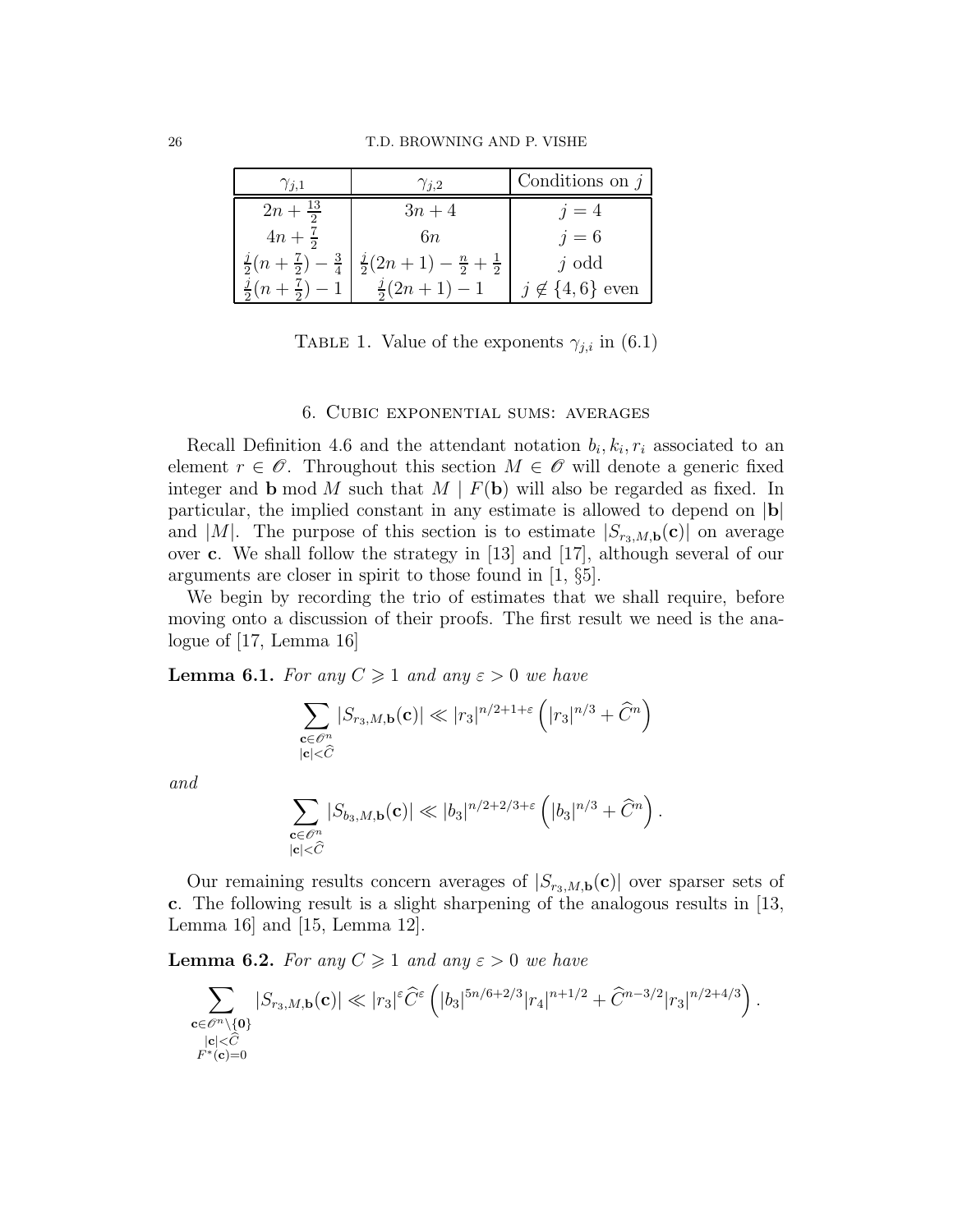| $\gamma_{j,1}$ | $\gamma_{j,2}$ | Conditions on $j$ |
|---|---|---|
| $2n+\frac{13}{2}$ | $3n+4$ | $j=4$ |
| $4n+\frac{7}{2}$ | $6n$ | $j=6$ |
| $\frac{j}{2}(n+\frac{7}{2})-\frac{3}{4}$ | $\frac{j}{2}(2n+1)-\frac{n}{2}+\frac{1}{2}$ | $j$ odd |
| $\frac{j}{2}(n+\frac{7}{2})-1$ | $\frac{j}{2}(2n+1)-1$ | $j\notin\{4,6\}$ even |

Table 1. Value of the exponents $\gamma_{j,i}$ in (6.1)

## 6. Cubic exponential sums: averages

Recall Definition 4.6 and the attendant notation $b_i, k_i, r_i$ associated to an element $r \in \mathscr{O}$. Throughout this section $M \in \mathscr{O}$ will denote a generic fixed integer and $\mathbf{b} \bmod M$ such that $M \mid F(\mathbf{b})$ will also be regarded as fixed. In particular, the implied constant in any estimate is allowed to depend on $|\mathbf{b}|$ and $|M|$. The purpose of this section is to estimate $|S_{r_3,M,\mathbf{b}}(\mathbf{c})|$ on average over $\mathbf{c}$. We shall follow the strategy in [13] and [17], although several of our arguments are closer in spirit to those found in [1, §5].

We begin by recording the trio of estimates that we shall require, before moving onto a discussion of their proofs. The first result we need is the analogue of [17, Lemma 16]

**Lemma 6.1.** *For any $C \geqslant 1$ and any $\varepsilon > 0$ we have*

$$\sum_{\substack{\mathbf{c}\in\mathscr{O}^n\\ |\mathbf{c}|<\widehat{C}}} |S_{r_3,M,\mathbf{b}}(\mathbf{c})| \ll |r_3|^{n/2+1+\varepsilon}\left(|r_3|^{n/3}+\widehat{C}^n\right)$$

*and*

$$\sum_{\substack{\mathbf{c}\in\mathscr{O}^n\\ |\mathbf{c}|<\widehat{C}}} |S_{b_3,M,\mathbf{b}}(\mathbf{c})| \ll |b_3|^{n/2+2/3+\varepsilon}\left(|b_3|^{n/3}+\widehat{C}^n\right).$$

Our remaining results concern averages of $|S_{r_3,M,\mathbf{b}}(\mathbf{c})|$ over sparser sets of $\mathbf{c}$. The following result is a slight sharpening of the analogous results in [13, Lemma 16] and [15, Lemma 12].

**Lemma 6.2.** *For any $C \geqslant 1$ and any $\varepsilon > 0$ we have*

$$\sum_{\substack{\mathbf{c}\in\mathscr{O}^n\setminus\{\mathbf{0}\}\\ |\mathbf{c}|<\widehat{C}\\ F^*(\mathbf{c})=0}} |S_{r_3,M,\mathbf{b}}(\mathbf{c})| \ll |r_3|^{\varepsilon}\widehat{C}^{\varepsilon}\left(|b_3|^{5n/6+2/3}|r_4|^{n+1/2}+\widehat{C}^{n-3/2}|r_3|^{n/2+4/3}\right).$$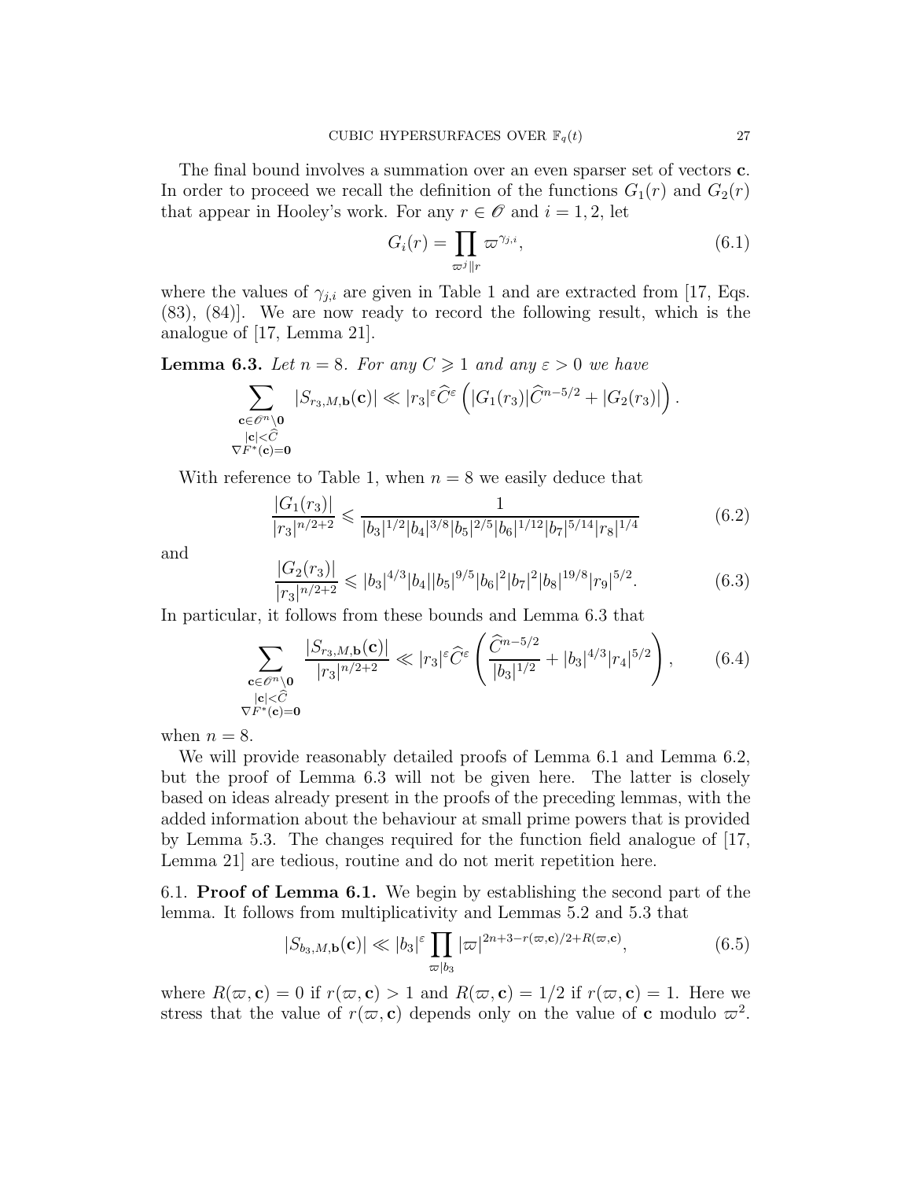The final bound involves a summation over an even sparser set of vectors $\mathbf{c}$. In order to proceed we recall the definition of the functions $G_1(r)$ and $G_2(r)$ that appear in Hooley's work. For any $r \in \mathscr{O}$ and $i = 1, 2$, let

$$G_i(r) = \prod_{\varpi^j \| r} \varpi^{\gamma_{j,i}}, \tag{6.1}$$

where the values of $\gamma_{j,i}$ are given in Table 1 and are extracted from [17, Eqs. (83), (84)]. We are now ready to record the following result, which is the analogue of [17, Lemma 21].

**Lemma 6.3.** *Let $n = 8$. For any $C \geqslant 1$ and any $\varepsilon > 0$ we have*

$$\sum_{\substack{\mathbf{c} \in \mathscr{O}^n \setminus \mathbf{0} \\ |\mathbf{c}| < \widehat{C} \\ \nabla F^*(\mathbf{c}) = \mathbf{0}}} |S_{r_3, M, \mathbf{b}}(\mathbf{c})| \ll |r_3|^\varepsilon \widehat{C}^\varepsilon \left( |G_1(r_3)| \widehat{C}^{n-5/2} + |G_2(r_3)| \right).$$

With reference to Table 1, when $n = 8$ we easily deduce that

$$\frac{|G_1(r_3)|}{|r_3|^{n/2+2}} \leqslant \frac{1}{|b_3|^{1/2} |b_4|^{3/8} |b_5|^{2/5} |b_6|^{1/12} |b_7|^{5/14} |r_8|^{1/4}} \tag{6.2}$$

and

$$\frac{|G_2(r_3)|}{|r_3|^{n/2+2}} \leqslant |b_3|^{4/3} |b_4| |b_5|^{9/5} |b_6|^2 |b_7|^2 |b_8|^{19/8} |r_9|^{5/2}. \tag{6.3}$$

In particular, it follows from these bounds and Lemma 6.3 that

$$\sum_{\substack{\mathbf{c} \in \mathscr{O}^n \setminus \mathbf{0} \\ |\mathbf{c}| < \widehat{C} \\ \nabla F^*(\mathbf{c}) = \mathbf{0}}} \frac{|S_{r_3, M, \mathbf{b}}(\mathbf{c})|}{|r_3|^{n/2+2}} \ll |r_3|^\varepsilon \widehat{C}^\varepsilon \left( \frac{\widehat{C}^{n-5/2}}{|b_3|^{1/2}} + |b_3|^{4/3} |r_4|^{5/2} \right), \tag{6.4}$$

when $n = 8$.

We will provide reasonably detailed proofs of Lemma 6.1 and Lemma 6.2, but the proof of Lemma 6.3 will not be given here. The latter is closely based on ideas already present in the proofs of the preceding lemmas, with the added information about the behaviour at small prime powers that is provided by Lemma 5.3. The changes required for the function field analogue of [17, Lemma 21] are tedious, routine and do not merit repetition here.

6.1. **Proof of Lemma 6.1.** We begin by establishing the second part of the lemma. It follows from multiplicativity and Lemmas 5.2 and 5.3 that

$$|S_{b_3, M, \mathbf{b}}(\mathbf{c})| \ll |b_3|^\varepsilon \prod_{\varpi | b_3} |\varpi|^{2n+3-r(\varpi, \mathbf{c})/2 + R(\varpi, \mathbf{c})}, \tag{6.5}$$

where $R(\varpi, \mathbf{c}) = 0$ if $r(\varpi, \mathbf{c}) > 1$ and $R(\varpi, \mathbf{c}) = 1/2$ if $r(\varpi, \mathbf{c}) = 1$. Here we stress that the value of $r(\varpi, \mathbf{c})$ depends only on the value of $\mathbf{c}$ modulo $\varpi^2$.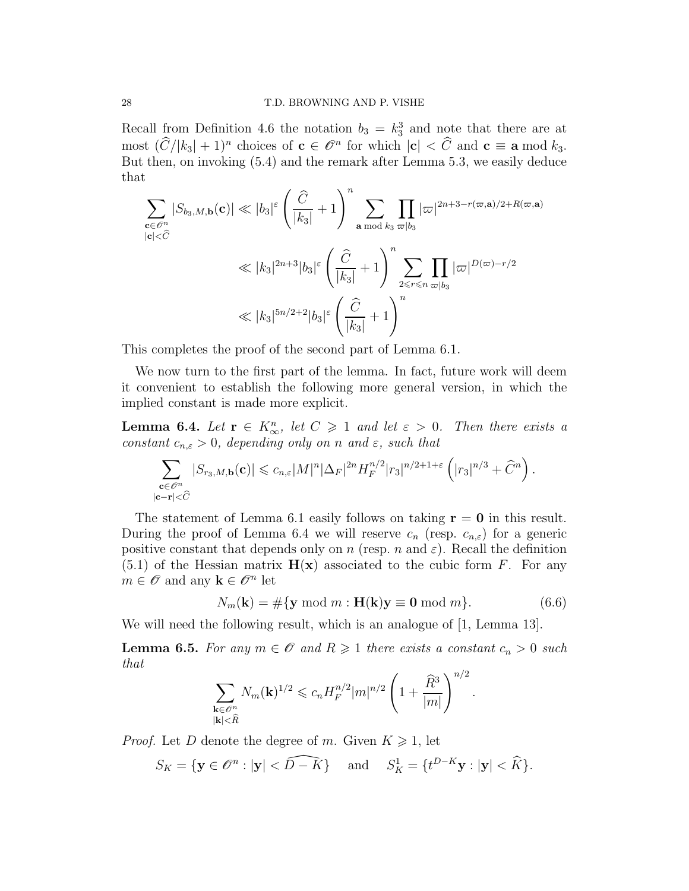Recall from Definition 4.6 the notation $b_3 = k_3^3$ and note that there are at most $(\widehat{C}/|k_3|+1)^n$ choices of $\mathbf{c} \in \mathscr{O}^n$ for which $|\mathbf{c}| < \widehat{C}$ and $\mathbf{c} \equiv \mathbf{a} \bmod k_3$. But then, on invoking (5.4) and the remark after Lemma 5.3, we easily deduce that

$$\begin{aligned}
\sum_{\substack{\mathbf{c}\in\mathscr{O}^n\\ |\mathbf{c}|<\widehat{C}}} |S_{b_3,M,\mathbf{b}}(\mathbf{c})| &\ll |b_3|^{\varepsilon}\left(\frac{\widehat{C}}{|k_3|}+1\right)^n \sum_{\mathbf{a} \bmod k_3} \prod_{\varpi \mid b_3} |\varpi|^{2n+3-r(\varpi,\mathbf{a})/2+R(\varpi,\mathbf{a})} \\
&\ll |k_3|^{2n+3}|b_3|^{\varepsilon}\left(\frac{\widehat{C}}{|k_3|}+1\right)^n \sum_{2\leqslant r\leqslant n} \prod_{\varpi\mid b_3} |\varpi|^{D(\varpi)-r/2} \\
&\ll |k_3|^{5n/2+2}|b_3|^{\varepsilon}\left(\frac{\widehat{C}}{|k_3|}+1\right)^n
\end{aligned}$$

This completes the proof of the second part of Lemma 6.1.

We now turn to the first part of the lemma. In fact, future work will deem it convenient to establish the following more general version, in which the implied constant is made more explicit.

**Lemma 6.4.** *Let $\mathbf{r} \in K_\infty^n$, let $C \geqslant 1$ and let $\varepsilon > 0$. Then there exists a constant $c_{n,\varepsilon} > 0$, depending only on $n$ and $\varepsilon$, such that*

$$\sum_{\substack{\mathbf{c}\in\mathscr{O}^n\\ |\mathbf{c}-\mathbf{r}|<\widehat{C}}} |S_{r_3,M,\mathbf{b}}(\mathbf{c})| \leqslant c_{n,\varepsilon}|M|^n|\Delta_F|^{2n}H_F^{n/2}|r_3|^{n/2+1+\varepsilon}\left(|r_3|^{n/3}+\widehat{C}^n\right).$$

The statement of Lemma 6.1 easily follows on taking $\mathbf{r} = \mathbf{0}$ in this result. During the proof of Lemma 6.4 we will reserve $c_n$ (resp. $c_{n,\varepsilon}$) for a generic positive constant that depends only on $n$ (resp. $n$ and $\varepsilon$). Recall the definition (5.1) of the Hessian matrix $\mathbf{H}(\mathbf{x})$ associated to the cubic form $F$. For any $m \in \mathscr{O}$ and any $\mathbf{k} \in \mathscr{O}^n$ let

$$N_m(\mathbf{k}) = \#\{\mathbf{y} \bmod m : \mathbf{H}(\mathbf{k})\mathbf{y} \equiv \mathbf{0} \bmod m\}. \tag{6.6}$$

We will need the following result, which is an analogue of [1, Lemma 13].

**Lemma 6.5.** *For any $m \in \mathscr{O}$ and $R \geqslant 1$ there exists a constant $c_n > 0$ such that*

$$\sum_{\substack{\mathbf{k}\in\mathscr{O}^n\\ |\mathbf{k}|<\widehat{R}}} N_m(\mathbf{k})^{1/2} \leqslant c_n H_F^{n/2}|m|^{n/2}\left(1+\frac{\widehat{R}^3}{|m|}\right)^{n/2}.$$

*Proof.* Let $D$ denote the degree of $m$. Given $K \geqslant 1$, let

$$S_K = \{\mathbf{y} \in \mathscr{O}^n : |\mathbf{y}| < \widehat{D-K}\} \quad \text{and} \quad S_K^1 = \{t^{D-K}\mathbf{y} : |\mathbf{y}| < \widehat{K}\}.$$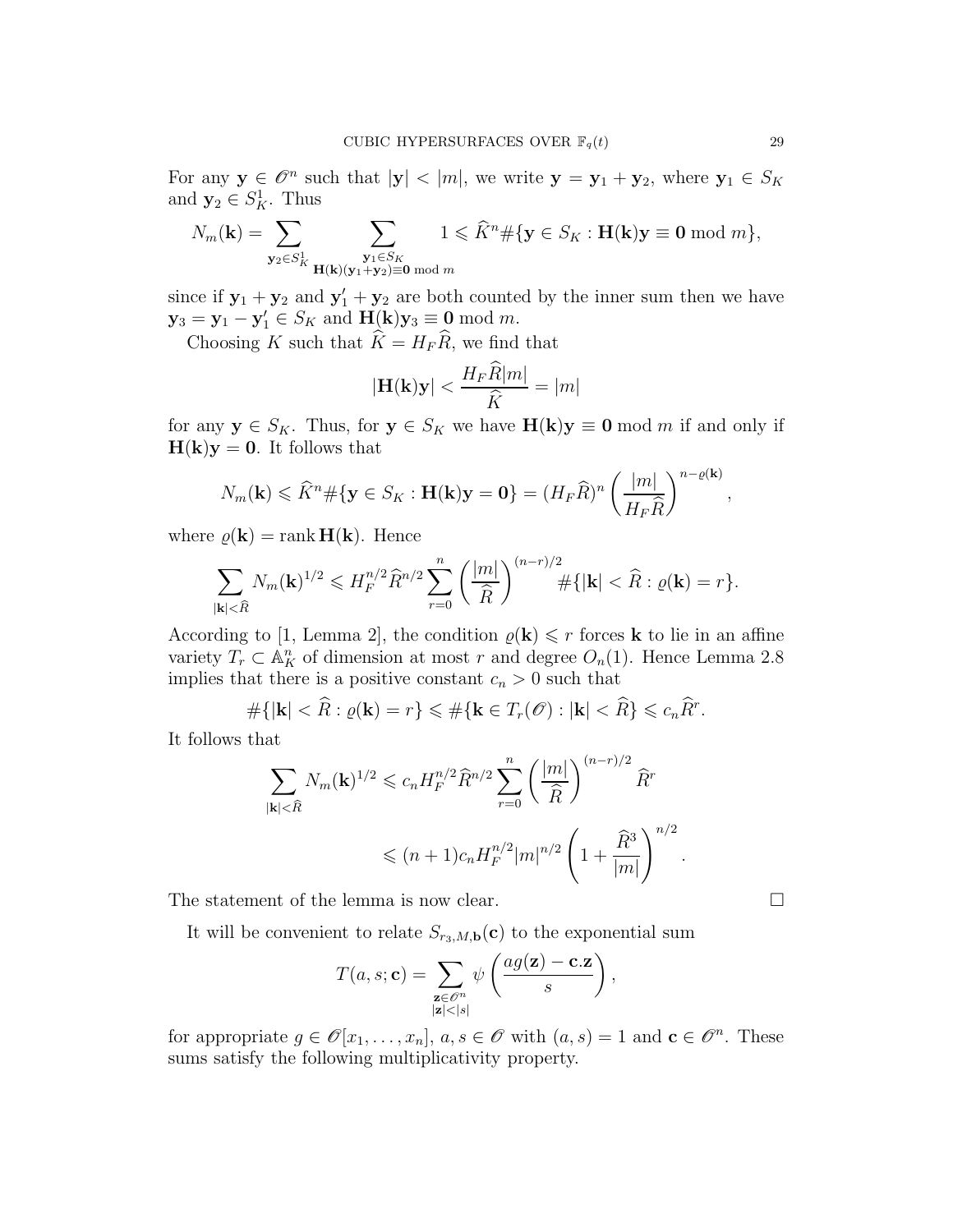For any $\mathbf{y} \in \mathscr{O}^n$ such that $|\mathbf{y}| < |m|$, we write $\mathbf{y} = \mathbf{y}_1 + \mathbf{y}_2$, where $\mathbf{y}_1 \in S_K$ and $\mathbf{y}_2 \in S_K^1$. Thus

$$N_m(\mathbf{k}) = \sum_{\mathbf{y}_2 \in S_K^1} \sum_{\substack{\mathbf{y}_1 \in S_K \\ \mathbf{H}(\mathbf{k})(\mathbf{y}_1+\mathbf{y}_2) \equiv \mathbf{0} \bmod m}} 1 \leqslant \widehat{K}^n \#\{\mathbf{y} \in S_K : \mathbf{H}(\mathbf{k})\mathbf{y} \equiv \mathbf{0} \bmod m\},$$

since if $\mathbf{y}_1 + \mathbf{y}_2$ and $\mathbf{y}_1' + \mathbf{y}_2$ are both counted by the inner sum then we have $\mathbf{y}_3 = \mathbf{y}_1 - \mathbf{y}_1' \in S_K$ and $\mathbf{H}(\mathbf{k})\mathbf{y}_3 \equiv \mathbf{0} \bmod m$.

Choosing $K$ such that $\widehat{K} = H_F \widehat{R}$, we find that

$$|\mathbf{H}(\mathbf{k})\mathbf{y}| < \frac{H_F \widehat{R} |m|}{\widehat{K}} = |m|$$

for any $\mathbf{y} \in S_K$. Thus, for $\mathbf{y} \in S_K$ we have $\mathbf{H}(\mathbf{k})\mathbf{y} \equiv \mathbf{0} \bmod m$ if and only if $\mathbf{H}(\mathbf{k})\mathbf{y} = \mathbf{0}$. It follows that

$$N_m(\mathbf{k}) \leqslant \widehat{K}^n \#\{\mathbf{y} \in S_K : \mathbf{H}(\mathbf{k})\mathbf{y} = \mathbf{0}\} = (H_F \widehat{R})^n \left( \frac{|m|}{H_F \widehat{R}} \right)^{n - \varrho(\mathbf{k})},$$

where $\varrho(\mathbf{k}) = \operatorname{rank} \mathbf{H}(\mathbf{k})$. Hence

$$\sum_{|\mathbf{k}| < \widehat{R}} N_m(\mathbf{k})^{1/2} \leqslant H_F^{n/2} \widehat{R}^{n/2} \sum_{r=0}^{n} \left( \frac{|m|}{\widehat{R}} \right)^{(n-r)/2} \#\{|\mathbf{k}| < \widehat{R} : \varrho(\mathbf{k}) = r\}.$$

According to [1, Lemma 2], the condition $\varrho(\mathbf{k}) \leqslant r$ forces $\mathbf{k}$ to lie in an affine variety $T_r \subset \mathbb{A}_K^n$ of dimension at most $r$ and degree $O_n(1)$. Hence Lemma 2.8 implies that there is a positive constant $c_n > 0$ such that

$$\#\{|\mathbf{k}| < \widehat{R} : \varrho(\mathbf{k}) = r\} \leqslant \#\{\mathbf{k} \in T_r(\mathscr{O}) : |\mathbf{k}| < \widehat{R}\} \leqslant c_n \widehat{R}^r.$$

It follows that

$$\begin{aligned}
\sum_{|\mathbf{k}| < \widehat{R}} N_m(\mathbf{k})^{1/2} &\leqslant c_n H_F^{n/2} \widehat{R}^{n/2} \sum_{r=0}^{n} \left( \frac{|m|}{\widehat{R}} \right)^{(n-r)/2} \widehat{R}^r \\
&\leqslant (n+1) c_n H_F^{n/2} |m|^{n/2} \left( 1 + \frac{\widehat{R}^3}{|m|} \right)^{n/2}.
\end{aligned}$$

The statement of the lemma is now clear. $\square$

It will be convenient to relate $S_{r_3, M, \mathbf{b}}(\mathbf{c})$ to the exponential sum

$$T(a, s; \mathbf{c}) = \sum_{\substack{\mathbf{z} \in \mathscr{O}^n \\ |\mathbf{z}| < |s|}} \psi \left( \frac{a g(\mathbf{z}) - \mathbf{c}.\mathbf{z}}{s} \right),$$

for appropriate $g \in \mathscr{O}[x_1, \dots, x_n]$, $a, s \in \mathscr{O}$ with $(a, s) = 1$ and $\mathbf{c} \in \mathscr{O}^n$. These sums satisfy the following multiplicativity property.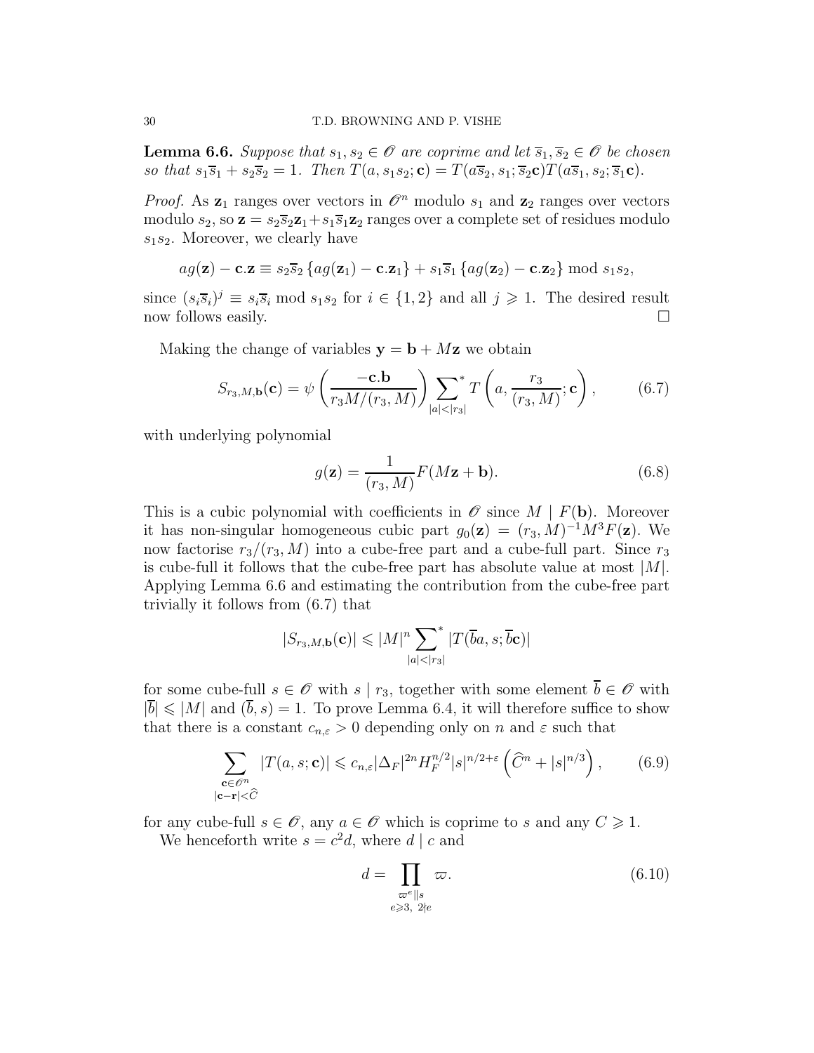**Lemma 6.6.** *Suppose that $s_1, s_2 \in \mathscr{O}$ are coprime and let $\overline{s}_1, \overline{s}_2 \in \mathscr{O}$ be chosen so that $s_1\overline{s}_1 + s_2\overline{s}_2 = 1$. Then $T(a, s_1s_2; \mathbf{c}) = T(a\overline{s}_2, s_1; \overline{s}_2\mathbf{c})T(a\overline{s}_1, s_2; \overline{s}_1\mathbf{c})$.*

*Proof.* As $\mathbf{z}_1$ ranges over vectors in $\mathscr{O}^n$ modulo $s_1$ and $\mathbf{z}_2$ ranges over vectors modulo $s_2$, so $\mathbf{z} = s_2\overline{s}_2\mathbf{z}_1 + s_1\overline{s}_1\mathbf{z}_2$ ranges over a complete set of residues modulo $s_1s_2$. Moreover, we clearly have

$$ag(\mathbf{z}) - \mathbf{c}.\mathbf{z} \equiv s_2\overline{s}_2 \left\{ag(\mathbf{z}_1) - \mathbf{c}.\mathbf{z}_1\right\} + s_1\overline{s}_1 \left\{ag(\mathbf{z}_2) - \mathbf{c}.\mathbf{z}_2\right\} \bmod s_1s_2,$$

since $(s_i\overline{s}_i)^j \equiv s_i\overline{s}_i \bmod s_1s_2$ for $i \in \{1, 2\}$ and all $j \geqslant 1$. The desired result now follows easily. $\square$

Making the change of variables $\mathbf{y} = \mathbf{b} + M\mathbf{z}$ we obtain

$$S_{r_3,M,\mathbf{b}}(\mathbf{c}) = \psi\left(\frac{-\mathbf{c}.\mathbf{b}}{r_3M/(r_3, M)}\right) \sideset{}{^*}\sum_{|a|<|r_3|} T\left(a, \frac{r_3}{(r_3, M)}; \mathbf{c}\right), \tag{6.7}$$

with underlying polynomial

$$g(\mathbf{z}) = \frac{1}{(r_3, M)} F(M\mathbf{z} + \mathbf{b}). \tag{6.8}$$

This is a cubic polynomial with coefficients in $\mathscr{O}$ since $M \mid F(\mathbf{b})$. Moreover it has non-singular homogeneous cubic part $g_0(\mathbf{z}) = (r_3, M)^{-1}M^3F(\mathbf{z})$. We now factorise $r_3/(r_3, M)$ into a cube-free part and a cube-full part. Since $r_3$ is cube-full it follows that the cube-free part has absolute value at most $|M|$. Applying Lemma 6.6 and estimating the contribution from the cube-free part trivially it follows from (6.7) that

$$|S_{r_3,M,\mathbf{b}}(\mathbf{c})| \leqslant |M|^n \sideset{}{^*}\sum_{|a|<|r_3|} |T(\overline{b}a, s; \overline{b}\mathbf{c})|$$

for some cube-full $s \in \mathscr{O}$ with $s \mid r_3$, together with some element $\overline{b} \in \mathscr{O}$ with $|\overline{b}| \leqslant |M|$ and $(\overline{b}, s) = 1$. To prove Lemma 6.4, it will therefore suffice to show that there is a constant $c_{n,\varepsilon} > 0$ depending only on $n$ and $\varepsilon$ such that

$$\sum_{\substack{\mathbf{c}\in\mathscr{O}^n \\ |\mathbf{c}-\mathbf{r}|<\widehat{C}}} |T(a, s; \mathbf{c})| \leqslant c_{n,\varepsilon}|\Delta_F|^{2n}H_F^{n/2}|s|^{n/2+\varepsilon}\left(\widehat{C}^n + |s|^{n/3}\right), \tag{6.9}$$

for any cube-full $s \in \mathscr{O}$, any $a \in \mathscr{O}$ which is coprime to $s$ and any $C \geqslant 1$.

We henceforth write $s = c^2d$, where $d \mid c$ and

$$d = \prod_{\substack{\varpi^e \| s \\ e\geqslant 3,\ 2\nmid e}} \varpi. \tag{6.10}$$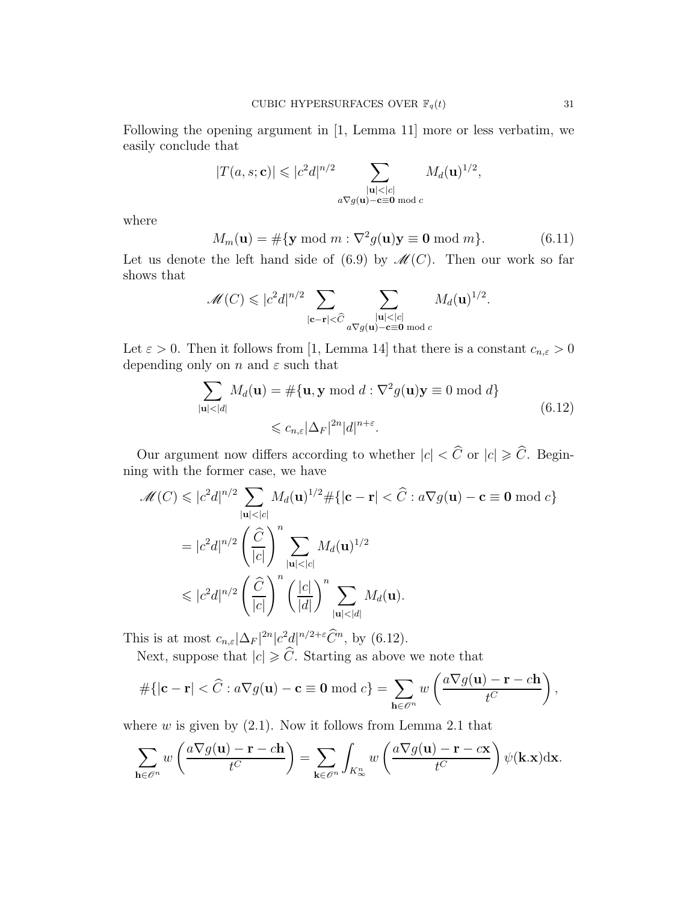Following the opening argument in [1, Lemma 11] more or less verbatim, we easily conclude that

$$|T(a,s;\mathbf{c})| \leqslant |c^2 d|^{n/2} \sum_{\substack{|\mathbf{u}|<|c| \\ a\nabla g(\mathbf{u})-\mathbf{c}\equiv \mathbf{0} \bmod c}} M_d(\mathbf{u})^{1/2},$$

where

$$M_m(\mathbf{u}) = \#\{\mathbf{y} \bmod m : \nabla^2 g(\mathbf{u})\mathbf{y} \equiv \mathbf{0} \bmod m\}. \tag{6.11}$$

Let us denote the left hand side of (6.9) by $\mathscr{M}(C)$. Then our work so far shows that

$$\mathscr{M}(C) \leqslant |c^2 d|^{n/2} \sum_{|\mathbf{c}-\mathbf{r}|<\widehat{C}} \sum_{\substack{|\mathbf{u}|<|c| \\ a\nabla g(\mathbf{u})-\mathbf{c}\equiv \mathbf{0} \bmod c}} M_d(\mathbf{u})^{1/2}.$$

Let $\varepsilon > 0$. Then it follows from [1, Lemma 14] that there is a constant $c_{n,\varepsilon} > 0$ depending only on $n$ and $\varepsilon$ such that

$$\begin{aligned} \sum_{|\mathbf{u}|<|d|} M_d(\mathbf{u}) &= \#\{\mathbf{u},\mathbf{y} \bmod d : \nabla^2 g(\mathbf{u})\mathbf{y} \equiv 0 \bmod d\} \\ &\leqslant c_{n,\varepsilon} |\Delta_F|^{2n} |d|^{n+\varepsilon}. \end{aligned} \tag{6.12}$$

Our argument now differs according to whether $|c| < \widehat{C}$ or $|c| \geqslant \widehat{C}$. Beginning with the former case, we have

$$\begin{aligned} \mathscr{M}(C) &\leqslant |c^2 d|^{n/2} \sum_{|\mathbf{u}|<|c|} M_d(\mathbf{u})^{1/2} \#\{|\mathbf{c}-\mathbf{r}| < \widehat{C} : a\nabla g(\mathbf{u}) - \mathbf{c} \equiv \mathbf{0} \bmod c\} \\ &= |c^2 d|^{n/2} \left(\frac{\widehat{C}}{|c|}\right)^n \sum_{|\mathbf{u}|<|c|} M_d(\mathbf{u})^{1/2} \\ &\leqslant |c^2 d|^{n/2} \left(\frac{\widehat{C}}{|c|}\right)^n \left(\frac{|c|}{|d|}\right)^n \sum_{|\mathbf{u}|<|d|} M_d(\mathbf{u}). \end{aligned}$$

This is at most $c_{n,\varepsilon}|\Delta_F|^{2n}|c^2 d|^{n/2+\varepsilon}\widehat{C}^n$, by (6.12).

Next, suppose that $|c| \geqslant \widehat{C}$. Starting as above we note that

$$\#\{|\mathbf{c}-\mathbf{r}| < \widehat{C} : a\nabla g(\mathbf{u}) - \mathbf{c} \equiv \mathbf{0} \bmod c\} = \sum_{\mathbf{h}\in\mathscr{O}^n} w\left(\frac{a\nabla g(\mathbf{u}) - \mathbf{r} - c\mathbf{h}}{t^C}\right),$$

where $w$ is given by (2.1). Now it follows from Lemma 2.1 that

$$\sum_{\mathbf{h}\in\mathscr{O}^n} w\left(\frac{a\nabla g(\mathbf{u}) - \mathbf{r} - c\mathbf{h}}{t^C}\right) = \sum_{\mathbf{k}\in\mathscr{O}^n} \int_{K_\infty^n} w\left(\frac{a\nabla g(\mathbf{u}) - \mathbf{r} - c\mathbf{x}}{t^C}\right) \psi(\mathbf{k}.\mathbf{x}) \mathrm{d}\mathbf{x}.$$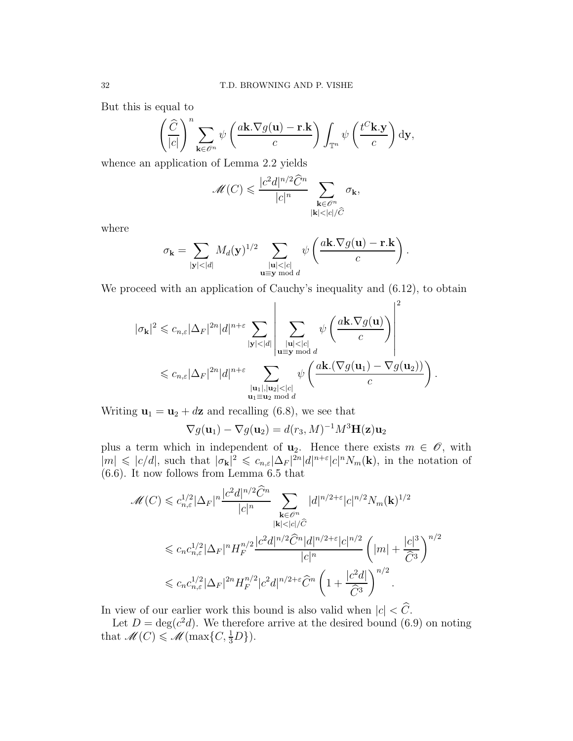But this is equal to

$$\left(\frac{\widehat{C}}{|c|}\right)^n \sum_{\mathbf{k}\in\mathscr{O}^n} \psi\left(\frac{a\mathbf{k}.\nabla g(\mathbf{u}) - \mathbf{r}.\mathbf{k}}{c}\right) \int_{\mathbb{T}^n} \psi\left(\frac{t^C\mathbf{k}.\mathbf{y}}{c}\right) \mathrm{d}\mathbf{y},$$

whence an application of Lemma 2.2 yields

$$\mathscr{M}(C) \leqslant \frac{|c^2 d|^{n/2}\widehat{C}^n}{|c|^n} \sum_{\substack{\mathbf{k}\in\mathscr{O}^n\\ |\mathbf{k}|<|c|/\widehat{C}}} \sigma_{\mathbf{k}},$$

where

$$\sigma_{\mathbf{k}} = \sum_{|\mathbf{y}|<|d|} M_d(\mathbf{y})^{1/2} \sum_{\substack{|\mathbf{u}|<|c|\\ \mathbf{u}\equiv\mathbf{y} \bmod d}} \psi\left(\frac{a\mathbf{k}.\nabla g(\mathbf{u}) - \mathbf{r}.\mathbf{k}}{c}\right).$$

We proceed with an application of Cauchy's inequality and (6.12), to obtain

$$\begin{aligned}
|\sigma_{\mathbf{k}}|^2 &\leqslant c_{n,\varepsilon}|\Delta_F|^{2n}|d|^{n+\varepsilon} \sum_{|\mathbf{y}|<|d|} \left| \sum_{\substack{|\mathbf{u}|<|c|\\ \mathbf{u}\equiv\mathbf{y} \bmod d}} \psi\left(\frac{a\mathbf{k}.\nabla g(\mathbf{u})}{c}\right)\right|^2\\
&\leqslant c_{n,\varepsilon}|\Delta_F|^{2n}|d|^{n+\varepsilon} \sum_{\substack{|\mathbf{u}_1|,|\mathbf{u}_2|<|c|\\ \mathbf{u}_1\equiv\mathbf{u}_2 \bmod d}} \psi\left(\frac{a\mathbf{k}.(\nabla g(\mathbf{u}_1) - \nabla g(\mathbf{u}_2))}{c}\right).
\end{aligned}$$

Writing $\mathbf{u}_1 = \mathbf{u}_2 + d\mathbf{z}$ and recalling (6.8), we see that

$$\nabla g(\mathbf{u}_1) - \nabla g(\mathbf{u}_2) = d(r_3, M)^{-1} M^3 \mathbf{H}(\mathbf{z})\mathbf{u}_2$$

plus a term which in independent of $\mathbf{u}_2$. Hence there exists $m \in \mathscr{O}$, with $|m| \leqslant |c/d|$, such that $|\sigma_{\mathbf{k}}|^2 \leqslant c_{n,\varepsilon}|\Delta_F|^{2n}|d|^{n+\varepsilon}|c|^n N_m(\mathbf{k})$, in the notation of (6.6). It now follows from Lemma 6.5 that

$$\begin{aligned}
\mathscr{M}(C) &\leqslant c_{n,\varepsilon}^{1/2}|\Delta_F|^n \frac{|c^2 d|^{n/2}\widehat{C}^n}{|c|^n} \sum_{\substack{\mathbf{k}\in\mathscr{O}^n\\ |\mathbf{k}|<|c|/\widehat{C}}} |d|^{n/2+\varepsilon}|c|^{n/2} N_m(\mathbf{k})^{1/2}\\
&\leqslant c_n c_{n,\varepsilon}^{1/2}|\Delta_F|^n H_F^{n/2} \frac{|c^2 d|^{n/2}\widehat{C}^n |d|^{n/2+\varepsilon}|c|^{n/2}}{|c|^n} \left(|m| + \frac{|c|^3}{\widehat{C}^3}\right)^{n/2}\\
&\leqslant c_n c_{n,\varepsilon}^{1/2}|\Delta_F|^{2n} H_F^{n/2} |c^2 d|^{n/2+\varepsilon}\widehat{C}^n \left(1 + \frac{|c^2 d|}{\widehat{C}^3}\right)^{n/2}.
\end{aligned}$$

In view of our earlier work this bound is also valid when $|c| < \widehat{C}$.

Let $D = \deg(c^2 d)$. We therefore arrive at the desired bound (6.9) on noting that $\mathscr{M}(C) \leqslant \mathscr{M}(\max\{C, \frac{1}{3}D\})$.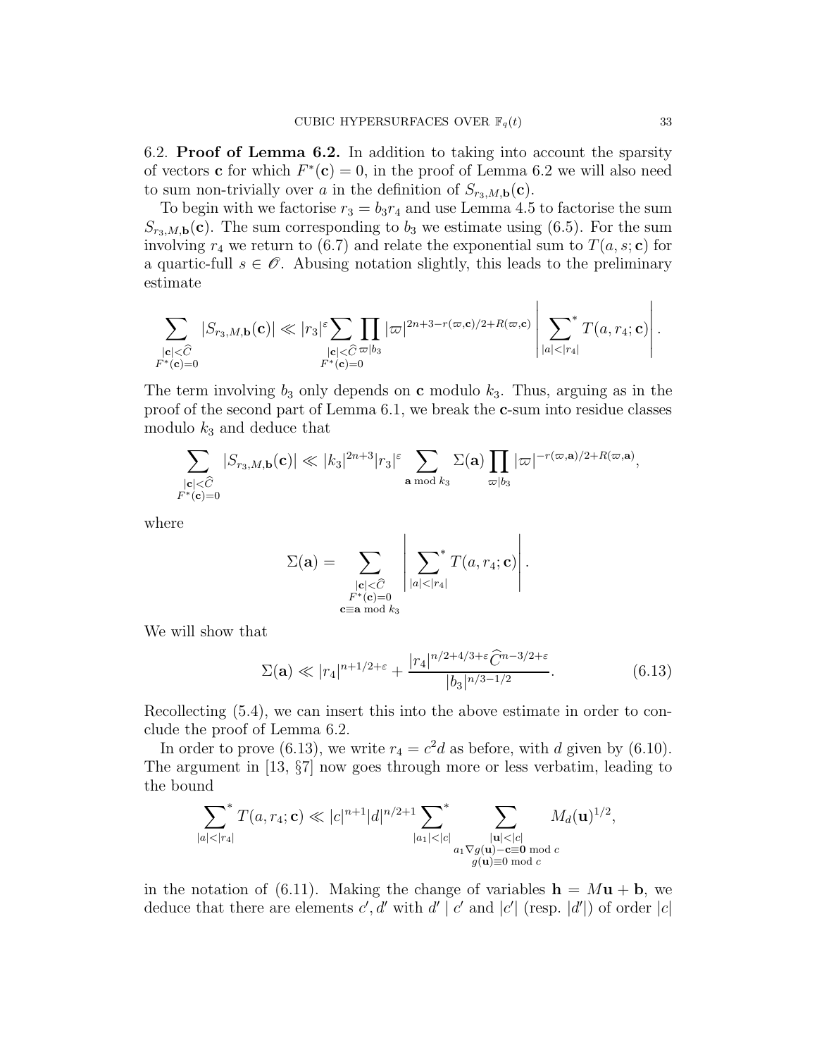6.2. **Proof of Lemma 6.2.** In addition to taking into account the sparsity of vectors $\mathbf{c}$ for which $F^*(\mathbf{c}) = 0$, in the proof of Lemma 6.2 we will also need to sum non-trivially over $a$ in the definition of $S_{r_3,M,\mathbf{b}}(\mathbf{c})$.

To begin with we factorise $r_3 = b_3 r_4$ and use Lemma 4.5 to factorise the sum $S_{r_3,M,\mathbf{b}}(\mathbf{c})$. The sum corresponding to $b_3$ we estimate using (6.5). For the sum involving $r_4$ we return to (6.7) and relate the exponential sum to $T(a, s; \mathbf{c})$ for a quartic-full $s \in \mathscr{O}$. Abusing notation slightly, this leads to the preliminary estimate

$$\sum_{\substack{|\mathbf{c}|<\widehat{C} \\ F^*(\mathbf{c})=0}} |S_{r_3,M,\mathbf{b}}(\mathbf{c})| \ll |r_3|^{\varepsilon} \sum_{\substack{|\mathbf{c}|<\widehat{C} \\ F^*(\mathbf{c})=0}} \prod_{\varpi | b_3} |\varpi|^{2n+3-r(\varpi,\mathbf{c})/2+R(\varpi,\mathbf{c})} \left| \sideset{}{^*}\sum_{|a|<|r_4|} T(a, r_4; \mathbf{c}) \right|.$$

The term involving $b_3$ only depends on $\mathbf{c}$ modulo $k_3$. Thus, arguing as in the proof of the second part of Lemma 6.1, we break the $\mathbf{c}$-sum into residue classes modulo $k_3$ and deduce that

$$\sum_{\substack{|\mathbf{c}|<\widehat{C} \\ F^*(\mathbf{c})=0}} |S_{r_3,M,\mathbf{b}}(\mathbf{c})| \ll |k_3|^{2n+3} |r_3|^{\varepsilon} \sum_{\mathbf{a} \bmod k_3} \Sigma(\mathbf{a}) \prod_{\varpi | b_3} |\varpi|^{-r(\varpi,\mathbf{a})/2+R(\varpi,\mathbf{a})},$$

where

$$\Sigma(\mathbf{a}) = \sum_{\substack{|\mathbf{c}|<\widehat{C} \\ F^*(\mathbf{c})=0 \\ \mathbf{c} \equiv \mathbf{a} \bmod k_3}} \left| \sideset{}{^*}\sum_{|a|<|r_4|} T(a, r_4; \mathbf{c}) \right|.$$

We will show that

$$\Sigma(\mathbf{a}) \ll |r_4|^{n+1/2+\varepsilon} + \frac{|r_4|^{n/2+4/3+\varepsilon} \widehat{C}^{n-3/2+\varepsilon}}{|b_3|^{n/3-1/2}}. \tag{6.13}$$

Recollecting (5.4), we can insert this into the above estimate in order to conclude the proof of Lemma 6.2.

In order to prove (6.13), we write $r_4 = c^2 d$ as before, with $d$ given by (6.10). The argument in [13, §7] now goes through more or less verbatim, leading to the bound

$$\sideset{}{^*}\sum_{|a|<|r_4|} T(a, r_4; \mathbf{c}) \ll |c|^{n+1} |d|^{n/2+1} \sideset{}{^*}\sum_{|a_1|<|c|} \sum_{\substack{|\mathbf{u}|<|c| \\ a_1 \nabla g(\mathbf{u}) - \mathbf{c} \equiv \mathbf{0} \bmod c \\ g(\mathbf{u}) \equiv 0 \bmod c}} M_d(\mathbf{u})^{1/2},$$

in the notation of (6.11). Making the change of variables $\mathbf{h} = M\mathbf{u} + \mathbf{b}$, we deduce that there are elements $c', d'$ with $d' \mid c'$ and $|c'|$ (resp. $|d'|$) of order $|c|$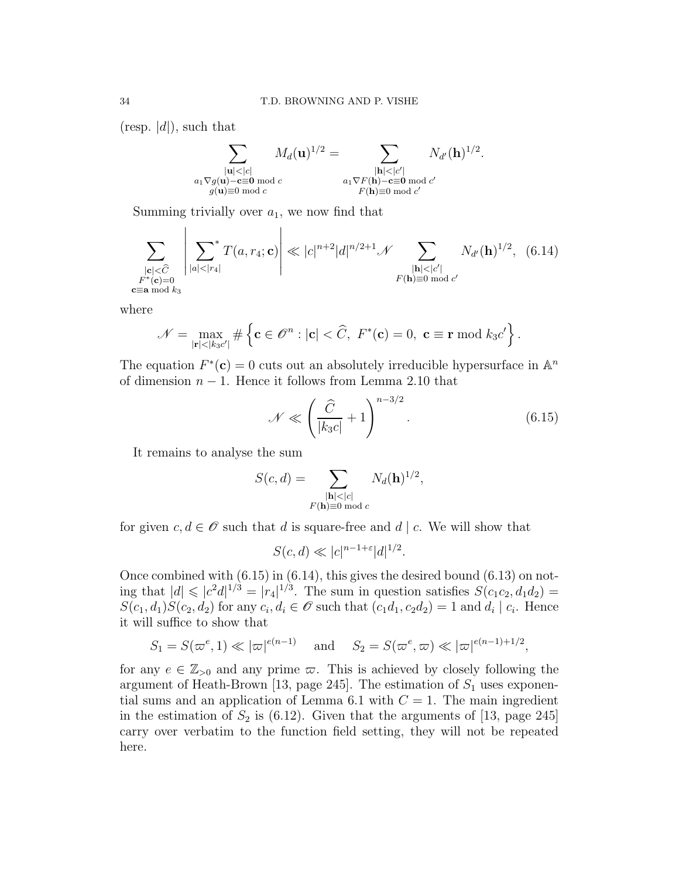(resp. $|d|$), such that

$$\sum_{\substack{|\mathbf{u}|<|c| \\ a_1\nabla g(\mathbf{u})-\mathbf{c}\equiv \mathbf{0} \bmod c \\ g(\mathbf{u})\equiv 0 \bmod c}} M_d(\mathbf{u})^{1/2} = \sum_{\substack{|\mathbf{h}|<|c'| \\ a_1\nabla F(\mathbf{h})-\mathbf{c}\equiv \mathbf{0} \bmod c' \\ F(\mathbf{h})\equiv 0 \bmod c'}} N_{d'}(\mathbf{h})^{1/2}.$$

Summing trivially over $a_1$, we now find that

$$\sum_{\substack{|\mathbf{c}|<\widehat{C} \\ F^*(\mathbf{c})=0 \\ \mathbf{c}\equiv \mathbf{a} \bmod k_3}} \left| \sideset{}{^*}\sum_{|a|<|r_4|} T(a, r_4; \mathbf{c}) \right| \ll |c|^{n+2}|d|^{n/2+1}\mathscr{N} \sum_{\substack{|\mathbf{h}|<|c'| \\ F(\mathbf{h})\equiv 0 \bmod c'}} N_{d'}(\mathbf{h})^{1/2}, \quad (6.14)$$

where

$$\mathscr{N} = \max_{|\mathbf{r}|<|k_3c'|} \#\left\{ \mathbf{c}\in \mathscr{O}^n : |\mathbf{c}|<\widehat{C},\ F^*(\mathbf{c})=0,\ \mathbf{c}\equiv \mathbf{r} \bmod k_3c' \right\}.$$

The equation $F^*(\mathbf{c})=0$ cuts out an absolutely irreducible hypersurface in $\mathbb{A}^n$ of dimension $n-1$. Hence it follows from Lemma 2.10 that

$$\mathscr{N} \ll \left( \frac{\widehat{C}}{|k_3c|}+1 \right)^{n-3/2}. \quad (6.15)$$

It remains to analyse the sum

$$S(c,d) = \sum_{\substack{|\mathbf{h}|<|c| \\ F(\mathbf{h})\equiv 0 \bmod c}} N_d(\mathbf{h})^{1/2},$$

for given $c, d\in \mathscr{O}$ such that $d$ is square-free and $d \mid c$. We will show that

$$S(c,d) \ll |c|^{n-1+\varepsilon}|d|^{1/2}.$$

Once combined with (6.15) in (6.14), this gives the desired bound (6.13) on noting that $|d| \leqslant |c^2d|^{1/3} = |r_4|^{1/3}$. The sum in question satisfies $S(c_1c_2, d_1d_2) = S(c_1,d_1)S(c_2,d_2)$ for any $c_i, d_i \in \mathscr{O}$ such that $(c_1d_1, c_2d_2)=1$ and $d_i \mid c_i$. Hence it will suffice to show that

$$S_1 = S(\varpi^e, 1) \ll |\varpi|^{e(n-1)} \quad \text{and} \quad S_2 = S(\varpi^e, \varpi) \ll |\varpi|^{e(n-1)+1/2},$$

for any $e\in \mathbb{Z}_{>0}$ and any prime $\varpi$. This is achieved by closely following the argument of Heath-Brown [13, page 245]. The estimation of $S_1$ uses exponential sums and an application of Lemma 6.1 with $C=1$. The main ingredient in the estimation of $S_2$ is (6.12). Given that the arguments of [13, page 245] carry over verbatim to the function field setting, they will not be repeated here.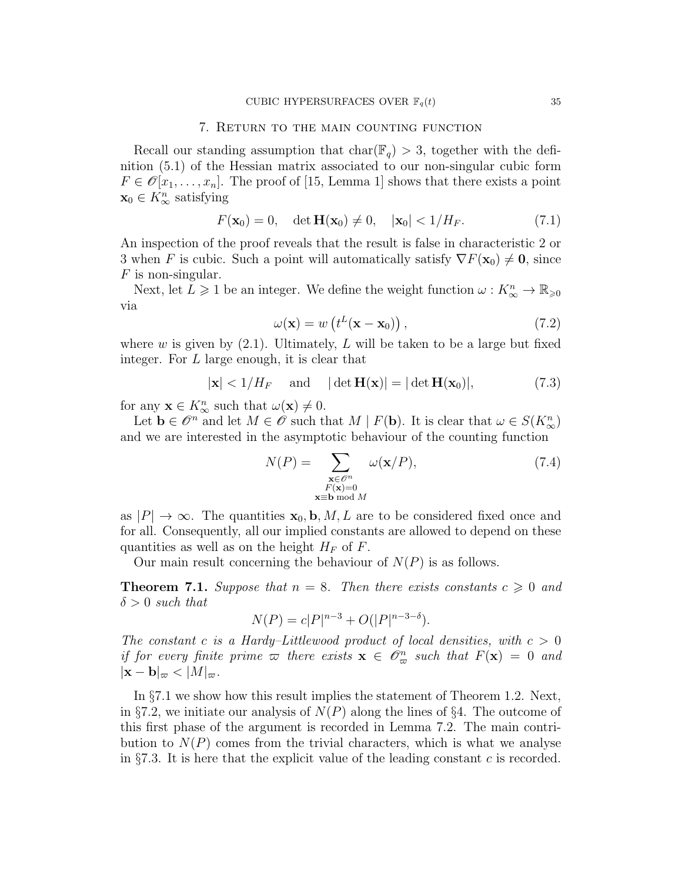## 7. Return to the main counting function

Recall our standing assumption that $\mathrm{char}(\mathbb{F}_q) > 3$, together with the definition (5.1) of the Hessian matrix associated to our non-singular cubic form $F \in \mathscr{O}[x_1, \dots, x_n]$. The proof of [15, Lemma 1] shows that there exists a point $\mathbf{x}_0 \in K_\infty^n$ satisfying

$$F(\mathbf{x}_0) = 0, \quad \det \mathbf{H}(\mathbf{x}_0) \neq 0, \quad |\mathbf{x}_0| < 1/H_F. \tag{7.1}$$

An inspection of the proof reveals that the result is false in characteristic 2 or 3 when $F$ is cubic. Such a point will automatically satisfy $\nabla F(\mathbf{x}_0) \neq \mathbf{0}$, since $F$ is non-singular.

Next, let $L \geqslant 1$ be an integer. We define the weight function $\omega : K_\infty^n \to \mathbb{R}_{\geqslant 0}$ via

$$\omega(\mathbf{x}) = w\left(t^L(\mathbf{x} - \mathbf{x}_0)\right), \tag{7.2}$$

where $w$ is given by (2.1). Ultimately, $L$ will be taken to be a large but fixed integer. For $L$ large enough, it is clear that

$$|\mathbf{x}| < 1/H_F \quad \text{ and } \quad |\det \mathbf{H}(\mathbf{x})| = |\det \mathbf{H}(\mathbf{x}_0)|, \tag{7.3}$$

for any $\mathbf{x} \in K_\infty^n$ such that $\omega(\mathbf{x}) \neq 0$.

Let $\mathbf{b} \in \mathscr{O}^n$ and let $M \in \mathscr{O}$ such that $M \mid F(\mathbf{b})$. It is clear that $\omega \in S(K_\infty^n)$ and we are interested in the asymptotic behaviour of the counting function

$$N(P) = \sum_{\substack{\mathbf{x} \in \mathscr{O}^n \\ F(\mathbf{x}) = 0 \\ \mathbf{x} \equiv \mathbf{b} \bmod M}} \omega(\mathbf{x}/P), \tag{7.4}$$

as $|P| \to \infty$. The quantities $\mathbf{x}_0, \mathbf{b}, M, L$ are to be considered fixed once and for all. Consequently, all our implied constants are allowed to depend on these quantities as well as on the height $H_F$ of $F$.

Our main result concerning the behaviour of $N(P)$ is as follows.

**Theorem 7.1.** *Suppose that $n = 8$. Then there exists constants $c \geqslant 0$ and $\delta > 0$ such that*

$$N(P) = c|P|^{n-3} + O(|P|^{n-3-\delta}).$$

*The constant $c$ is a Hardy–Littlewood product of local densities, with $c > 0$ if for every finite prime $\varpi$ there exists $\mathbf{x} \in \mathscr{O}_\varpi^n$ such that $F(\mathbf{x}) = 0$ and $|\mathbf{x} - \mathbf{b}|_\varpi < |M|_\varpi$.*

In §7.1 we show how this result implies the statement of Theorem 1.2. Next, in §7.2, we initiate our analysis of $N(P)$ along the lines of §4. The outcome of this first phase of the argument is recorded in Lemma 7.2. The main contribution to $N(P)$ comes from the trivial characters, which is what we analyse in §7.3. It is here that the explicit value of the leading constant $c$ is recorded.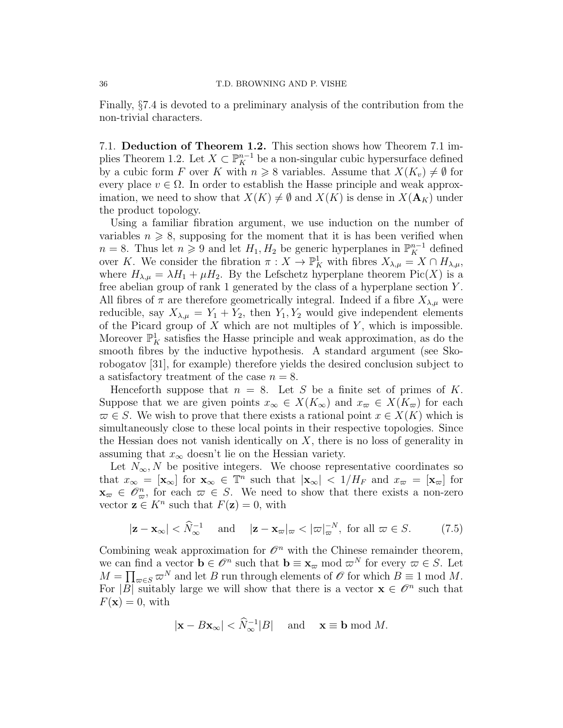Finally, §7.4 is devoted to a preliminary analysis of the contribution from the non-trivial characters.

### 7.1. **Deduction of Theorem 1.2.**

This section shows how Theorem 7.1 implies Theorem 1.2. Let $X \subset \mathbb{P}^{n-1}_K$ be a non-singular cubic hypersurface defined by a cubic form $F$ over $K$ with $n \geqslant 8$ variables. Assume that $X(K_v) \neq \emptyset$ for every place $v \in \Omega$. In order to establish the Hasse principle and weak approximation, we need to show that $X(K) \neq \emptyset$ and $X(K)$ is dense in $X(\mathbf{A}_K)$ under the product topology.

Using a familiar fibration argument, we use induction on the number of variables $n \geqslant 8$, supposing for the moment that it is has been verified when $n = 8$. Thus let $n \geqslant 9$ and let $H_1, H_2$ be generic hyperplanes in $\mathbb{P}^{n-1}_K$ defined over $K$. We consider the fibration $\pi : X \to \mathbb{P}^1_K$ with fibres $X_{\lambda,\mu} = X \cap H_{\lambda,\mu}$, where $H_{\lambda,\mu} = \lambda H_1 + \mu H_2$. By the Lefschetz hyperplane theorem $\mathrm{Pic}(X)$ is a free abelian group of rank 1 generated by the class of a hyperplane section $Y$. All fibres of $\pi$ are therefore geometrically integral. Indeed if a fibre $X_{\lambda,\mu}$ were reducible, say $X_{\lambda,\mu} = Y_1 + Y_2$, then $Y_1, Y_2$ would give independent elements of the Picard group of $X$ which are not multiples of $Y$, which is impossible. Moreover $\mathbb{P}^1_K$ satisfies the Hasse principle and weak approximation, as do the smooth fibres by the inductive hypothesis. A standard argument (see Skorobogatov [31], for example) therefore yields the desired conclusion subject to a satisfactory treatment of the case $n = 8$.

Henceforth suppose that $n = 8$. Let $S$ be a finite set of primes of $K$. Suppose that we are given points $x_\infty \in X(K_\infty)$ and $x_\varpi \in X(K_\varpi)$ for each $\varpi \in S$. We wish to prove that there exists a rational point $x \in X(K)$ which is simultaneously close to these local points in their respective topologies. Since the Hessian does not vanish identically on $X$, there is no loss of generality in assuming that $x_\infty$ doesn't lie on the Hessian variety.

Let $N_\infty, N$ be positive integers. We choose representative coordinates so that $x_\infty = [\mathbf{x}_\infty]$ for $\mathbf{x}_\infty \in \mathbb{T}^n$ such that $|\mathbf{x}_\infty| < 1/H_F$ and $x_\varpi = [\mathbf{x}_\varpi]$ for $\mathbf{x}_\varpi \in \mathscr{O}^n_\varpi$, for each $\varpi \in S$. We need to show that there exists a non-zero vector $\mathbf{z} \in K^n$ such that $F(\mathbf{z}) = 0$, with

$$|\mathbf{z} - \mathbf{x}_\infty| < \widehat{N}_\infty^{-1} \quad \text{and} \quad |\mathbf{z} - \mathbf{x}_\varpi|_\varpi < |\varpi|_\varpi^{-N}, \text{ for all } \varpi \in S. \tag{7.5}$$

Combining weak approximation for $\mathscr{O}^n$ with the Chinese remainder theorem, we can find a vector $\mathbf{b} \in \mathscr{O}^n$ such that $\mathbf{b} \equiv \mathbf{x}_\varpi \bmod \varpi^N$ for every $\varpi \in S$. Let $M = \prod_{\varpi \in S} \varpi^N$ and let $B$ run through elements of $\mathscr{O}$ for which $B \equiv 1 \bmod M$. For $|B|$ suitably large we will show that there is a vector $\mathbf{x} \in \mathscr{O}^n$ such that $F(\mathbf{x}) = 0$, with

$$|\mathbf{x} - B\mathbf{x}_\infty| < \widehat{N}_\infty^{-1}|B| \quad \text{and} \quad \mathbf{x} \equiv \mathbf{b} \bmod M.$$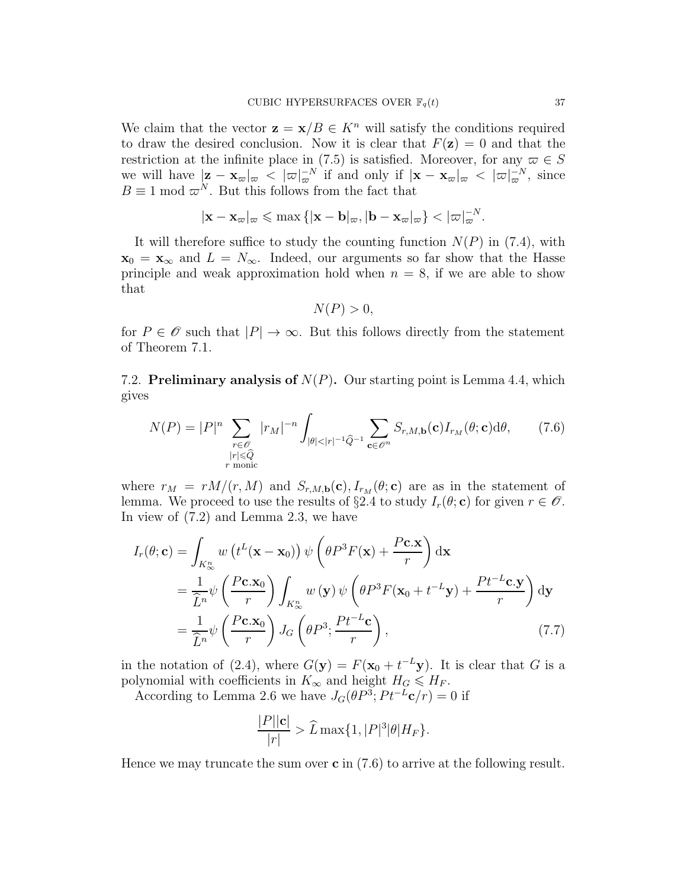We claim that the vector $\mathbf{z} = \mathbf{x}/B \in K^n$ will satisfy the conditions required to draw the desired conclusion. Now it is clear that $F(\mathbf{z}) = 0$ and that the restriction at the infinite place in (7.5) is satisfied. Moreover, for any $\varpi \in S$ we will have $|\mathbf{z} - \mathbf{x}_\varpi|_\varpi < |\varpi|_\varpi^{-N}$ if and only if $|\mathbf{x} - \mathbf{x}_\varpi|_\varpi < |\varpi|_\varpi^{-N}$, since $B \equiv 1 \bmod \varpi^N$. But this follows from the fact that

$$|\mathbf{x} - \mathbf{x}_\varpi|_\varpi \leqslant \max\{|\mathbf{x} - \mathbf{b}|_\varpi, |\mathbf{b} - \mathbf{x}_\varpi|_\varpi\} < |\varpi|_\varpi^{-N}.$$

It will therefore suffice to study the counting function $N(P)$ in (7.4), with $\mathbf{x}_0 = \mathbf{x}_\infty$ and $L = N_\infty$. Indeed, our arguments so far show that the Hasse principle and weak approximation hold when $n = 8$, if we are able to show that

$$N(P) > 0,$$

for $P \in \mathscr{O}$ such that $|P| \to \infty$. But this follows directly from the statement of Theorem 7.1.

7.2. **Preliminary analysis of $N(P)$.** Our starting point is Lemma 4.4, which gives

$$N(P) = |P|^n \sum_{\substack{r \in \mathscr{O} \\ |r| \leqslant \widehat{Q} \\ r \text{ monic}}} |r_M|^{-n} \int_{|\theta| < |r|^{-1}\widehat{Q}^{-1}} \sum_{\mathbf{c} \in \mathscr{O}^n} S_{r,M,\mathbf{b}}(\mathbf{c}) I_{r_M}(\theta; \mathbf{c}) \mathrm{d}\theta, \tag{7.6}$$

where $r_M = rM/(r, M)$ and $S_{r,M,\mathbf{b}}(\mathbf{c}), I_{r_M}(\theta; \mathbf{c})$ are as in the statement of lemma. We proceed to use the results of §2.4 to study $I_r(\theta; \mathbf{c})$ for given $r \in \mathscr{O}$. In view of (7.2) and Lemma 2.3, we have

$$\begin{aligned}
I_r(\theta; \mathbf{c}) &= \int_{K_\infty^n} w\left(t^L(\mathbf{x} - \mathbf{x}_0)\right) \psi\left(\theta P^3 F(\mathbf{x}) + \frac{P\mathbf{c}.\mathbf{x}}{r}\right) \mathrm{d}\mathbf{x} \\
&= \frac{1}{\widehat{L}^n} \psi\left(\frac{P\mathbf{c}.\mathbf{x}_0}{r}\right) \int_{K_\infty^n} w\left(\mathbf{y}\right) \psi\left(\theta P^3 F(\mathbf{x}_0 + t^{-L}\mathbf{y}) + \frac{Pt^{-L}\mathbf{c}.\mathbf{y}}{r}\right) \mathrm{d}\mathbf{y} \\
&= \frac{1}{\widehat{L}^n} \psi\left(\frac{P\mathbf{c}.\mathbf{x}_0}{r}\right) J_G\left(\theta P^3; \frac{Pt^{-L}\mathbf{c}}{r}\right),
\end{aligned} \tag{7.7}$$

in the notation of (2.4), where $G(\mathbf{y}) = F(\mathbf{x}_0 + t^{-L}\mathbf{y})$. It is clear that $G$ is a polynomial with coefficients in $K_\infty$ and height $H_G \leqslant H_F$.

According to Lemma 2.6 we have $J_G(\theta P^3; Pt^{-L}\mathbf{c}/r) = 0$ if

$$\frac{|P||\mathbf{c}|}{|r|} > \widehat{L} \max\{1, |P|^3|\theta|H_F\}.$$

Hence we may truncate the sum over $\mathbf{c}$ in (7.6) to arrive at the following result.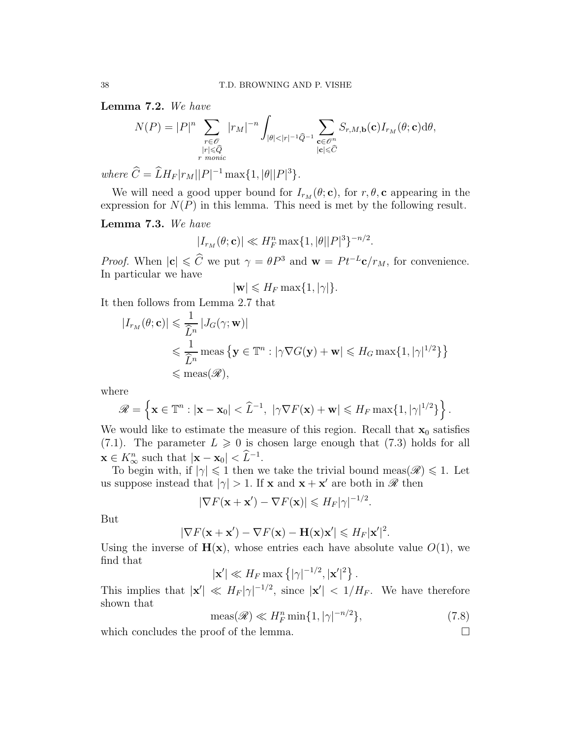**Lemma 7.2.** *We have*

$$N(P) = |P|^n \sum_{\substack{r \in \mathscr{O} \\ |r| \leqslant \widehat{Q} \\ r \text{ monic}}} |r_M|^{-n} \int_{|\theta| < |r|^{-1}\widehat{Q}^{-1}} \sum_{\substack{\mathbf{c} \in \mathscr{O}^n \\ |\mathbf{c}| \leqslant \widehat{C}}} S_{r,M,\mathbf{b}}(\mathbf{c}) I_{r_M}(\theta; \mathbf{c}) \mathrm{d}\theta,$$

*where* $\widehat{C} = \widehat{L} H_F |r_M| |P|^{-1} \max\{1, |\theta||P|^3\}$.

We will need a good upper bound for $I_{r_M}(\theta; \mathbf{c})$, for $r, \theta, \mathbf{c}$ appearing in the expression for $N(P)$ in this lemma. This need is met by the following result.

**Lemma 7.3.** *We have*

$$|I_{r_M}(\theta; \mathbf{c})| \ll H_F^n \max\{1, |\theta||P|^3\}^{-n/2}.$$

*Proof.* When $|\mathbf{c}| \leqslant \widehat{C}$ we put $\gamma = \theta P^3$ and $\mathbf{w} = P t^{-L} \mathbf{c}/r_M$, for convenience. In particular we have

$$|\mathbf{w}| \leqslant H_F \max\{1, |\gamma|\}.$$

It then follows from Lemma 2.7 that

$$\begin{aligned}
|I_{r_M}(\theta; \mathbf{c})| &\leqslant \frac{1}{\widehat{L}^n} |J_G(\gamma; \mathbf{w})| \\
&\leqslant \frac{1}{\widehat{L}^n} \operatorname{meas}\left\{\mathbf{y} \in \mathbb{T}^n : |\gamma \nabla G(\mathbf{y}) + \mathbf{w}| \leqslant H_G \max\{1, |\gamma|^{1/2}\}\right\} \\
&\leqslant \operatorname{meas}(\mathscr{R}),
\end{aligned}$$

where

$$\mathscr{R} = \left\{ \mathbf{x} \in \mathbb{T}^n : |\mathbf{x} - \mathbf{x}_0| < \widehat{L}^{-1},\ |\gamma \nabla F(\mathbf{x}) + \mathbf{w}| \leqslant H_F \max\{1, |\gamma|^{1/2}\} \right\}.$$

We would like to estimate the measure of this region. Recall that $\mathbf{x}_0$ satisfies (7.1). The parameter $L \geqslant 0$ is chosen large enough that (7.3) holds for all $\mathbf{x} \in K_\infty^n$ such that $|\mathbf{x} - \mathbf{x}_0| < \widehat{L}^{-1}$.

To begin with, if $|\gamma| \leqslant 1$ then we take the trivial bound $\operatorname{meas}(\mathscr{R}) \leqslant 1$. Let us suppose instead that $|\gamma| > 1$. If $\mathbf{x}$ and $\mathbf{x} + \mathbf{x}'$ are both in $\mathscr{R}$ then

$$|\nabla F(\mathbf{x} + \mathbf{x}') - \nabla F(\mathbf{x})| \leqslant H_F |\gamma|^{-1/2}.$$

But

$$|\nabla F(\mathbf{x} + \mathbf{x}') - \nabla F(\mathbf{x}) - \mathbf{H}(\mathbf{x})\mathbf{x}'| \leqslant H_F |\mathbf{x}'|^2.$$

Using the inverse of $\mathbf{H}(\mathbf{x})$, whose entries each have absolute value $O(1)$, we find that

$$|\mathbf{x}'| \ll H_F \max\left\{|\gamma|^{-1/2}, |\mathbf{x}'|^2\right\}.$$

This implies that $|\mathbf{x}'| \ll H_F |\gamma|^{-1/2}$, since $|\mathbf{x}'| < 1/H_F$. We have therefore shown that

$$\operatorname{meas}(\mathscr{R}) \ll H_F^n \min\{1, |\gamma|^{-n/2}\}, \tag{7.8}$$

which concludes the proof of the lemma. $\square$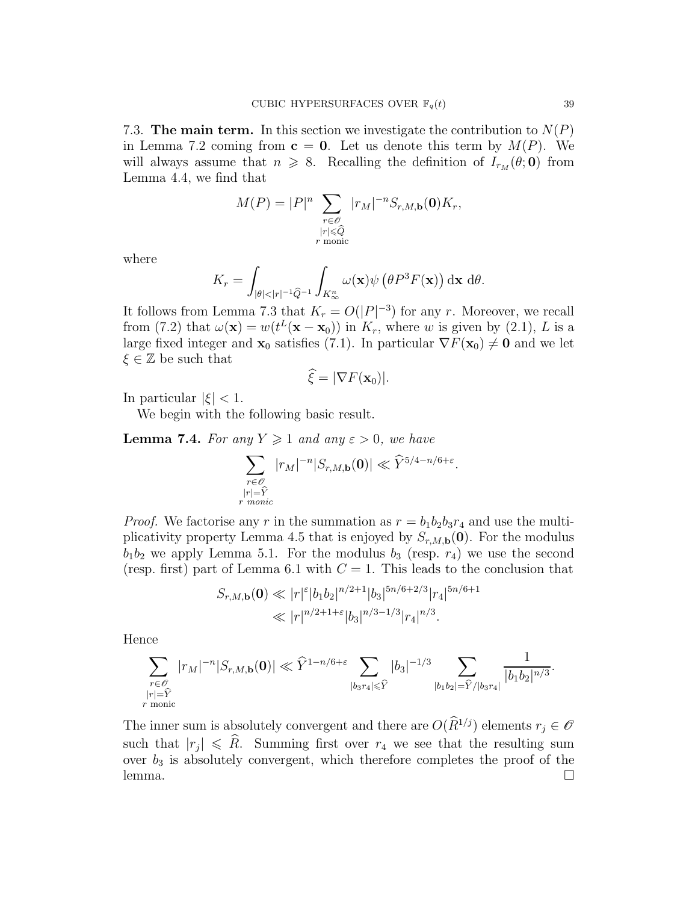7.3. **The main term.** In this section we investigate the contribution to $N(P)$ in Lemma 7.2 coming from $\mathbf{c} = \mathbf{0}$. Let us denote this term by $M(P)$. We will always assume that $n \geqslant 8$. Recalling the definition of $I_{r_M}(\theta; \mathbf{0})$ from Lemma 4.4, we find that

$$M(P) = |P|^n \sum_{\substack{r \in \mathscr{O} \\ |r| \leqslant \widehat{Q} \\ r \text{ monic}}} |r_M|^{-n} S_{r,M,\mathbf{b}}(\mathbf{0}) K_r,$$

where

$$K_r = \int_{|\theta| < |r|^{-1}\widehat{Q}^{-1}} \int_{K_\infty^n} \omega(\mathbf{x}) \psi\left(\theta P^3 F(\mathbf{x})\right) \mathrm{d}\mathbf{x} \, \mathrm{d}\theta.$$

It follows from Lemma 7.3 that $K_r = O(|P|^{-3})$ for any $r$. Moreover, we recall from (7.2) that $\omega(\mathbf{x}) = w(t^L(\mathbf{x} - \mathbf{x}_0))$ in $K_r$, where $w$ is given by (2.1), $L$ is a large fixed integer and $\mathbf{x}_0$ satisfies (7.1). In particular $\nabla F(\mathbf{x}_0) \neq \mathbf{0}$ and we let $\xi \in \mathbb{Z}$ be such that

$$\widehat{\xi} = |\nabla F(\mathbf{x}_0)|.$$

In particular $|\xi| < 1$.

We begin with the following basic result.

**Lemma 7.4.** *For any $Y \geqslant 1$ and any $\varepsilon > 0$, we have*

$$\sum_{\substack{r \in \mathscr{O} \\ |r| = \widehat{Y} \\ r \text{ monic}}} |r_M|^{-n} |S_{r,M,\mathbf{b}}(\mathbf{0})| \ll \widehat{Y}^{5/4 - n/6 + \varepsilon}.$$

*Proof.* We factorise any $r$ in the summation as $r = b_1 b_2 b_3 r_4$ and use the multiplicativity property Lemma 4.5 that is enjoyed by $S_{r,M,\mathbf{b}}(\mathbf{0})$. For the modulus $b_1 b_2$ we apply Lemma 5.1. For the modulus $b_3$ (resp. $r_4$) we use the second (resp. first) part of Lemma 6.1 with $C = 1$. This leads to the conclusion that

$$\begin{aligned} S_{r,M,\mathbf{b}}(\mathbf{0}) &\ll |r|^{\varepsilon} |b_1 b_2|^{n/2+1} |b_3|^{5n/6+2/3} |r_4|^{5n/6+1} \\ &\ll |r|^{n/2+1+\varepsilon} |b_3|^{n/3-1/3} |r_4|^{n/3}. \end{aligned}$$

Hence

$$\sum_{\substack{r \in \mathscr{O} \\ |r| = \widehat{Y} \\ r \text{ monic}}} |r_M|^{-n} |S_{r,M,\mathbf{b}}(\mathbf{0})| \ll \widehat{Y}^{1-n/6+\varepsilon} \sum_{|b_3 r_4| \leqslant \widehat{Y}} |b_3|^{-1/3} \sum_{|b_1 b_2| = \widehat{Y}/|b_3 r_4|} \frac{1}{|b_1 b_2|^{n/3}}.$$

The inner sum is absolutely convergent and there are $O(\widehat{R}^{1/j})$ elements $r_j \in \mathscr{O}$ such that $|r_j| \leqslant \widehat{R}$. Summing first over $r_4$ we see that the resulting sum over $b_3$ is absolutely convergent, which therefore completes the proof of the lemma. $\square$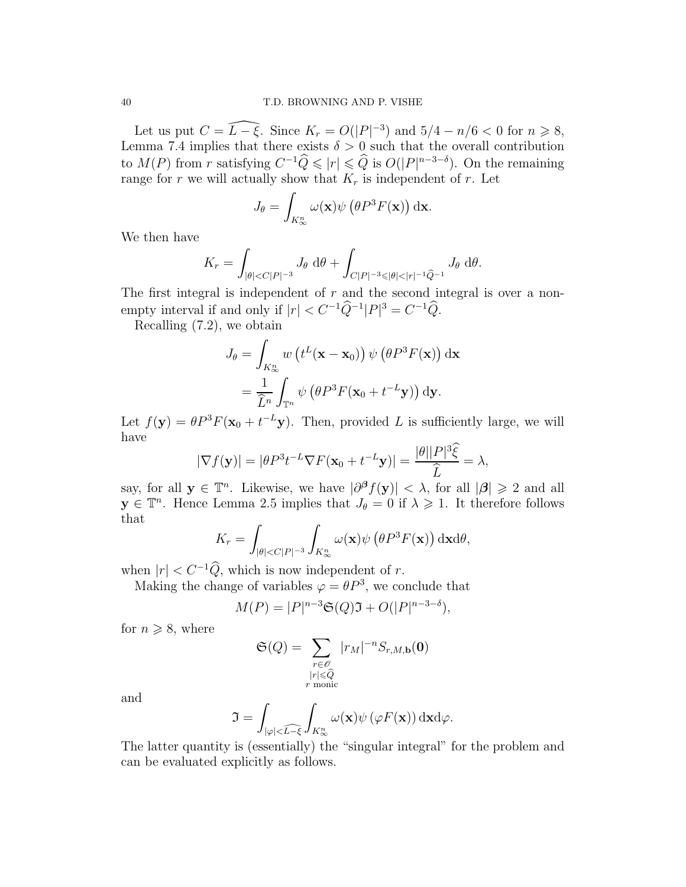Let us put $C = \widehat{L-\xi}$. Since $K_r = O(|P|^{-3})$ and $5/4 - n/6 < 0$ for $n \geqslant 8$, Lemma 7.4 implies that there exists $\delta > 0$ such that the overall contribution to $M(P)$ from $r$ satisfying $C^{-1}\widehat{Q} \leqslant |r| \leqslant \widehat{Q}$ is $O(|P|^{n-3-\delta})$. On the remaining range for $r$ we will actually show that $K_r$ is independent of $r$. Let

$$J_\theta = \int_{K_\infty^n} \omega(\mathbf{x})\psi\left(\theta P^3 F(\mathbf{x})\right) \mathrm{d}\mathbf{x}.$$

We then have

$$K_r = \int_{|\theta|<C|P|^{-3}} J_\theta \, \mathrm{d}\theta + \int_{C|P|^{-3}\leqslant|\theta|<|r|^{-1}\widehat{Q}^{-1}} J_\theta \, \mathrm{d}\theta.$$

The first integral is independent of $r$ and the second integral is over a non-empty interval if and only if $|r| < C^{-1}\widehat{Q}^{-1}|P|^3 = C^{-1}\widehat{Q}$.

Recalling (7.2), we obtain

$$\begin{aligned} J_\theta &= \int_{K_\infty^n} w\left(t^L(\mathbf{x}-\mathbf{x}_0)\right) \psi\left(\theta P^3 F(\mathbf{x})\right) \mathrm{d}\mathbf{x} \\ &= \frac{1}{\widehat{L}^n} \int_{\mathbb{T}^n} \psi\left(\theta P^3 F(\mathbf{x}_0 + t^{-L}\mathbf{y})\right) \mathrm{d}\mathbf{y}. \end{aligned}$$

Let $f(\mathbf{y}) = \theta P^3 F(\mathbf{x}_0 + t^{-L}\mathbf{y})$. Then, provided $L$ is sufficiently large, we will have

$$|\nabla f(\mathbf{y})| = |\theta P^3 t^{-L} \nabla F(\mathbf{x}_0 + t^{-L}\mathbf{y})| = \frac{|\theta||P|^3\widehat{\xi}}{\widehat{L}} = \lambda,$$

say, for all $\mathbf{y} \in \mathbb{T}^n$. Likewise, we have $|\partial^{\boldsymbol{\beta}} f(\mathbf{y})| < \lambda$, for all $|\boldsymbol{\beta}| \geqslant 2$ and all $\mathbf{y} \in \mathbb{T}^n$. Hence Lemma 2.5 implies that $J_\theta = 0$ if $\lambda \geqslant 1$. It therefore follows that

$$K_r = \int_{|\theta|<C|P|^{-3}} \int_{K_\infty^n} \omega(\mathbf{x})\psi\left(\theta P^3 F(\mathbf{x})\right) \mathrm{d}\mathbf{x}\mathrm{d}\theta,$$

when $|r| < C^{-1}\widehat{Q}$, which is now independent of $r$.

Making the change of variables $\varphi = \theta P^3$, we conclude that

$$M(P) = |P|^{n-3}\mathfrak{S}(Q)\mathfrak{I} + O(|P|^{n-3-\delta}),$$

for $n \geqslant 8$, where

$$\mathfrak{S}(Q) = \sum_{\substack{r \in \mathscr{O} \\ |r| \leqslant \widehat{Q} \\ r \text{ monic}}} |r_M|^{-n} S_{r,M,\mathbf{b}}(\mathbf{0})$$

and

$$\mathfrak{I} = \int_{|\varphi|<\widehat{L-\xi}} \int_{K_\infty^n} \omega(\mathbf{x})\psi\left(\varphi F(\mathbf{x})\right) \mathrm{d}\mathbf{x}\mathrm{d}\varphi.$$

The latter quantity is (essentially) the "singular integral" for the problem and can be evaluated explicitly as follows.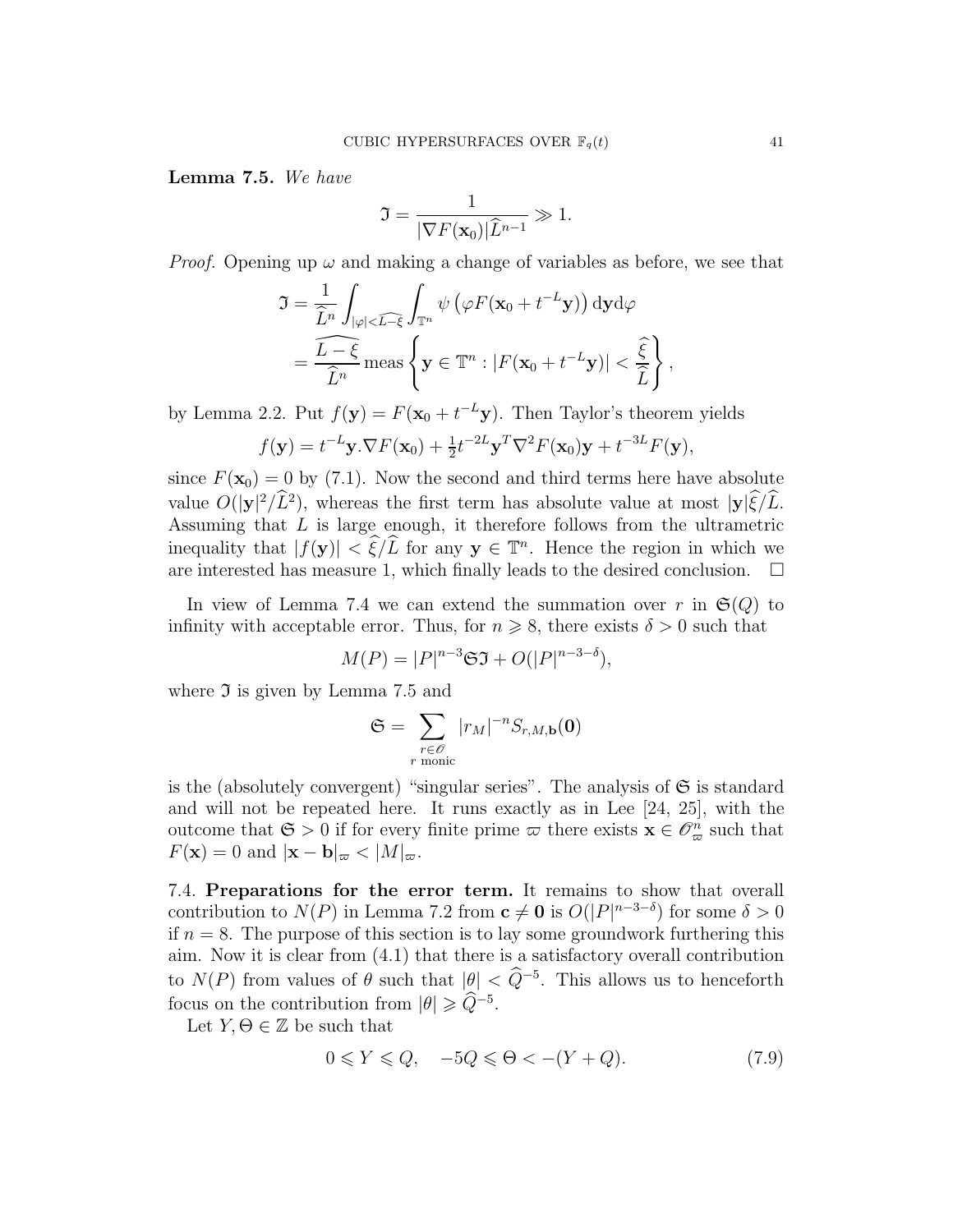**Lemma 7.5.** *We have*

$$\mathfrak{I} = \frac{1}{|\nabla F(\mathbf{x}_0)|\widehat{L}^{n-1}} \gg 1.$$

*Proof.* Opening up $\omega$ and making a change of variables as before, we see that

$$\begin{aligned}
\mathfrak{I} &= \frac{1}{\widehat{L}^n} \int_{|\varphi|<\widehat{L-\xi}} \int_{\mathbb{T}^n} \psi\left(\varphi F(\mathbf{x}_0 + t^{-L}\mathbf{y})\right) \mathrm{d}\mathbf{y}\mathrm{d}\varphi \\
&= \frac{\widehat{L-\xi}}{\widehat{L}^n} \operatorname{meas}\left\{ \mathbf{y} \in \mathbb{T}^n : |F(\mathbf{x}_0 + t^{-L}\mathbf{y})| < \frac{\widehat{\xi}}{\widehat{L}} \right\},
\end{aligned}$$

by Lemma 2.2. Put $f(\mathbf{y}) = F(\mathbf{x}_0 + t^{-L}\mathbf{y})$. Then Taylor's theorem yields

$$f(\mathbf{y}) = t^{-L}\mathbf{y}.\nabla F(\mathbf{x}_0) + \tfrac{1}{2}t^{-2L}\mathbf{y}^T\nabla^2 F(\mathbf{x}_0)\mathbf{y} + t^{-3L}F(\mathbf{y}),$$

since $F(\mathbf{x}_0) = 0$ by (7.1). Now the second and third terms here have absolute value $O(|\mathbf{y}|^2/\widehat{L}^2)$, whereas the first term has absolute value at most $|\mathbf{y}|\widehat{\xi}/\widehat{L}$. Assuming that $L$ is large enough, it therefore follows from the ultrametric inequality that $|f(\mathbf{y})| < \widehat{\xi}/\widehat{L}$ for any $\mathbf{y} \in \mathbb{T}^n$. Hence the region in which we are interested has measure 1, which finally leads to the desired conclusion. $\square$

In view of Lemma 7.4 we can extend the summation over $r$ in $\mathfrak{S}(Q)$ to infinity with acceptable error. Thus, for $n \geqslant 8$, there exists $\delta > 0$ such that

$$M(P) = |P|^{n-3}\mathfrak{S}\mathfrak{I} + O(|P|^{n-3-\delta}),$$

where $\mathfrak{I}$ is given by Lemma 7.5 and

$$\mathfrak{S} = \sum_{\substack{r \in \mathscr{O} \\ r \text{ monic}}} |r_M|^{-n} S_{r,M,\mathbf{b}}(\mathbf{0})$$

is the (absolutely convergent) "singular series". The analysis of $\mathfrak{S}$ is standard and will not be repeated here. It runs exactly as in Lee [24, 25], with the outcome that $\mathfrak{S} > 0$ if for every finite prime $\varpi$ there exists $\mathbf{x} \in \mathscr{O}_\varpi^n$ such that $F(\mathbf{x}) = 0$ and $|\mathbf{x} - \mathbf{b}|_\varpi < |M|_\varpi$.

7.4. **Preparations for the error term.** It remains to show that overall contribution to $N(P)$ in Lemma 7.2 from $\mathbf{c} \neq \mathbf{0}$ is $O(|P|^{n-3-\delta})$ for some $\delta > 0$ if $n = 8$. The purpose of this section is to lay some groundwork furthering this aim. Now it is clear from (4.1) that there is a satisfactory overall contribution to $N(P)$ from values of $\theta$ such that $|\theta| < \widehat{Q}^{-5}$. This allows us to henceforth focus on the contribution from $|\theta| \geqslant \widehat{Q}^{-5}$.

Let $Y, \Theta \in \mathbb{Z}$ be such that

$$0 \leqslant Y \leqslant Q, \quad -5Q \leqslant \Theta < -(Y + Q). \tag{7.9}$$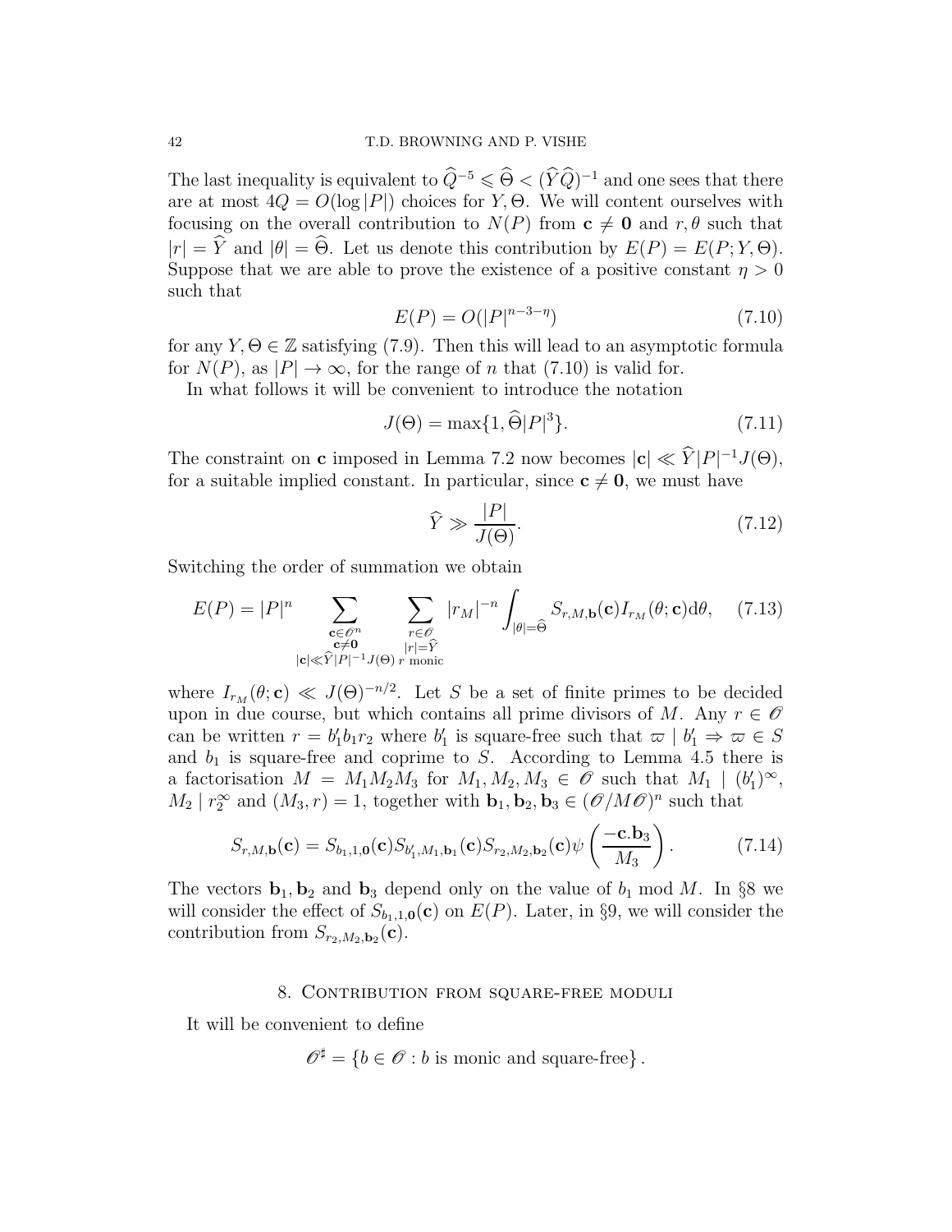The last inequality is equivalent to $\widehat{Q}^{-5} \leqslant \widehat{\Theta} < (\widehat{Y}\widehat{Q})^{-1}$ and one sees that there are at most $4Q = O(\log |P|)$ choices for $Y, \Theta$. We will content ourselves with focusing on the overall contribution to $N(P)$ from $\mathbf{c} \neq \mathbf{0}$ and $r, \theta$ such that $|r| = \widehat{Y}$ and $|\theta| = \widehat{\Theta}$. Let us denote this contribution by $E(P) = E(P; Y, \Theta)$. Suppose that we are able to prove the existence of a positive constant $\eta > 0$ such that

$$E(P) = O(|P|^{n-3-\eta}) \tag{7.10}$$

for any $Y, \Theta \in \mathbb{Z}$ satisfying (7.9). Then this will lead to an asymptotic formula for $N(P)$, as $|P| \to \infty$, for the range of $n$ that (7.10) is valid for.

In what follows it will be convenient to introduce the notation

$$J(\Theta) = \max\{1, \widehat{\Theta}|P|^3\}. \tag{7.11}$$

The constraint on $\mathbf{c}$ imposed in Lemma 7.2 now becomes $|\mathbf{c}| \ll \widehat{Y}|P|^{-1}J(\Theta)$, for a suitable implied constant. In particular, since $\mathbf{c} \neq \mathbf{0}$, we must have

$$\widehat{Y} \gg \frac{|P|}{J(\Theta)}. \tag{7.12}$$

Switching the order of summation we obtain

$$E(P) = |P|^n \sum_{\substack{\mathbf{c} \in \mathscr{O}^n \\ \mathbf{c} \neq \mathbf{0} \\ |\mathbf{c}| \ll \widehat{Y}|P|^{-1}J(\Theta)}} \sum_{\substack{r \in \mathscr{O} \\ |r| = \widehat{Y} \\ r \text{ monic}}} |r_M|^{-n} \int_{|\theta| = \widehat{\Theta}} S_{r,M,\mathbf{b}}(\mathbf{c}) I_{r_M}(\theta; \mathbf{c}) \mathrm{d}\theta, \tag{7.13}$$

where $I_{r_M}(\theta; \mathbf{c}) \ll J(\Theta)^{-n/2}$. Let $S$ be a set of finite primes to be decided upon in due course, but which contains all prime divisors of $M$. Any $r \in \mathscr{O}$ can be written $r = b_1' b_1 r_2$ where $b_1'$ is square-free such that $\varpi \mid b_1' \Rightarrow \varpi \in S$ and $b_1$ is square-free and coprime to $S$. According to Lemma 4.5 there is a factorisation $M = M_1 M_2 M_3$ for $M_1, M_2, M_3 \in \mathscr{O}$ such that $M_1 \mid (b_1')^\infty$, $M_2 \mid r_2^\infty$ and $(M_3, r) = 1$, together with $\mathbf{b}_1, \mathbf{b}_2, \mathbf{b}_3 \in (\mathscr{O}/M\mathscr{O})^n$ such that

$$S_{r,M,\mathbf{b}}(\mathbf{c}) = S_{b_1,1,\mathbf{0}}(\mathbf{c}) S_{b_1',M_1,\mathbf{b}_1}(\mathbf{c}) S_{r_2,M_2,\mathbf{b}_2}(\mathbf{c}) \psi\left(\frac{-\mathbf{c}.\mathbf{b}_3}{M_3}\right). \tag{7.14}$$

The vectors $\mathbf{b}_1, \mathbf{b}_2$ and $\mathbf{b}_3$ depend only on the value of $b_1 \bmod M$. In §8 we will consider the effect of $S_{b_1,1,\mathbf{0}}(\mathbf{c})$ on $E(P)$. Later, in §9, we will consider the contribution from $S_{r_2,M_2,\mathbf{b}_2}(\mathbf{c})$.

## 8. Contribution from square-free moduli

It will be convenient to define

$$\mathscr{O}^\sharp = \{b \in \mathscr{O} : b \text{ is monic and square-free}\}.$$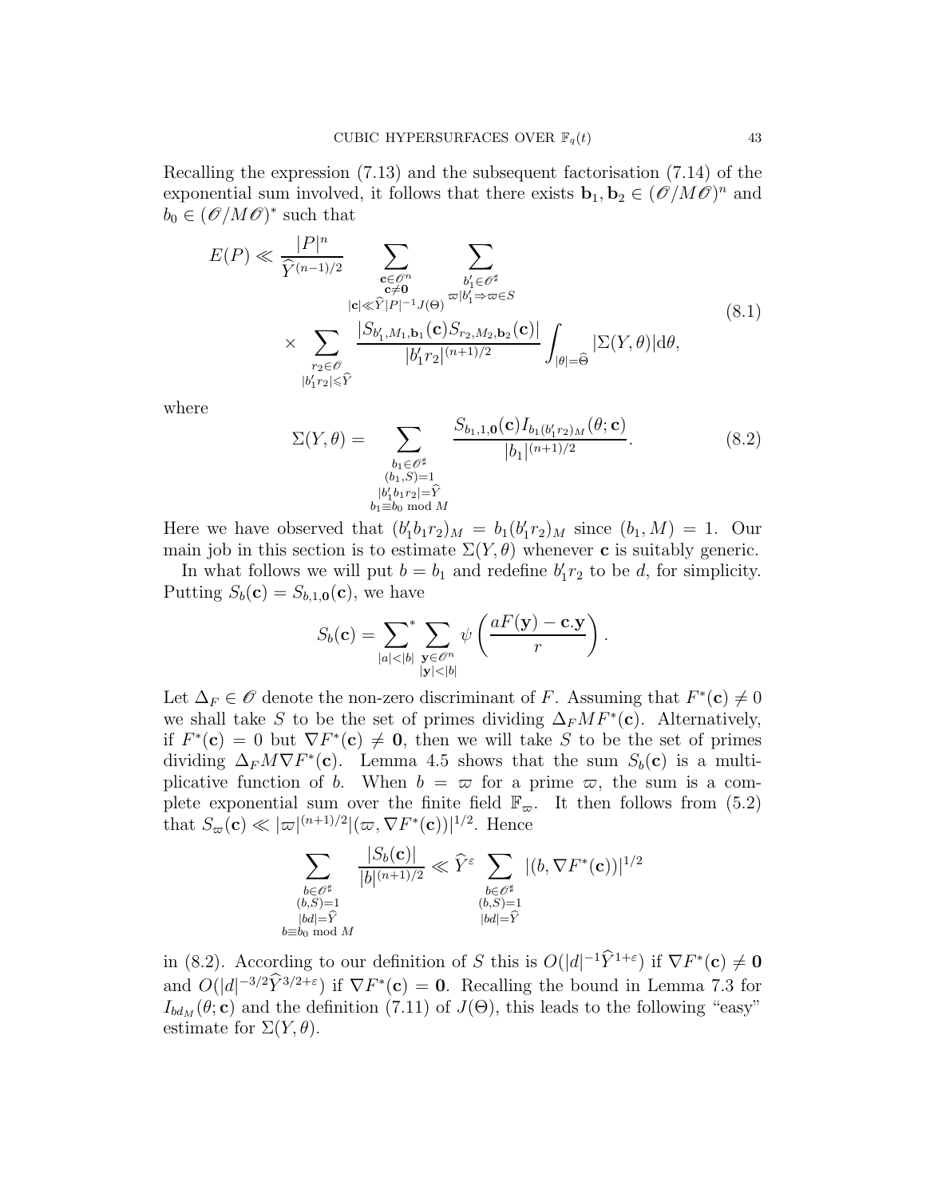Recalling the expression (7.13) and the subsequent factorisation (7.14) of the exponential sum involved, it follows that there exists $\mathbf{b}_1, \mathbf{b}_2 \in (\mathscr{O}/M\mathscr{O})^n$ and $b_0 \in (\mathscr{O}/M\mathscr{O})^*$ such that

$$
\begin{aligned}
E(P) \ll \frac{|P|^n}{\widehat{Y}^{(n-1)/2}} & \sum_{\substack{\mathbf{c}\in\mathscr{O}^n \\ \mathbf{c}\neq\mathbf{0} \\ |\mathbf{c}|\ll \widehat{Y}|P|^{-1}J(\Theta)}} \sum_{\substack{b_1'\in\mathscr{O}^\sharp \\ \varpi|b_1'\Rightarrow\varpi\in S}} \\
& \times \sum_{\substack{r_2\in\mathscr{O} \\ |b_1'r_2|\leqslant\widehat{Y}}} \frac{|S_{b_1',M_1,\mathbf{b}_1}(\mathbf{c})S_{r_2,M_2,\mathbf{b}_2}(\mathbf{c})|}{|b_1'r_2|^{(n+1)/2}} \int_{|\theta|=\widehat{\Theta}} |\Sigma(Y,\theta)|\mathrm{d}\theta,
\end{aligned}
\tag{8.1}
$$

where

$$
\Sigma(Y,\theta) = \sum_{\substack{b_1\in\mathscr{O}^\sharp \\ (b_1,S)=1 \\ |b_1'b_1r_2|=\widehat{Y} \\ b_1\equiv b_0 \bmod M}} \frac{S_{b_1,1,\mathbf{0}}(\mathbf{c})I_{b_1(b_1'r_2)_M}(\theta;\mathbf{c})}{|b_1|^{(n+1)/2}}. \tag{8.2}
$$

Here we have observed that $(b_1'b_1r_2)_M = b_1(b_1'r_2)_M$ since $(b_1,M)=1$. Our main job in this section is to estimate $\Sigma(Y,\theta)$ whenever $\mathbf{c}$ is suitably generic.

In what follows we will put $b=b_1$ and redefine $b_1'r_2$ to be $d$, for simplicity. Putting $S_b(\mathbf{c}) = S_{b,1,\mathbf{0}}(\mathbf{c})$, we have

$$
S_b(\mathbf{c}) = \sideset{}{^*}\sum_{|a|<|b|} \sum_{\substack{\mathbf{y}\in\mathscr{O}^n \\ |\mathbf{y}|<|b|}} \psi\left(\frac{aF(\mathbf{y})-\mathbf{c}.\mathbf{y}}{r}\right).
$$

Let $\Delta_F\in\mathscr{O}$ denote the non-zero discriminant of $F$. Assuming that $F^*(\mathbf{c})\neq 0$ we shall take $S$ to be the set of primes dividing $\Delta_F M F^*(\mathbf{c})$. Alternatively, if $F^*(\mathbf{c})=0$ but $\nabla F^*(\mathbf{c})\neq\mathbf{0}$, then we will take $S$ to be the set of primes dividing $\Delta_F M\nabla F^*(\mathbf{c})$. Lemma 4.5 shows that the sum $S_b(\mathbf{c})$ is a multiplicative function of $b$. When $b=\varpi$ for a prime $\varpi$, the sum is a complete exponential sum over the finite field $\mathbb{F}_\varpi$. It then follows from (5.2) that $S_\varpi(\mathbf{c}) \ll |\varpi|^{(n+1)/2}|(\varpi,\nabla F^*(\mathbf{c}))|^{1/2}$. Hence

$$
\sum_{\substack{b\in\mathscr{O}^\sharp \\ (b,S)=1 \\ |bd|=\widehat{Y} \\ b\equiv b_0 \bmod M}} \frac{|S_b(\mathbf{c})|}{|b|^{(n+1)/2}} \ll \widehat{Y}^\varepsilon \sum_{\substack{b\in\mathscr{O}^\sharp \\ (b,S)=1 \\ |bd|=\widehat{Y}}} |(b,\nabla F^*(\mathbf{c}))|^{1/2}
$$

in (8.2). According to our definition of $S$ this is $O(|d|^{-1}\widehat{Y}^{1+\varepsilon})$ if $\nabla F^*(\mathbf{c})\neq\mathbf{0}$ and $O(|d|^{-3/2}\widehat{Y}^{3/2+\varepsilon})$ if $\nabla F^*(\mathbf{c})=\mathbf{0}$. Recalling the bound in Lemma 7.3 for $I_{bd_M}(\theta;\mathbf{c})$ and the definition (7.11) of $J(\Theta)$, this leads to the following "easy" estimate for $\Sigma(Y,\theta)$.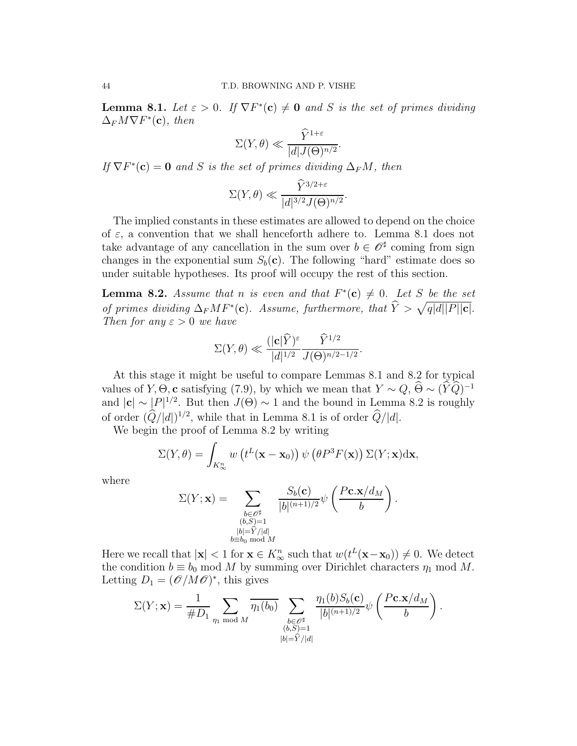**Lemma 8.1.** *Let $\varepsilon > 0$. If $\nabla F^*(\mathbf{c}) \neq \mathbf{0}$ and $S$ is the set of primes dividing $\Delta_F M \nabla F^*(\mathbf{c})$, then*

$$\Sigma(Y, \theta) \ll \frac{\widehat{Y}^{1+\varepsilon}}{|d| J(\Theta)^{n/2}}.$$

*If $\nabla F^*(\mathbf{c}) = \mathbf{0}$ and $S$ is the set of primes dividing $\Delta_F M$, then*

$$\Sigma(Y, \theta) \ll \frac{\widehat{Y}^{3/2+\varepsilon}}{|d|^{3/2} J(\Theta)^{n/2}}.$$

The implied constants in these estimates are allowed to depend on the choice of $\varepsilon$, a convention that we shall henceforth adhere to. Lemma 8.1 does not take advantage of any cancellation in the sum over $b \in \mathscr{O}^\sharp$ coming from sign changes in the exponential sum $S_b(\mathbf{c})$. The following "hard" estimate does so under suitable hypotheses. Its proof will occupy the rest of this section.

**Lemma 8.2.** *Assume that $n$ is even and that $F^*(\mathbf{c}) \neq 0$. Let $S$ be the set of primes dividing $\Delta_F M F^*(\mathbf{c})$. Assume, furthermore, that $\widehat{Y} > \sqrt{q|d||P||\mathbf{c}|}$. Then for any $\varepsilon > 0$ we have*

$$\Sigma(Y, \theta) \ll \frac{(|\mathbf{c}|\widehat{Y})^\varepsilon}{|d|^{1/2}} \frac{\widehat{Y}^{1/2}}{J(\Theta)^{n/2-1/2}}.$$

At this stage it might be useful to compare Lemmas 8.1 and 8.2 for typical values of $Y, \Theta, \mathbf{c}$ satisfying (7.9), by which we mean that $Y \sim Q$, $\widehat{\Theta} \sim (\widehat{Y}\widehat{Q})^{-1}$ and $|\mathbf{c}| \sim |P|^{1/2}$. But then $J(\Theta) \sim 1$ and the bound in Lemma 8.2 is roughly of order $(\widehat{Q}/|d|)^{1/2}$, while that in Lemma 8.1 is of order $\widehat{Q}/|d|$.

We begin the proof of Lemma 8.2 by writing

$$\Sigma(Y, \theta) = \int_{K_\infty^n} w\left(t^L(\mathbf{x} - \mathbf{x}_0)\right) \psi\left(\theta P^3 F(\mathbf{x})\right) \Sigma(Y; \mathbf{x}) \mathrm{d}\mathbf{x},$$

where

$$\Sigma(Y; \mathbf{x}) = \sum_{\substack{b \in \mathscr{O}^\sharp \\ (b,S)=1 \\ |b| = \widehat{Y}/|d| \\ b \equiv b_0 \bmod M}} \frac{S_b(\mathbf{c})}{|b|^{(n+1)/2}} \psi\left(\frac{P\mathbf{c}.\mathbf{x}/d_M}{b}\right).$$

Here we recall that $|\mathbf{x}| < 1$ for $\mathbf{x} \in K_\infty^n$ such that $w(t^L(\mathbf{x} - \mathbf{x}_0)) \neq 0$. We detect the condition $b \equiv b_0 \bmod M$ by summing over Dirichlet characters $\eta_1 \bmod M$. Letting $D_1 = (\mathscr{O}/M\mathscr{O})^*$, this gives

$$\Sigma(Y; \mathbf{x}) = \frac{1}{\# D_1} \sum_{\eta_1 \bmod M} \overline{\eta_1(b_0)} \sum_{\substack{b \in \mathscr{O}^\sharp \\ (b,S)=1 \\ |b| = \widehat{Y}/|d|}} \frac{\eta_1(b) S_b(\mathbf{c})}{|b|^{(n+1)/2}} \psi\left(\frac{P\mathbf{c}.\mathbf{x}/d_M}{b}\right).$$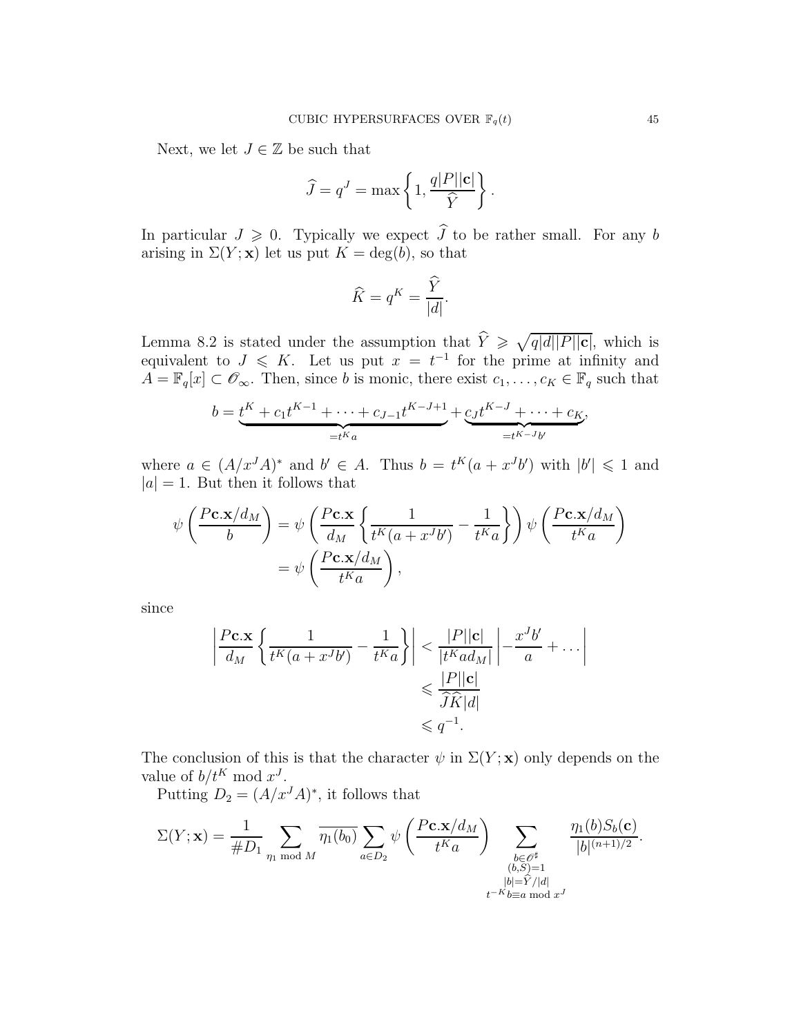Next, we let $J \in \mathbb{Z}$ be such that

$$\widehat{J} = q^J = \max\left\{1, \frac{q|P||\mathbf{c}|}{\widehat{Y}}\right\}.$$

In particular $J \geqslant 0$. Typically we expect $\widehat{J}$ to be rather small. For any $b$ arising in $\Sigma(Y;\mathbf{x})$ let us put $K = \deg(b)$, so that

$$\widehat{K} = q^K = \frac{\widehat{Y}}{|d|}.$$

Lemma 8.2 is stated under the assumption that $\widehat{Y} \geqslant \sqrt{q|d||P||\mathbf{c}|}$, which is equivalent to $J \leqslant K$. Let us put $x = t^{-1}$ for the prime at infinity and $A = \mathbb{F}_q[x] \subset \mathscr{O}_\infty$. Then, since $b$ is monic, there exist $c_1, \dots, c_K \in \mathbb{F}_q$ such that

$$b = \underbrace{t^K + c_1 t^{K-1} + \cdots + c_{J-1} t^{K-J+1}}_{=t^K a} + \underbrace{c_J t^{K-J} + \cdots + c_K}_{=t^{K-J} b'},$$

where $a \in (A/x^J A)^*$ and $b' \in A$. Thus $b = t^K(a + x^J b')$ with $|b'| \leqslant 1$ and $|a| = 1$. But then it follows that

$$\begin{aligned}
\psi\left(\frac{P\mathbf{c}.\mathbf{x}/d_M}{b}\right) &= \psi\left(\frac{P\mathbf{c}.\mathbf{x}}{d_M}\left\{\frac{1}{t^K(a + x^J b')} - \frac{1}{t^K a}\right\}\right) \psi\left(\frac{P\mathbf{c}.\mathbf{x}/d_M}{t^K a}\right) \\
&= \psi\left(\frac{P\mathbf{c}.\mathbf{x}/d_M}{t^K a}\right),
\end{aligned}$$

since

$$\begin{aligned}
\left|\frac{P\mathbf{c}.\mathbf{x}}{d_M}\left\{\frac{1}{t^K(a + x^J b')} - \frac{1}{t^K a}\right\}\right| &< \frac{|P||\mathbf{c}|}{|t^K a d_M|}\left|-\frac{x^J b'}{a} + \dots\right| \\
&\leqslant \frac{|P||\mathbf{c}|}{\widehat{J}\widehat{K}|d|} \\
&\leqslant q^{-1}.
\end{aligned}$$

The conclusion of this is that the character $\psi$ in $\Sigma(Y;\mathbf{x})$ only depends on the value of $b/t^K \bmod x^J$.

Putting $D_2 = (A/x^J A)^*$, it follows that

$$\Sigma(Y;\mathbf{x}) = \frac{1}{\# D_1} \sum_{\eta_1 \bmod M} \overline{\eta_1(b_0)} \sum_{a \in D_2} \psi\left(\frac{P\mathbf{c}.\mathbf{x}/d_M}{t^K a}\right) \sum_{\substack{b \in \mathscr{O}^\sharp \\ (b,S)=1 \\ |b| = \widehat{Y}/|d| \\ t^{-K} b \equiv a \bmod x^J}} \frac{\eta_1(b) S_b(\mathbf{c})}{|b|^{(n+1)/2}}.$$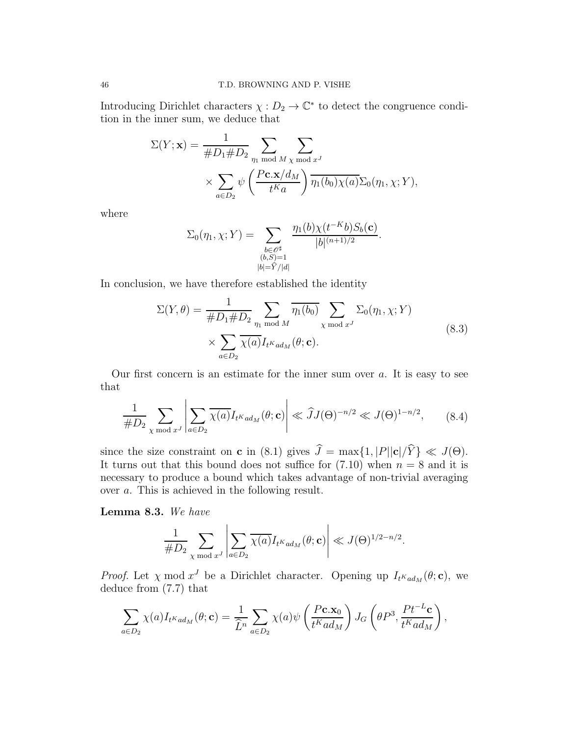Introducing Dirichlet characters $\chi : D_2 \to \mathbb{C}^*$ to detect the congruence condition in the inner sum, we deduce that

$$\Sigma(Y;\mathbf{x}) = \frac{1}{\#D_1 \# D_2} \sum_{\eta_1 \bmod M} \sum_{\chi \bmod x^J} \times \sum_{a \in D_2} \psi\left(\frac{P\mathbf{c}.\mathbf{x}/d_M}{t^K a}\right) \overline{\eta_1(b_0)\chi(a)} \Sigma_0(\eta_1, \chi; Y),$$

where

$$\Sigma_0(\eta_1, \chi; Y) = \sum_{\substack{b \in \mathscr{O}^\sharp \\ (b,S)=1 \\ |b| = \widehat{Y}/|d|}} \frac{\eta_1(b)\chi(t^{-K}b) S_b(\mathbf{c})}{|b|^{(n+1)/2}}.$$

In conclusion, we have therefore established the identity

$$\Sigma(Y,\theta) = \frac{1}{\#D_1 \# D_2} \sum_{\eta_1 \bmod M} \overline{\eta_1(b_0)} \sum_{\chi \bmod x^J} \Sigma_0(\eta_1, \chi; Y) \times \sum_{a \in D_2} \overline{\chi(a)} I_{t^K a d_M}(\theta; \mathbf{c}). \tag{8.3}$$

Our first concern is an estimate for the inner sum over $a$. It is easy to see that

$$\frac{1}{\#D_2} \sum_{\chi \bmod x^J} \left| \sum_{a \in D_2} \overline{\chi(a)} I_{t^K a d_M}(\theta; \mathbf{c}) \right| \ll \widehat{J} J(\Theta)^{-n/2} \ll J(\Theta)^{1-n/2}, \tag{8.4}$$

since the size constraint on $\mathbf{c}$ in (8.1) gives $\widehat{J} = \max\{1, |P||\mathbf{c}|/\widehat{Y}\} \ll J(\Theta)$. It turns out that this bound does not suffice for (7.10) when $n = 8$ and it is necessary to produce a bound which takes advantage of non-trivial averaging over $a$. This is achieved in the following result.

**Lemma 8.3.** *We have*

$$\frac{1}{\#D_2} \sum_{\chi \bmod x^J} \left| \sum_{a \in D_2} \overline{\chi(a)} I_{t^K a d_M}(\theta; \mathbf{c}) \right| \ll J(\Theta)^{1/2-n/2}.$$

*Proof.* Let $\chi \bmod x^J$ be a Dirichlet character. Opening up $I_{t^K a d_M}(\theta; \mathbf{c})$, we deduce from (7.7) that

$$\sum_{a \in D_2} \chi(a) I_{t^K a d_M}(\theta; \mathbf{c}) = \frac{1}{\widehat{L}^n} \sum_{a \in D_2} \chi(a) \psi\left(\frac{P\mathbf{c}.\mathbf{x}_0}{t^K a d_M}\right) J_G\left(\theta P^3, \frac{P t^{-L} \mathbf{c}}{t^K a d_M}\right),$$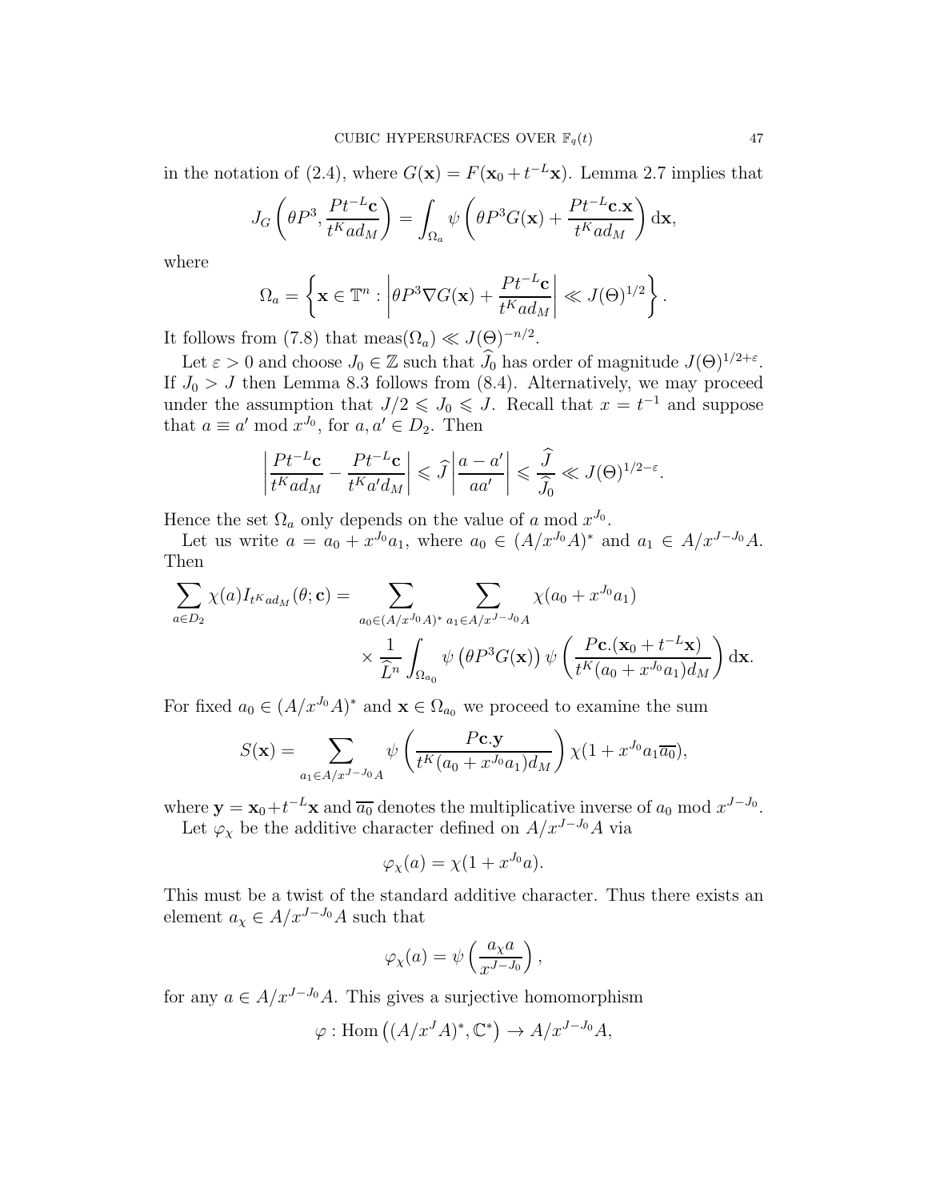in the notation of (2.4), where $G(\mathbf{x}) = F(\mathbf{x}_0 + t^{-L}\mathbf{x})$. Lemma 2.7 implies that

$$J_G\left(\theta P^3, \frac{Pt^{-L}\mathbf{c}}{t^K a d_M}\right) = \int_{\Omega_a} \psi\left(\theta P^3 G(\mathbf{x}) + \frac{Pt^{-L}\mathbf{c}.\mathbf{x}}{t^K a d_M}\right) \mathrm{d}\mathbf{x},$$

where

$$\Omega_a = \left\{ \mathbf{x} \in \mathbb{T}^n : \left| \theta P^3 \nabla G(\mathbf{x}) + \frac{Pt^{-L}\mathbf{c}}{t^K a d_M} \right| \ll J(\Theta)^{1/2} \right\}.$$

It follows from (7.8) that $\mathrm{meas}(\Omega_a) \ll J(\Theta)^{-n/2}$.

Let $\varepsilon > 0$ and choose $J_0 \in \mathbb{Z}$ such that $\widehat{J_0}$ has order of magnitude $J(\Theta)^{1/2+\varepsilon}$. If $J_0 > J$ then Lemma 8.3 follows from (8.4). Alternatively, we may proceed under the assumption that $J/2 \leqslant J_0 \leqslant J$. Recall that $x = t^{-1}$ and suppose that $a \equiv a' \bmod x^{J_0}$, for $a, a' \in D_2$. Then

$$\left| \frac{Pt^{-L}\mathbf{c}}{t^K a d_M} - \frac{Pt^{-L}\mathbf{c}}{t^K a' d_M} \right| \leqslant \widehat{J} \left| \frac{a - a'}{aa'} \right| \leqslant \frac{\widehat{J}}{\widehat{J_0}} \ll J(\Theta)^{1/2-\varepsilon}.$$

Hence the set $\Omega_a$ only depends on the value of $a \bmod x^{J_0}$.

Let us write $a = a_0 + x^{J_0} a_1$, where $a_0 \in (A/x^{J_0}A)^*$ and $a_1 \in A/x^{J-J_0}A$. Then

$$\begin{aligned}\sum_{a \in D_2} \chi(a) I_{t^K a d_M}(\theta; \mathbf{c}) = & \sum_{a_0 \in (A/x^{J_0}A)^*} \sum_{a_1 \in A/x^{J-J_0}A} \chi(a_0 + x^{J_0} a_1) \\ & \times \frac{1}{\widehat{L}^n} \int_{\Omega_{a_0}} \psi\left(\theta P^3 G(\mathbf{x})\right) \psi\left( \frac{P\mathbf{c}.(\mathbf{x}_0 + t^{-L}\mathbf{x})}{t^K (a_0 + x^{J_0} a_1) d_M} \right) \mathrm{d}\mathbf{x}.\end{aligned}$$

For fixed $a_0 \in (A/x^{J_0}A)^*$ and $\mathbf{x} \in \Omega_{a_0}$ we proceed to examine the sum

$$S(\mathbf{x}) = \sum_{a_1 \in A/x^{J-J_0}A} \psi\left( \frac{P\mathbf{c}.\mathbf{y}}{t^K (a_0 + x^{J_0} a_1) d_M} \right) \chi(1 + x^{J_0} a_1 \overline{a_0}),$$

where $\mathbf{y} = \mathbf{x}_0 + t^{-L}\mathbf{x}$ and $\overline{a_0}$ denotes the multiplicative inverse of $a_0 \bmod x^{J-J_0}$.

Let $\varphi_\chi$ be the additive character defined on $A/x^{J-J_0}A$ via

$$\varphi_\chi(a) = \chi(1 + x^{J_0} a).$$

This must be a twist of the standard additive character. Thus there exists an element $a_\chi \in A/x^{J-J_0}A$ such that

$$\varphi_\chi(a) = \psi\left( \frac{a_\chi a}{x^{J-J_0}} \right),$$

for any $a \in A/x^{J-J_0}A$. This gives a surjective homomorphism

$$\varphi : \mathrm{Hom}\left( (A/x^J A)^*, \mathbb{C}^* \right) \to A/x^{J-J_0}A,$$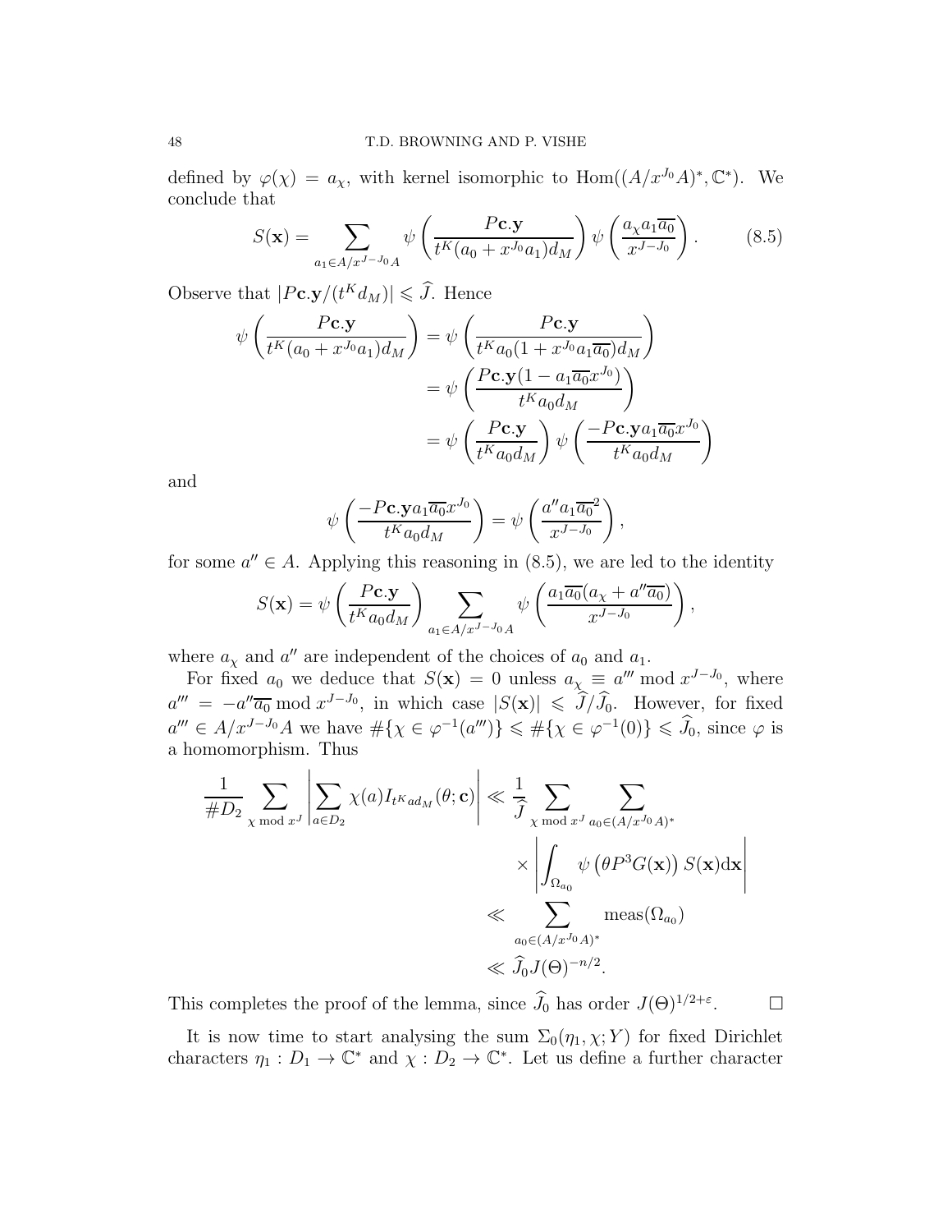defined by $\varphi(\chi) = a_\chi$, with kernel isomorphic to $\mathrm{Hom}((A/x^{J_0}A)^*, \mathbb{C}^*)$. We conclude that

$$S(\mathbf{x}) = \sum_{a_1 \in A/x^{J-J_0}A} \psi\left(\frac{P\mathbf{c}.\mathbf{y}}{t^K(a_0 + x^{J_0}a_1)d_M}\right)\psi\left(\frac{a_\chi a_1 \overline{a_0}}{x^{J-J_0}}\right). \tag{8.5}$$

Observe that $|P\mathbf{c}.\mathbf{y}/(t^K d_M)| \leqslant \widehat{J}$. Hence

$$\begin{aligned}
\psi\left(\frac{P\mathbf{c}.\mathbf{y}}{t^K(a_0 + x^{J_0}a_1)d_M}\right) &= \psi\left(\frac{P\mathbf{c}.\mathbf{y}}{t^K a_0(1 + x^{J_0}a_1\overline{a_0})d_M}\right) \\
&= \psi\left(\frac{P\mathbf{c}.\mathbf{y}(1 - a_1\overline{a_0}x^{J_0})}{t^K a_0 d_M}\right) \\
&= \psi\left(\frac{P\mathbf{c}.\mathbf{y}}{t^K a_0 d_M}\right)\psi\left(\frac{-P\mathbf{c}.\mathbf{y} a_1 \overline{a_0} x^{J_0}}{t^K a_0 d_M}\right)
\end{aligned}$$

and

$$\psi\left(\frac{-P\mathbf{c}.\mathbf{y} a_1 \overline{a_0} x^{J_0}}{t^K a_0 d_M}\right) = \psi\left(\frac{a'' a_1 \overline{a_0}^2}{x^{J-J_0}}\right),$$

for some $a'' \in A$. Applying this reasoning in (8.5), we are led to the identity

$$S(\mathbf{x}) = \psi\left(\frac{P\mathbf{c}.\mathbf{y}}{t^K a_0 d_M}\right)\sum_{a_1 \in A/x^{J-J_0}A} \psi\left(\frac{a_1\overline{a_0}(a_\chi + a''\overline{a_0})}{x^{J-J_0}}\right),$$

where $a_\chi$ and $a''$ are independent of the choices of $a_0$ and $a_1$.

For fixed $a_0$ we deduce that $S(\mathbf{x}) = 0$ unless $a_\chi \equiv a''' \bmod x^{J-J_0}$, where $a''' = -a''\overline{a_0} \bmod x^{J-J_0}$, in which case $|S(\mathbf{x})| \leqslant \widehat{J}/\widehat{J}_0$. However, for fixed $a''' \in A/x^{J-J_0}A$ we have $\#\{\chi \in \varphi^{-1}(a''')\} \leqslant \#\{\chi \in \varphi^{-1}(0)\} \leqslant \widehat{J}_0$, since $\varphi$ is a homomorphism. Thus

$$\begin{aligned}
\frac{1}{\#D_2}\sum_{\chi \bmod x^J}\left|\sum_{a \in D_2}\chi(a) I_{t^K a d_M}(\theta; \mathbf{c})\right| &\ll \frac{1}{\widehat{J}}\sum_{\chi \bmod x^J}\sum_{a_0 \in (A/x^{J_0}A)^*} \\
&\quad \times \left|\int_{\Omega_{a_0}} \psi\left(\theta P^3 G(\mathbf{x})\right) S(\mathbf{x}) \mathrm{d}\mathbf{x}\right| \\
&\ll \sum_{a_0 \in (A/x^{J_0}A)^*} \mathrm{meas}(\Omega_{a_0}) \\
&\ll \widehat{J}_0 J(\Theta)^{-n/2}.
\end{aligned}$$

This completes the proof of the lemma, since $\widehat{J}_0$ has order $J(\Theta)^{1/2+\varepsilon}$. $\square$

It is now time to start analysing the sum $\Sigma_0(\eta_1, \chi; Y)$ for fixed Dirichlet characters $\eta_1 : D_1 \to \mathbb{C}^*$ and $\chi : D_2 \to \mathbb{C}^*$. Let us define a further character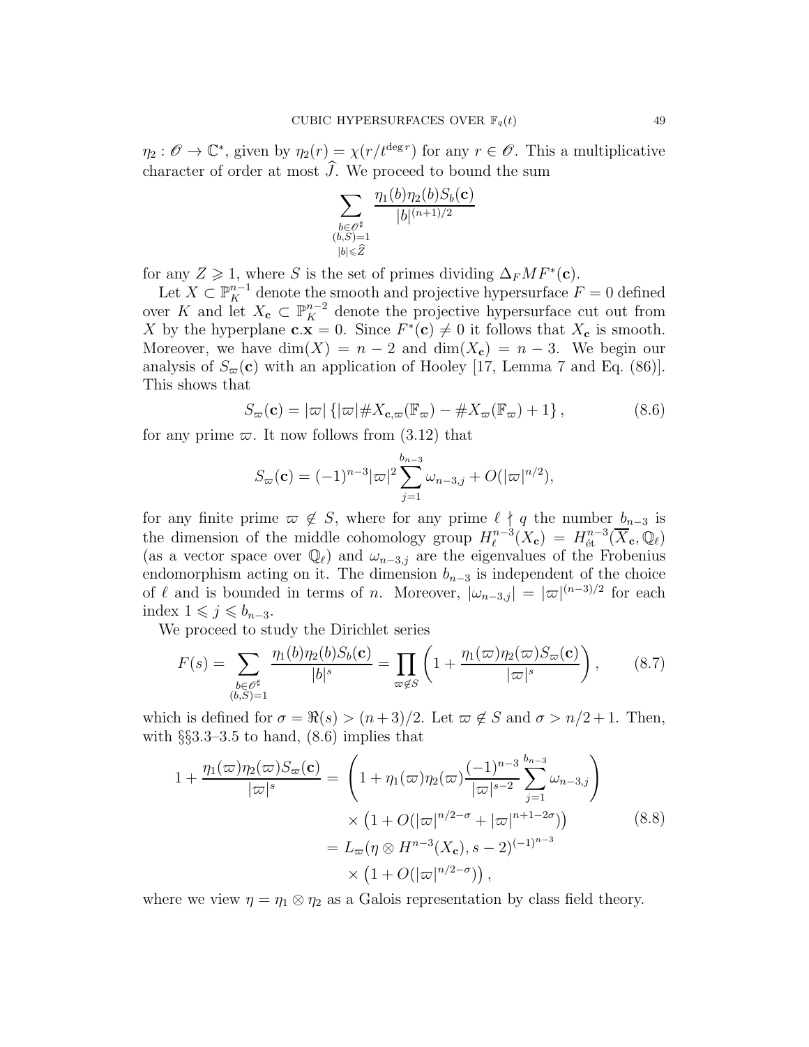$\eta_2 : \mathscr{O} \to \mathbb{C}^*$, given by $\eta_2(r) = \chi(r/t^{\deg r})$ for any $r \in \mathscr{O}$. This a multiplicative character of order at most $\widehat{J}$. We proceed to bound the sum

$$\sum_{\substack{b \in \mathscr{O}^\sharp \\ (b,S)=1 \\ |b| \leqslant \widehat{Z}}} \frac{\eta_1(b)\eta_2(b)S_b(\mathbf{c})}{|b|^{(n+1)/2}}$$

for any $Z \geqslant 1$, where $S$ is the set of primes dividing $\Delta_F M F^*(\mathbf{c})$.

Let $X \subset \mathbb{P}_K^{n-1}$ denote the smooth and projective hypersurface $F = 0$ defined over $K$ and let $X_{\mathbf{c}} \subset \mathbb{P}_K^{n-2}$ denote the projective hypersurface cut out from $X$ by the hyperplane $\mathbf{c}.\mathbf{x} = 0$. Since $F^*(\mathbf{c}) \neq 0$ it follows that $X_{\mathbf{c}}$ is smooth. Moreover, we have $\dim(X) = n - 2$ and $\dim(X_{\mathbf{c}}) = n - 3$. We begin our analysis of $S_\varpi(\mathbf{c})$ with an application of Hooley [17, Lemma 7 and Eq. (86)]. This shows that

$$S_\varpi(\mathbf{c}) = |\varpi| \left\{ |\varpi| \# X_{\mathbf{c},\varpi}(\mathbb{F}_\varpi) - \# X_\varpi(\mathbb{F}_\varpi) + 1 \right\}, \tag{8.6}$$

for any prime $\varpi$. It now follows from (3.12) that

$$S_\varpi(\mathbf{c}) = (-1)^{n-3} |\varpi|^2 \sum_{j=1}^{b_{n-3}} \omega_{n-3,j} + O(|\varpi|^{n/2}),$$

for any finite prime $\varpi \notin S$, where for any prime $\ell \nmid q$ the number $b_{n-3}$ is the dimension of the middle cohomology group $H_\ell^{n-3}(X_{\mathbf{c}}) = H_{\text{ét}}^{n-3}(\overline{X}_{\mathbf{c}}, \mathbb{Q}_\ell)$ (as a vector space over $\mathbb{Q}_\ell$) and $\omega_{n-3,j}$ are the eigenvalues of the Frobenius endomorphism acting on it. The dimension $b_{n-3}$ is independent of the choice of $\ell$ and is bounded in terms of $n$. Moreover, $|\omega_{n-3,j}| = |\varpi|^{(n-3)/2}$ for each index $1 \leqslant j \leqslant b_{n-3}$.

We proceed to study the Dirichlet series

$$F(s) = \sum_{\substack{b \in \mathscr{O}^\sharp \\ (b,S)=1}} \frac{\eta_1(b)\eta_2(b)S_b(\mathbf{c})}{|b|^s} = \prod_{\varpi \notin S} \left( 1 + \frac{\eta_1(\varpi)\eta_2(\varpi)S_\varpi(\mathbf{c})}{|\varpi|^s} \right), \tag{8.7}$$

which is defined for $\sigma = \Re(s) > (n+3)/2$. Let $\varpi \notin S$ and $\sigma > n/2 + 1$. Then, with §§3.3–3.5 to hand, (8.6) implies that

$$\begin{aligned} 1 + \frac{\eta_1(\varpi)\eta_2(\varpi)S_\varpi(\mathbf{c})}{|\varpi|^s} &= \left( 1 + \eta_1(\varpi)\eta_2(\varpi) \frac{(-1)^{n-3}}{|\varpi|^{s-2}} \sum_{j=1}^{b_{n-3}} \omega_{n-3,j} \right) \\ &\quad \times \left( 1 + O(|\varpi|^{n/2-\sigma} + |\varpi|^{n+1-2\sigma}) \right) \\ &= L_\varpi(\eta \otimes H^{n-3}(X_{\mathbf{c}}), s-2)^{(-1)^{n-3}} \\ &\quad \times \left( 1 + O(|\varpi|^{n/2-\sigma}) \right), \end{aligned} \tag{8.8}$$

where we view $\eta = \eta_1 \otimes \eta_2$ as a Galois representation by class field theory.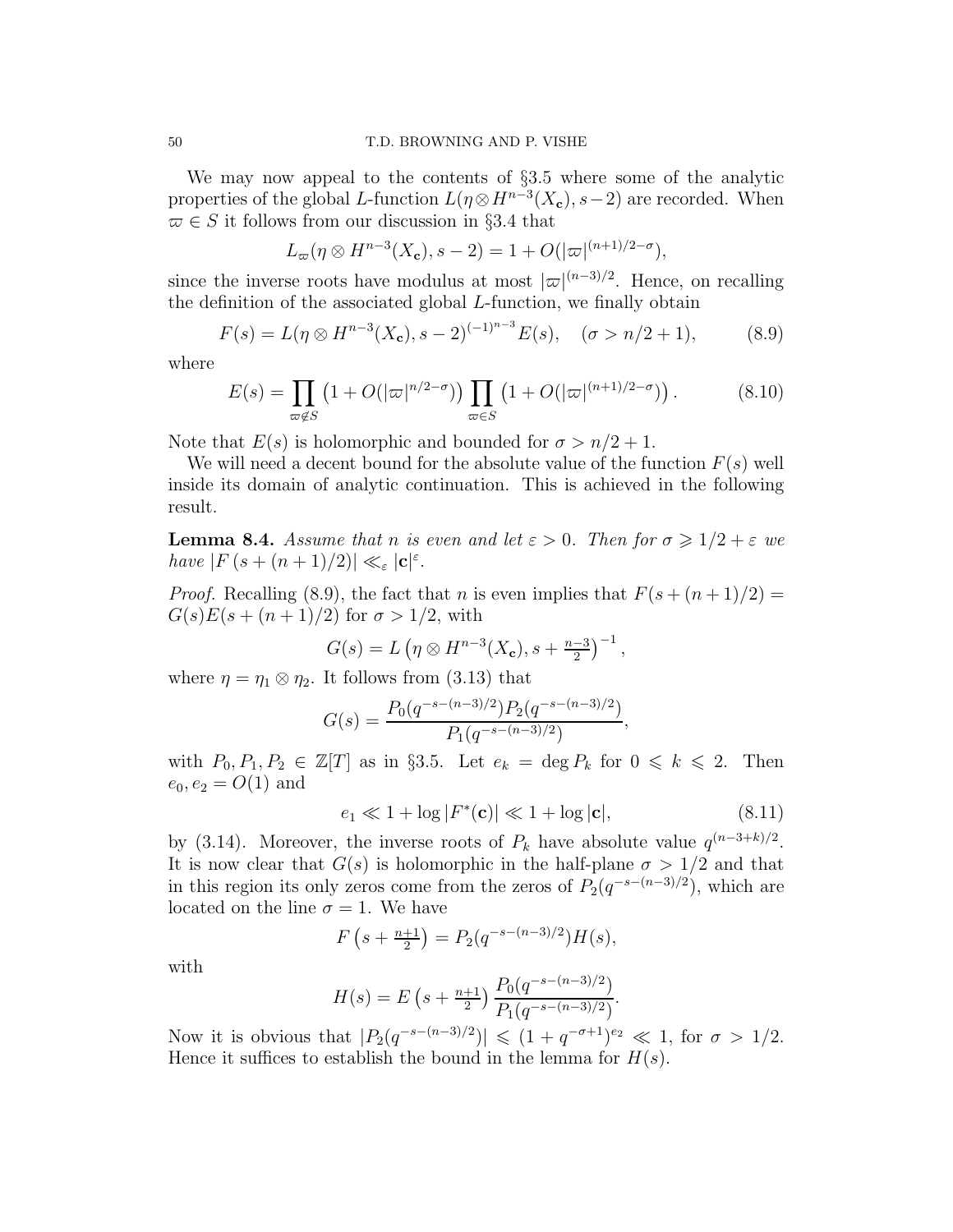We may now appeal to the contents of §3.5 where some of the analytic properties of the global $L$-function $L(\eta\otimes H^{n-3}(X_{\mathbf{c}}), s-2)$ are recorded. When $\varpi \in S$ it follows from our discussion in §3.4 that

$$L_\varpi(\eta\otimes H^{n-3}(X_{\mathbf{c}}), s-2) = 1 + O(|\varpi|^{(n+1)/2-\sigma}),$$

since the inverse roots have modulus at most $|\varpi|^{(n-3)/2}$. Hence, on recalling the definition of the associated global $L$-function, we finally obtain

$$F(s) = L(\eta\otimes H^{n-3}(X_{\mathbf{c}}), s-2)^{(-1)^{n-3}} E(s), \quad (\sigma > n/2+1), \tag{8.9}$$

where

$$E(s) = \prod_{\varpi\notin S}\left(1 + O(|\varpi|^{n/2-\sigma})\right)\prod_{\varpi\in S}\left(1+O(|\varpi|^{(n+1)/2-\sigma})\right). \tag{8.10}$$

Note that $E(s)$ is holomorphic and bounded for $\sigma > n/2+1$.

We will need a decent bound for the absolute value of the function $F(s)$ well inside its domain of analytic continuation. This is achieved in the following result.

**Lemma 8.4.** *Assume that $n$ is even and let $\varepsilon > 0$. Then for $\sigma \geqslant 1/2+\varepsilon$ we have $|F(s+(n+1)/2)| \ll_\varepsilon |\mathbf{c}|^\varepsilon$.*

*Proof.* Recalling (8.9), the fact that $n$ is even implies that $F(s+(n+1)/2) = G(s)E(s+(n+1)/2)$ for $\sigma > 1/2$, with

$$G(s) = L\left(\eta\otimes H^{n-3}(X_{\mathbf{c}}), s + \tfrac{n-3}{2}\right)^{-1},$$

where $\eta = \eta_1\otimes\eta_2$. It follows from (3.13) that

$$G(s) = \frac{P_0(q^{-s-(n-3)/2})P_2(q^{-s-(n-3)/2})}{P_1(q^{-s-(n-3)/2})},$$

with $P_0, P_1, P_2 \in \mathbb{Z}[T]$ as in §3.5. Let $e_k = \deg P_k$ for $0 \leqslant k \leqslant 2$. Then $e_0, e_2 = O(1)$ and

$$e_1 \ll 1 + \log|F^*(\mathbf{c})| \ll 1 + \log|\mathbf{c}|, \tag{8.11}$$

by (3.14). Moreover, the inverse roots of $P_k$ have absolute value $q^{(n-3+k)/2}$. It is now clear that $G(s)$ is holomorphic in the half-plane $\sigma > 1/2$ and that in this region its only zeros come from the zeros of $P_2(q^{-s-(n-3)/2})$, which are located on the line $\sigma = 1$. We have

$$F\left(s+\tfrac{n+1}{2}\right) = P_2(q^{-s-(n-3)/2})H(s),$$

with

$$H(s) = E\left(s+\tfrac{n+1}{2}\right)\frac{P_0(q^{-s-(n-3)/2})}{P_1(q^{-s-(n-3)/2})}.$$

Now it is obvious that $|P_2(q^{-s-(n-3)/2})| \leqslant (1+q^{-\sigma+1})^{e_2} \ll 1$, for $\sigma > 1/2$. Hence it suffices to establish the bound in the lemma for $H(s)$.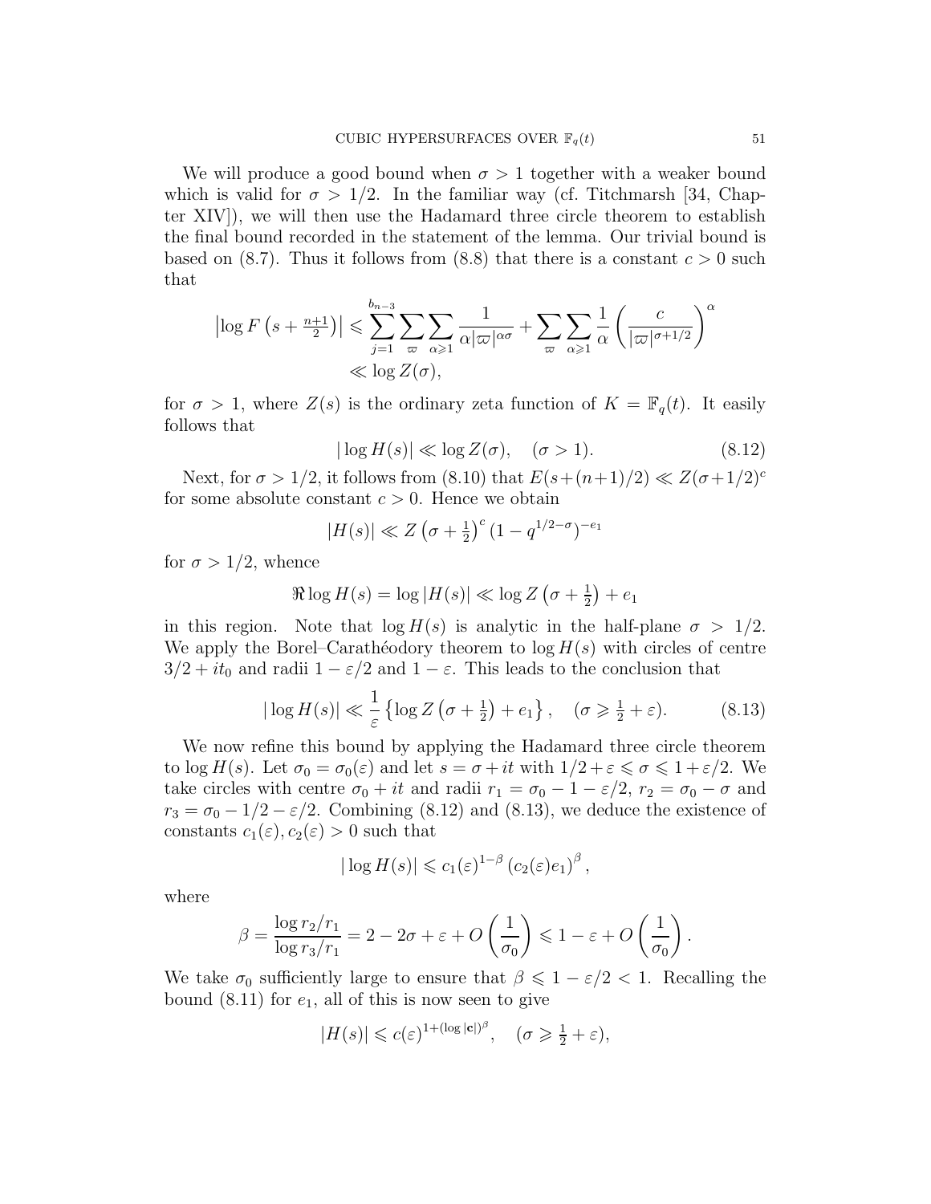We will produce a good bound when $\sigma > 1$ together with a weaker bound which is valid for $\sigma > 1/2$. In the familiar way (cf. Titchmarsh [34, Chapter XIV]), we will then use the Hadamard three circle theorem to establish the final bound recorded in the statement of the lemma. Our trivial bound is based on (8.7). Thus it follows from (8.8) that there is a constant $c > 0$ such that

$$
\begin{aligned}
\left|\log F\left(s + \tfrac{n+1}{2}\right)\right| &\leqslant \sum_{j=1}^{b_{n-3}} \sum_{\varpi} \sum_{\alpha \geqslant 1} \frac{1}{\alpha |\varpi|^{\alpha\sigma}} + \sum_{\varpi} \sum_{\alpha \geqslant 1} \frac{1}{\alpha} \left(\frac{c}{|\varpi|^{\sigma+1/2}}\right)^{\alpha} \\
&\ll \log Z(\sigma),
\end{aligned}
$$

for $\sigma > 1$, where $Z(s)$ is the ordinary zeta function of $K = \mathbb{F}_q(t)$. It easily follows that

$$
|\log H(s)| \ll \log Z(\sigma), \quad (\sigma > 1). \tag{8.12}
$$

Next, for $\sigma > 1/2$, it follows from (8.10) that $E(s+(n+1)/2) \ll Z(\sigma+1/2)^c$ for some absolute constant $c > 0$. Hence we obtain

$$
|H(s)| \ll Z\left(\sigma + \tfrac{1}{2}\right)^c (1 - q^{1/2-\sigma})^{-e_1}
$$

for $\sigma > 1/2$, whence

$$
\Re \log H(s) = \log |H(s)| \ll \log Z\left(\sigma + \tfrac{1}{2}\right) + e_1
$$

in this region. Note that $\log H(s)$ is analytic in the half-plane $\sigma > 1/2$. We apply the Borel–Carathéodory theorem to $\log H(s)$ with circles of centre $3/2 + it_0$ and radii $1 - \varepsilon/2$ and $1 - \varepsilon$. This leads to the conclusion that

$$
|\log H(s)| \ll \frac{1}{\varepsilon}\left\{\log Z\left(\sigma + \tfrac{1}{2}\right) + e_1\right\}, \quad (\sigma \geqslant \tfrac{1}{2} + \varepsilon). \tag{8.13}
$$

We now refine this bound by applying the Hadamard three circle theorem to $\log H(s)$. Let $\sigma_0 = \sigma_0(\varepsilon)$ and let $s = \sigma + it$ with $1/2 + \varepsilon \leqslant \sigma \leqslant 1 + \varepsilon/2$. We take circles with centre $\sigma_0 + it$ and radii $r_1 = \sigma_0 - 1 - \varepsilon/2$, $r_2 = \sigma_0 - \sigma$ and $r_3 = \sigma_0 - 1/2 - \varepsilon/2$. Combining (8.12) and (8.13), we deduce the existence of constants $c_1(\varepsilon), c_2(\varepsilon) > 0$ such that

$$
|\log H(s)| \leqslant c_1(\varepsilon)^{1-\beta} \left(c_2(\varepsilon) e_1\right)^{\beta},
$$

where

$$
\beta = \frac{\log r_2/r_1}{\log r_3/r_1} = 2 - 2\sigma + \varepsilon + O\left(\frac{1}{\sigma_0}\right) \leqslant 1 - \varepsilon + O\left(\frac{1}{\sigma_0}\right).
$$

We take $\sigma_0$ sufficiently large to ensure that $\beta \leqslant 1 - \varepsilon/2 < 1$. Recalling the bound (8.11) for $e_1$, all of this is now seen to give

$$
|H(s)| \leqslant c(\varepsilon)^{1+(\log |\mathbf{c}|)^{\beta}}, \quad (\sigma \geqslant \tfrac{1}{2} + \varepsilon),
$$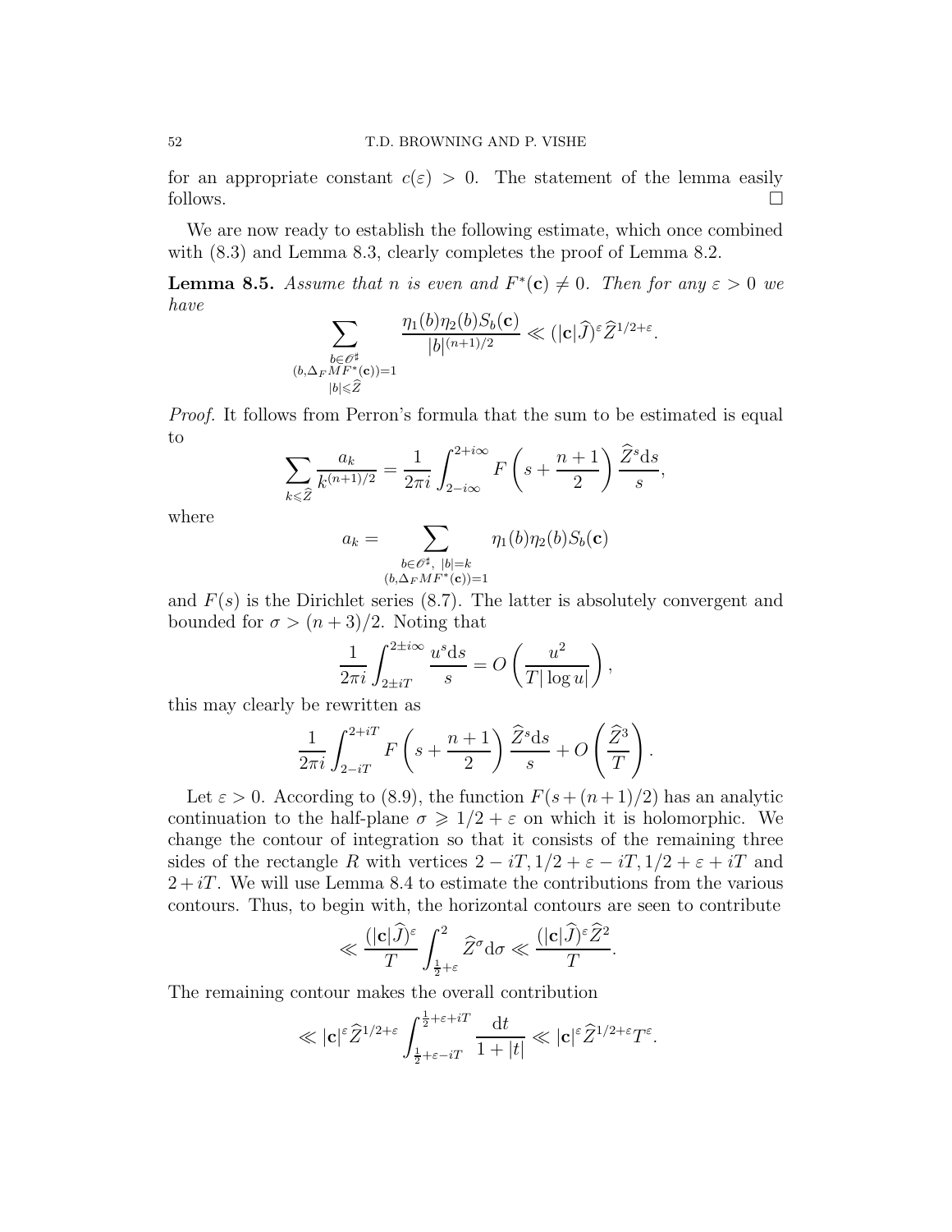for an appropriate constant $c(\varepsilon) > 0$. The statement of the lemma easily follows. $\square$

We are now ready to establish the following estimate, which once combined with (8.3) and Lemma 8.3, clearly completes the proof of Lemma 8.2.

**Lemma 8.5.** *Assume that $n$ is even and $F^*(\mathbf{c}) \neq 0$. Then for any $\varepsilon > 0$ we have*

$$\sum_{\substack{b \in \mathscr{O}^\sharp \\ (b, \Delta_F M F^*(\mathbf{c}))=1 \\ |b| \leqslant \widehat{Z}}} \frac{\eta_1(b)\eta_2(b) S_b(\mathbf{c})}{|b|^{(n+1)/2}} \ll (|\mathbf{c}|\widehat{J})^\varepsilon \widehat{Z}^{1/2+\varepsilon}.$$

*Proof.* It follows from Perron's formula that the sum to be estimated is equal to

$$\sum_{k \leqslant \widehat{Z}} \frac{a_k}{k^{(n+1)/2}} = \frac{1}{2\pi i} \int_{2-i\infty}^{2+i\infty} F\left(s + \frac{n+1}{2}\right) \frac{\widehat{Z}^s \mathrm{d}s}{s},$$

where

$$a_k = \sum_{\substack{b \in \mathscr{O}^\sharp, \ |b|=k \\ (b, \Delta_F M F^*(\mathbf{c}))=1}} \eta_1(b)\eta_2(b) S_b(\mathbf{c})$$

and $F(s)$ is the Dirichlet series (8.7). The latter is absolutely convergent and bounded for $\sigma > (n+3)/2$. Noting that

$$\frac{1}{2\pi i} \int_{2 \pm iT}^{2 \pm i\infty} \frac{u^s \mathrm{d}s}{s} = O\left(\frac{u^2}{T|\log u|}\right),$$

this may clearly be rewritten as

$$\frac{1}{2\pi i} \int_{2-iT}^{2+iT} F\left(s + \frac{n+1}{2}\right) \frac{\widehat{Z}^s \mathrm{d}s}{s} + O\left(\frac{\widehat{Z}^3}{T}\right).$$

Let $\varepsilon > 0$. According to (8.9), the function $F(s + (n+1)/2)$ has an analytic continuation to the half-plane $\sigma \geqslant 1/2 + \varepsilon$ on which it is holomorphic. We change the contour of integration so that it consists of the remaining three sides of the rectangle $R$ with vertices $2 - iT, 1/2 + \varepsilon - iT, 1/2 + \varepsilon + iT$ and $2 + iT$. We will use Lemma 8.4 to estimate the contributions from the various contours. Thus, to begin with, the horizontal contours are seen to contribute

$$\ll \frac{(|\mathbf{c}|\widehat{J})^\varepsilon}{T} \int_{\frac{1}{2}+\varepsilon}^{2} \widehat{Z}^\sigma \mathrm{d}\sigma \ll \frac{(|\mathbf{c}|\widehat{J})^\varepsilon \widehat{Z}^2}{T}.$$

The remaining contour makes the overall contribution

$$\ll |\mathbf{c}|^\varepsilon \widehat{Z}^{1/2+\varepsilon} \int_{\frac{1}{2}+\varepsilon-iT}^{\frac{1}{2}+\varepsilon+iT} \frac{\mathrm{d}t}{1+|t|} \ll |\mathbf{c}|^\varepsilon \widehat{Z}^{1/2+\varepsilon} T^\varepsilon.$$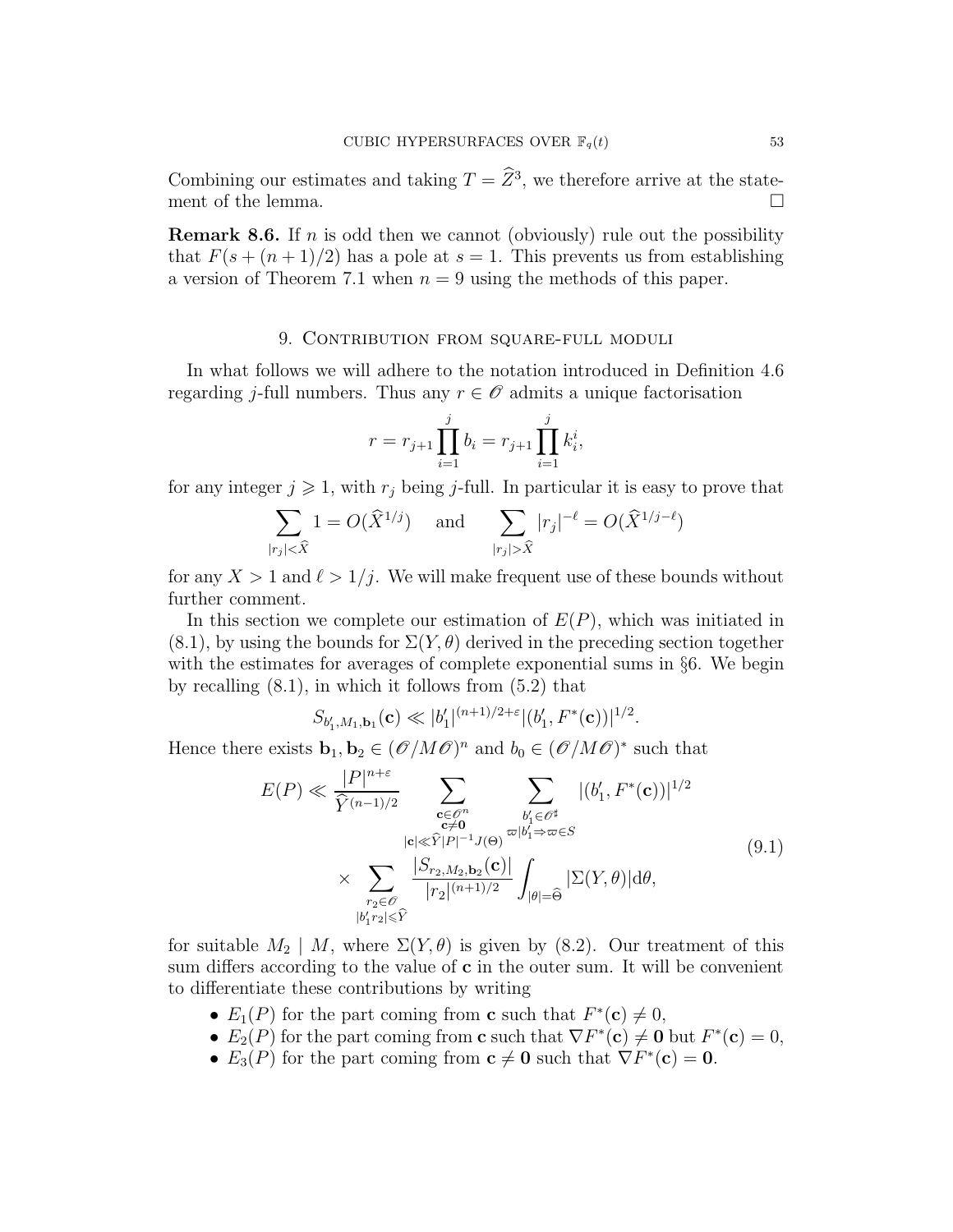Combining our estimates and taking $T = \widehat{Z}^3$, we therefore arrive at the statement of the lemma. $\square$

**Remark 8.6.** If $n$ is odd then we cannot (obviously) rule out the possibility that $F(s + (n+1)/2)$ has a pole at $s = 1$. This prevents us from establishing a version of Theorem 7.1 when $n = 9$ using the methods of this paper.

## 9. Contribution from square-full moduli

In what follows we will adhere to the notation introduced in Definition 4.6 regarding $j$-full numbers. Thus any $r \in \mathscr{O}$ admits a unique factorisation

$$r = r_{j+1} \prod_{i=1}^{j} b_i = r_{j+1} \prod_{i=1}^{j} k_i^i,$$

for any integer $j \geqslant 1$, with $r_j$ being $j$-full. In particular it is easy to prove that

$$\sum_{|r_j| < \widehat{X}} 1 = O(\widehat{X}^{1/j}) \quad \text{ and } \quad \sum_{|r_j| > \widehat{X}} |r_j|^{-\ell} = O(\widehat{X}^{1/j - \ell})$$

for any $X > 1$ and $\ell > 1/j$. We will make frequent use of these bounds without further comment.

In this section we complete our estimation of $E(P)$, which was initiated in (8.1), by using the bounds for $\Sigma(Y, \theta)$ derived in the preceding section together with the estimates for averages of complete exponential sums in §6. We begin by recalling (8.1), in which it follows from (5.2) that

$$S_{b_1', M_1, \mathbf{b}_1}(\mathbf{c}) \ll |b_1'|^{(n+1)/2 + \varepsilon} |(b_1', F^*(\mathbf{c}))|^{1/2}.$$

Hence there exists $\mathbf{b}_1, \mathbf{b}_2 \in (\mathscr{O}/M\mathscr{O})^n$ and $b_0 \in (\mathscr{O}/M\mathscr{O})^*$ such that

$$\begin{aligned} E(P) \ll \frac{|P|^{n+\varepsilon}}{\widehat{Y}^{(n-1)/2}} & \sum_{\substack{\mathbf{c} \in \mathscr{O}^n \\ \mathbf{c} \neq \mathbf{0} \\ |\mathbf{c}| \ll \widehat{Y} |P|^{-1} J(\Theta)}} \sum_{\substack{b_1' \in \mathscr{O}^\sharp \\ \varpi | b_1' \Rightarrow \varpi \in S}} |(b_1', F^*(\mathbf{c}))|^{1/2} \\ & \times \sum_{\substack{r_2 \in \mathscr{O} \\ |b_1' r_2| \leqslant \widehat{Y}}} \frac{|S_{r_2, M_2, \mathbf{b}_2}(\mathbf{c})|}{|r_2|^{(n+1)/2}} \int_{|\theta| = \widehat{\Theta}} |\Sigma(Y, \theta)| \mathrm{d}\theta, \end{aligned} \tag{9.1}$$

for suitable $M_2 \mid M$, where $\Sigma(Y, \theta)$ is given by (8.2). Our treatment of this sum differs according to the value of $\mathbf{c}$ in the outer sum. It will be convenient to differentiate these contributions by writing

- $E_1(P)$ for the part coming from $\mathbf{c}$ such that $F^*(\mathbf{c}) \neq 0$,
- $E_2(P)$ for the part coming from $\mathbf{c}$ such that $\nabla F^*(\mathbf{c}) \neq \mathbf{0}$ but $F^*(\mathbf{c}) = 0$,
- $E_3(P)$ for the part coming from $\mathbf{c} \neq \mathbf{0}$ such that $\nabla F^*(\mathbf{c}) = \mathbf{0}$.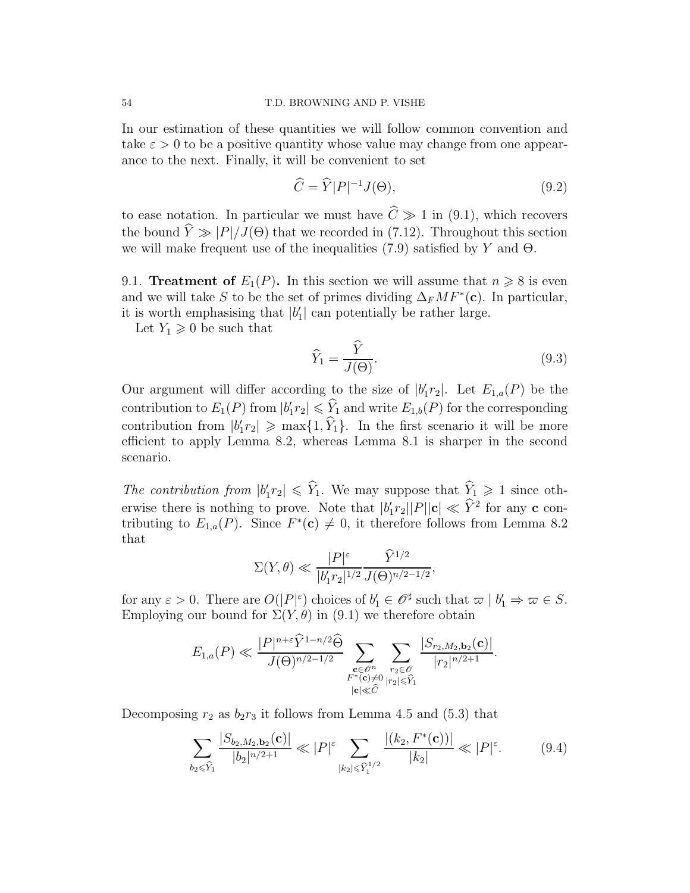In our estimation of these quantities we will follow common convention and take $\varepsilon > 0$ to be a positive quantity whose value may change from one appearance to the next. Finally, it will be convenient to set

$$\widehat{C} = \widehat{Y}|P|^{-1}J(\Theta), \tag{9.2}$$

to ease notation. In particular we must have $\widehat{C} \gg 1$ in (9.1), which recovers the bound $\widehat{Y} \gg |P|/J(\Theta)$ that we recorded in (7.12). Throughout this section we will make frequent use of the inequalities (7.9) satisfied by $Y$ and $\Theta$.

9.1. **Treatment of** $E_1(P)$**.** In this section we will assume that $n \geqslant 8$ is even and we will take $S$ to be the set of primes dividing $\Delta_F M F^*(\mathbf{c})$. In particular, it is worth emphasising that $|b_1'|$ can potentially be rather large.

Let $Y_1 \geqslant 0$ be such that

$$\widehat{Y}_1 = \frac{\widehat{Y}}{J(\Theta)}. \tag{9.3}$$

Our argument will differ according to the size of $|b_1' r_2|$. Let $E_{1,a}(P)$ be the contribution to $E_1(P)$ from $|b_1' r_2| \leqslant \widehat{Y}_1$ and write $E_{1,b}(P)$ for the corresponding contribution from $|b_1' r_2| \geqslant \max\{1, \widehat{Y}_1\}$. In the first scenario it will be more efficient to apply Lemma 8.2, whereas Lemma 8.1 is sharper in the second scenario.

*The contribution from* $|b_1' r_2| \leqslant \widehat{Y}_1$. We may suppose that $\widehat{Y}_1 \geqslant 1$ since otherwise there is nothing to prove. Note that $|b_1' r_2||P||\mathbf{c}| \ll \widehat{Y}^2$ for any $\mathbf{c}$ contributing to $E_{1,a}(P)$. Since $F^*(\mathbf{c}) \neq 0$, it therefore follows from Lemma 8.2 that

$$\Sigma(Y, \theta) \ll \frac{|P|^{\varepsilon}}{|b_1' r_2|^{1/2}} \frac{\widehat{Y}^{1/2}}{J(\Theta)^{n/2 - 1/2}},$$

for any $\varepsilon > 0$. There are $O(|P|^{\varepsilon})$ choices of $b_1' \in \mathscr{O}^{\sharp}$ such that $\varpi \mid b_1' \Rightarrow \varpi \in S$. Employing our bound for $\Sigma(Y, \theta)$ in (9.1) we therefore obtain

$$E_{1,a}(P) \ll \frac{|P|^{n+\varepsilon} \widehat{Y}^{1-n/2} \widehat{\Theta}}{J(\Theta)^{n/2-1/2}} \sum_{\substack{\mathbf{c} \in \mathscr{O}^n \\ F^*(\mathbf{c}) \neq 0 \\ |\mathbf{c}| \ll \widehat{C}}} \sum_{\substack{r_2 \in \mathscr{O} \\ |r_2| \leqslant \widehat{Y}_1}} \frac{|S_{r_2, M_2, \mathbf{b}_2}(\mathbf{c})|}{|r_2|^{n/2+1}}.$$

Decomposing $r_2$ as $b_2 r_3$ it follows from Lemma 4.5 and (5.3) that

$$\sum_{b_2 \leqslant \widehat{Y}_1} \frac{|S_{b_2, M_2, \mathbf{b}_2}(\mathbf{c})|}{|b_2|^{n/2+1}} \ll |P|^{\varepsilon} \sum_{|k_2| \leqslant \widehat{Y}_1^{1/2}} \frac{|(k_2, F^*(\mathbf{c}))|}{|k_2|} \ll |P|^{\varepsilon}. \tag{9.4}$$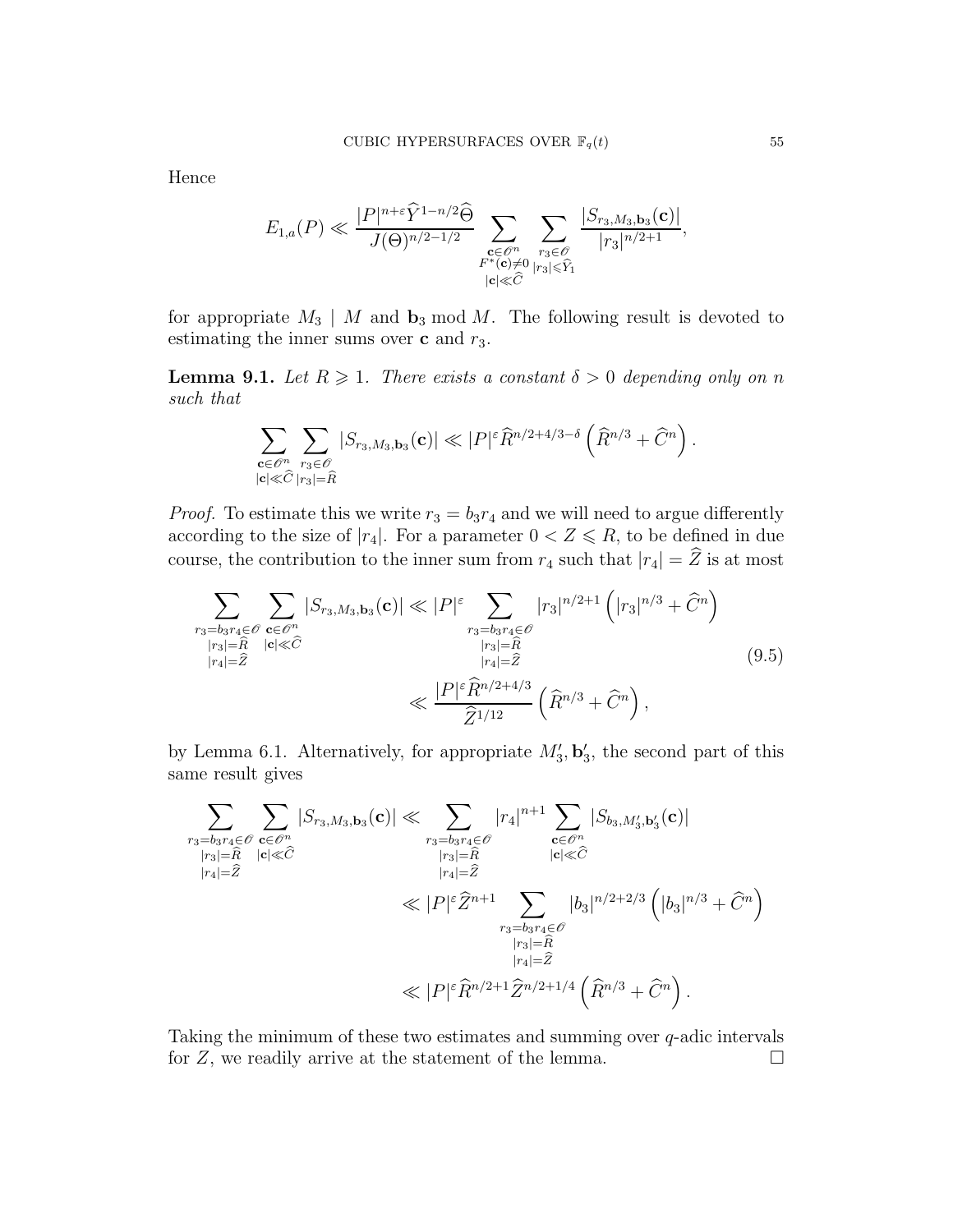Hence

$$E_{1,a}(P) \ll \frac{|P|^{n+\varepsilon}\widehat{Y}^{1-n/2}\widehat{\Theta}}{J(\Theta)^{n/2-1/2}} \sum_{\substack{\mathbf{c}\in\mathscr{O}^n \\ F^*(\mathbf{c})\neq 0 \\ |\mathbf{c}|\ll\widehat{C}}} \sum_{\substack{r_3\in\mathscr{O} \\ |r_3|\leqslant\widehat{Y}_1}} \frac{|S_{r_3,M_3,\mathbf{b}_3}(\mathbf{c})|}{|r_3|^{n/2+1}},$$

for appropriate $M_3 \mid M$ and $\mathbf{b}_3 \bmod M$. The following result is devoted to estimating the inner sums over $\mathbf{c}$ and $r_3$.

**Lemma 9.1.** *Let $R \geqslant 1$. There exists a constant $\delta > 0$ depending only on $n$ such that*

$$\sum_{\substack{\mathbf{c}\in\mathscr{O}^n \\ |\mathbf{c}|\ll\widehat{C}}} \sum_{\substack{r_3\in\mathscr{O} \\ |r_3|=\widehat{R}}} |S_{r_3,M_3,\mathbf{b}_3}(\mathbf{c})| \ll |P|^{\varepsilon}\widehat{R}^{n/2+4/3-\delta}\left(\widehat{R}^{n/3}+\widehat{C}^n\right).$$

*Proof.* To estimate this we write $r_3 = b_3 r_4$ and we will need to argue differently according to the size of $|r_4|$. For a parameter $0 < Z \leqslant R$, to be defined in due course, the contribution to the inner sum from $r_4$ such that $|r_4| = \widehat{Z}$ is at most

$$\begin{aligned}
\sum_{\substack{r_3=b_3r_4\in\mathscr{O} \\ |r_3|=\widehat{R} \\ |r_4|=\widehat{Z}}} \sum_{\substack{\mathbf{c}\in\mathscr{O}^n \\ |\mathbf{c}|\ll\widehat{C}}} |S_{r_3,M_3,\mathbf{b}_3}(\mathbf{c})| &\ll |P|^{\varepsilon} \sum_{\substack{r_3=b_3r_4\in\mathscr{O} \\ |r_3|=\widehat{R} \\ |r_4|=\widehat{Z}}} |r_3|^{n/2+1}\left(|r_3|^{n/3}+\widehat{C}^n\right) \\
&\ll \frac{|P|^{\varepsilon}\widehat{R}^{n/2+4/3}}{\widehat{Z}^{1/12}}\left(\widehat{R}^{n/3}+\widehat{C}^n\right),
\end{aligned} \tag{9.5}$$

by Lemma 6.1. Alternatively, for appropriate $M_3', \mathbf{b}_3'$, the second part of this same result gives

$$\begin{aligned}
\sum_{\substack{r_3=b_3r_4\in\mathscr{O} \\ |r_3|=\widehat{R} \\ |r_4|=\widehat{Z}}} \sum_{\substack{\mathbf{c}\in\mathscr{O}^n \\ |\mathbf{c}|\ll\widehat{C}}} |S_{r_3,M_3,\mathbf{b}_3}(\mathbf{c})| &\ll \sum_{\substack{r_3=b_3r_4\in\mathscr{O} \\ |r_3|=\widehat{R} \\ |r_4|=\widehat{Z}}} |r_4|^{n+1} \sum_{\substack{\mathbf{c}\in\mathscr{O}^n \\ |\mathbf{c}|\ll\widehat{C}}} |S_{b_3,M_3',\mathbf{b}_3'}(\mathbf{c})| \\
&\ll |P|^{\varepsilon}\widehat{Z}^{n+1} \sum_{\substack{r_3=b_3r_4\in\mathscr{O} \\ |r_3|=\widehat{R} \\ |r_4|=\widehat{Z}}} |b_3|^{n/2+2/3}\left(|b_3|^{n/3}+\widehat{C}^n\right) \\
&\ll |P|^{\varepsilon}\widehat{R}^{n/2+1}\widehat{Z}^{n/2+1/4}\left(\widehat{R}^{n/3}+\widehat{C}^n\right).
\end{aligned}$$

Taking the minimum of these two estimates and summing over $q$-adic intervals for $Z$, we readily arrive at the statement of the lemma. $\square$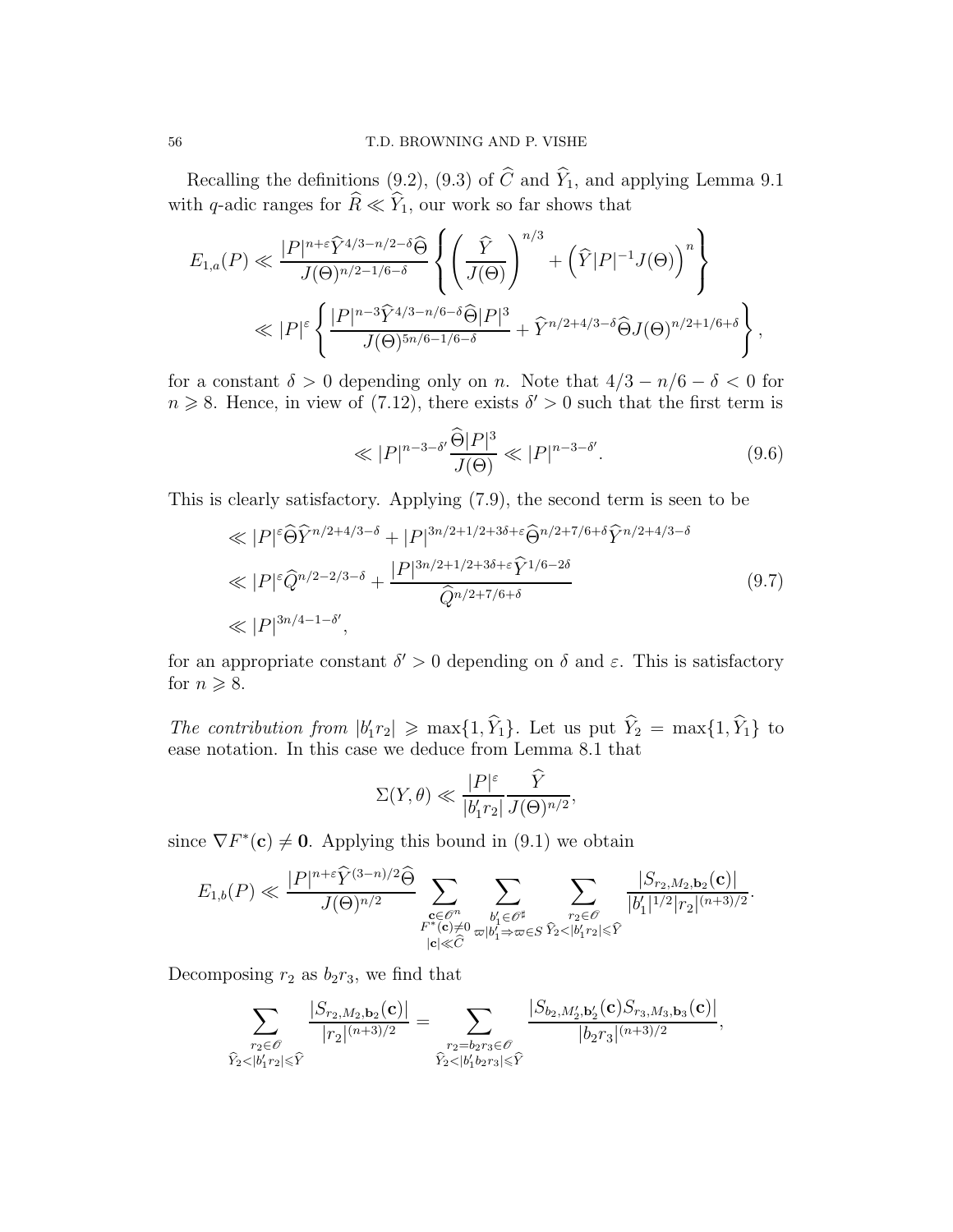Recalling the definitions (9.2), (9.3) of $\widehat{C}$ and $\widehat{Y}_1$, and applying Lemma 9.1 with $q$-adic ranges for $\widehat{R} \ll \widehat{Y}_1$, our work so far shows that

$$
\begin{aligned}
E_{1,a}(P) &\ll \frac{|P|^{n+\varepsilon}\widehat{Y}^{4/3-n/2-\delta}\widehat{\Theta}}{J(\Theta)^{n/2-1/6-\delta}} \left\{ \left(\frac{\widehat{Y}}{J(\Theta)}\right)^{n/3} + \left(\widehat{Y}|P|^{-1}J(\Theta)\right)^n \right\} \\
&\ll |P|^{\varepsilon} \left\{ \frac{|P|^{n-3}\widehat{Y}^{4/3-n/6-\delta}\widehat{\Theta}|P|^3}{J(\Theta)^{5n/6-1/6-\delta}} + \widehat{Y}^{n/2+4/3-\delta}\widehat{\Theta}J(\Theta)^{n/2+1/6+\delta} \right\},
\end{aligned}
$$

for a constant $\delta > 0$ depending only on $n$. Note that $4/3 - n/6 - \delta < 0$ for $n \geqslant 8$. Hence, in view of (7.12), there exists $\delta' > 0$ such that the first term is

$$
\ll |P|^{n-3-\delta'} \frac{\widehat{\Theta}|P|^3}{J(\Theta)} \ll |P|^{n-3-\delta'}. \tag{9.6}
$$

This is clearly satisfactory. Applying (7.9), the second term is seen to be

$$
\begin{aligned}
&\ll |P|^{\varepsilon}\widehat{\Theta}\widehat{Y}^{n/2+4/3-\delta} + |P|^{3n/2+1/2+3\delta+\varepsilon}\widehat{\Theta}^{n/2+7/6+\delta}\widehat{Y}^{n/2+4/3-\delta} \\
&\ll |P|^{\varepsilon}\widehat{Q}^{n/2-2/3-\delta} + \frac{|P|^{3n/2+1/2+3\delta+\varepsilon}\widehat{Y}^{1/6-2\delta}}{\widehat{Q}^{n/2+7/6+\delta}} \\
&\ll |P|^{3n/4-1-\delta'},
\end{aligned} \tag{9.7}
$$

for an appropriate constant $\delta' > 0$ depending on $\delta$ and $\varepsilon$. This is satisfactory for $n \geqslant 8$.

*The contribution from* $|b_1' r_2| \geqslant \max\{1, \widehat{Y}_1\}$. Let us put $\widehat{Y}_2 = \max\{1, \widehat{Y}_1\}$ to ease notation. In this case we deduce from Lemma 8.1 that

$$
\Sigma(Y, \theta) \ll \frac{|P|^{\varepsilon}}{|b_1' r_2|} \frac{\widehat{Y}}{J(\Theta)^{n/2}},
$$

since $\nabla F^*(\mathbf{c}) \neq \mathbf{0}$. Applying this bound in (9.1) we obtain

$$
E_{1,b}(P) \ll \frac{|P|^{n+\varepsilon}\widehat{Y}^{(3-n)/2}\widehat{\Theta}}{J(\Theta)^{n/2}} \sum_{\substack{\mathbf{c}\in\mathscr{O}^n \\ F^*(\mathbf{c})\neq 0 \\ |\mathbf{c}|\ll\widehat{C}}} \sum_{\substack{b_1'\in\mathscr{O}^\sharp \\ \varpi|b_1'\Rightarrow\varpi\in S}} \sum_{\substack{r_2\in\mathscr{O} \\ \widehat{Y}_2<|b_1' r_2|\leqslant\widehat{Y}}} \frac{|S_{r_2,M_2,\mathbf{b}_2}(\mathbf{c})|}{|b_1'|^{1/2}|r_2|^{(n+3)/2}}.
$$

Decomposing $r_2$ as $b_2 r_3$, we find that

$$
\sum_{\substack{r_2\in\mathscr{O} \\ \widehat{Y}_2<|b_1' r_2|\leqslant\widehat{Y}}} \frac{|S_{r_2,M_2,\mathbf{b}_2}(\mathbf{c})|}{|r_2|^{(n+3)/2}} = \sum_{\substack{r_2=b_2 r_3\in\mathscr{O} \\ \widehat{Y}_2<|b_1' b_2 r_3|\leqslant\widehat{Y}}} \frac{|S_{b_2,M_2',\mathbf{b}_2'}(\mathbf{c})S_{r_3,M_3,\mathbf{b}_3}(\mathbf{c})|}{|b_2 r_3|^{(n+3)/2}},
$$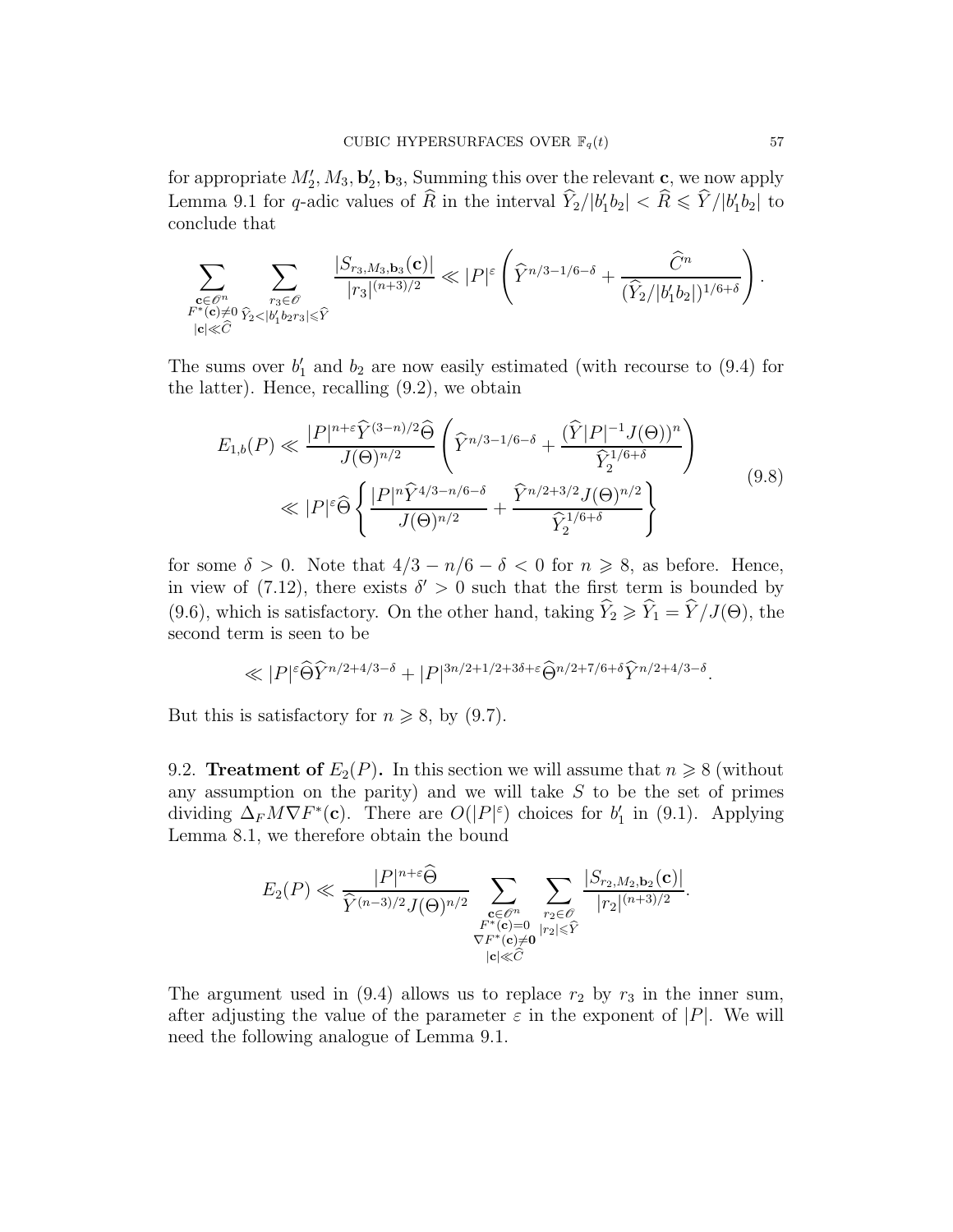for appropriate $M_2', M_3, \mathbf{b}_2', \mathbf{b}_3$, Summing this over the relevant $\mathbf{c}$, we now apply Lemma 9.1 for $q$-adic values of $\widehat{R}$ in the interval $\widehat{Y}_2/|b_1'b_2| < \widehat{R} \leqslant \widehat{Y}/|b_1'b_2|$ to conclude that

$$\sum_{\substack{\mathbf{c}\in\mathscr{O}^n\\ F^*(\mathbf{c})\neq 0\\ |\mathbf{c}|\ll\widehat{C}}} \sum_{\substack{r_3\in\mathscr{O}\\ \widehat{Y}_2<|b_1'b_2r_3|\leqslant\widehat{Y}}} \frac{|S_{r_3,M_3,\mathbf{b}_3}(\mathbf{c})|}{|r_3|^{(n+3)/2}} \ll |P|^{\varepsilon}\left(\widehat{Y}^{n/3-1/6-\delta} + \frac{\widehat{C}^n}{(\widehat{Y}_2/|b_1'b_2|)^{1/6+\delta}}\right).$$

The sums over $b_1'$ and $b_2$ are now easily estimated (with recourse to (9.4) for the latter). Hence, recalling (9.2), we obtain

$$\begin{aligned} E_{1,b}(P) &\ll \frac{|P|^{n+\varepsilon}\widehat{Y}^{(3-n)/2}\widehat{\Theta}}{J(\Theta)^{n/2}}\left(\widehat{Y}^{n/3-1/6-\delta} + \frac{(\widehat{Y}|P|^{-1}J(\Theta))^n}{\widehat{Y}_2^{1/6+\delta}}\right) \\ &\ll |P|^{\varepsilon}\widehat{\Theta}\left\{\frac{|P|^n\widehat{Y}^{4/3-n/6-\delta}}{J(\Theta)^{n/2}} + \frac{\widehat{Y}^{n/2+3/2}J(\Theta)^{n/2}}{\widehat{Y}_2^{1/6+\delta}}\right\} \end{aligned} \tag{9.8}$$

for some $\delta > 0$. Note that $4/3 - n/6 - \delta < 0$ for $n \geqslant 8$, as before. Hence, in view of (7.12), there exists $\delta' > 0$ such that the first term is bounded by (9.6), which is satisfactory. On the other hand, taking $\widehat{Y}_2 \geqslant \widehat{Y}_1 = \widehat{Y}/J(\Theta)$, the second term is seen to be

$$\ll |P|^{\varepsilon}\widehat{\Theta}\widehat{Y}^{n/2+4/3-\delta} + |P|^{3n/2+1/2+3\delta+\varepsilon}\widehat{\Theta}^{n/2+7/6+\delta}\widehat{Y}^{n/2+4/3-\delta}.$$

But this is satisfactory for $n \geqslant 8$, by (9.7).

## 9.2. Treatment of $E_2(P)$.

In this section we will assume that $n \geqslant 8$ (without any assumption on the parity) and we will take $S$ to be the set of primes dividing $\Delta_F M \nabla F^*(\mathbf{c})$. There are $O(|P|^{\varepsilon})$ choices for $b_1'$ in (9.1). Applying Lemma 8.1, we therefore obtain the bound

$$E_2(P) \ll \frac{|P|^{n+\varepsilon}\widehat{\Theta}}{\widehat{Y}^{(n-3)/2}J(\Theta)^{n/2}} \sum_{\substack{\mathbf{c}\in\mathscr{O}^n\\ F^*(\mathbf{c})=0\\ \nabla F^*(\mathbf{c})\neq\mathbf{0}\\ |\mathbf{c}|\ll\widehat{C}}} \sum_{\substack{r_2\in\mathscr{O}\\ |r_2|\leqslant\widehat{Y}}} \frac{|S_{r_2,M_2,\mathbf{b}_2}(\mathbf{c})|}{|r_2|^{(n+3)/2}}.$$

The argument used in (9.4) allows us to replace $r_2$ by $r_3$ in the inner sum, after adjusting the value of the parameter $\varepsilon$ in the exponent of $|P|$. We will need the following analogue of Lemma 9.1.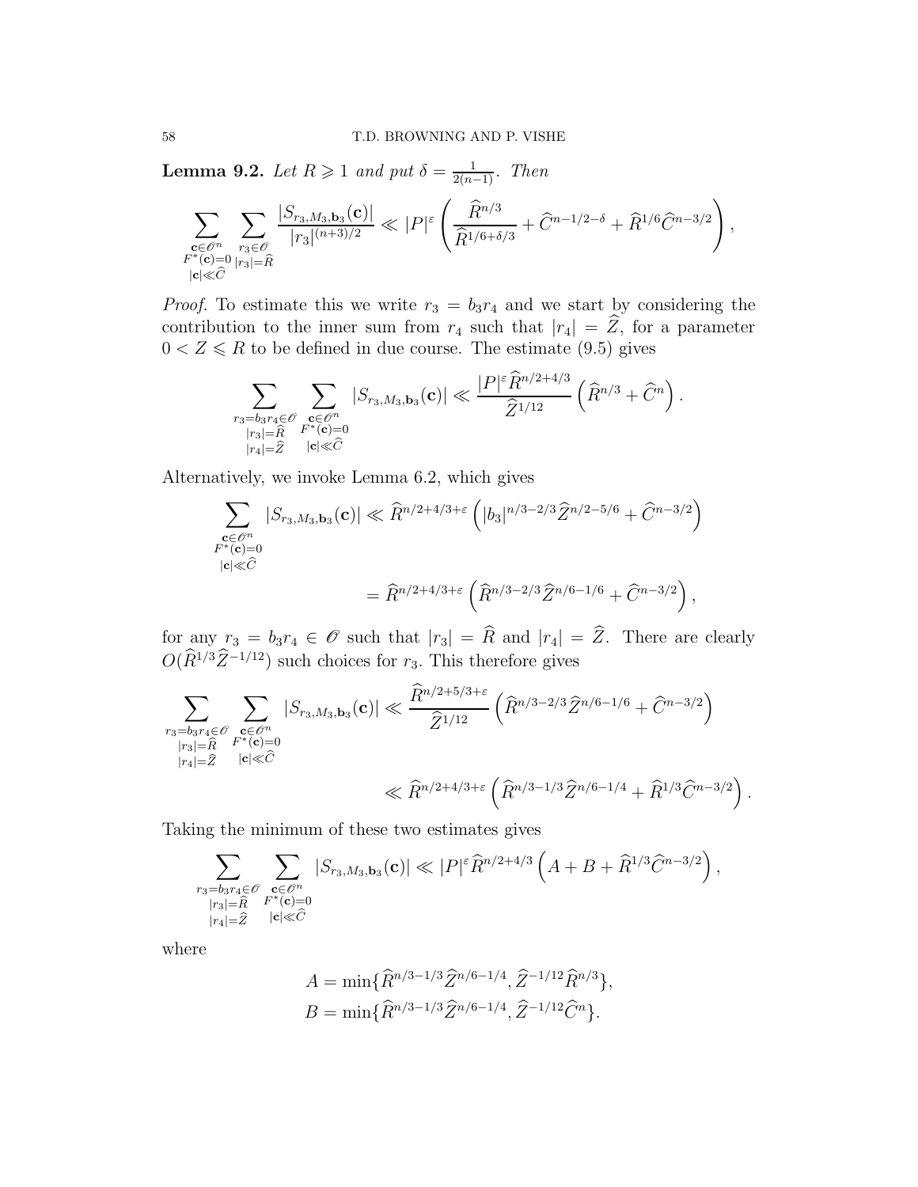**Lemma 9.2.** *Let $R \geqslant 1$ and put $\delta = \frac{1}{2(n-1)}$. Then*

$$\sum_{\substack{\mathbf{c}\in\mathscr{O}^n\\ F^*(\mathbf{c})=0\\ |\mathbf{c}|\ll\widehat{C}}} \sum_{\substack{r_3\in\mathscr{O}\\ |r_3|=\widehat{R}}} \frac{|S_{r_3,M_3,\mathbf{b}_3}(\mathbf{c})|}{|r_3|^{(n+3)/2}} \ll |P|^{\varepsilon}\left(\frac{\widehat{R}^{n/3}}{\widehat{R}^{1/6+\delta/3}} + \widehat{C}^{n-1/2-\delta} + \widehat{R}^{1/6}\widehat{C}^{n-3/2}\right),$$

*Proof.* To estimate this we write $r_3 = b_3 r_4$ and we start by considering the contribution to the inner sum from $r_4$ such that $|r_4| = \widehat{Z}$, for a parameter $0 < Z \leqslant R$ to be defined in due course. The estimate (9.5) gives

$$\sum_{\substack{r_3=b_3r_4\in\mathscr{O}\\ |r_3|=\widehat{R}\\ |r_4|=\widehat{Z}}} \sum_{\substack{\mathbf{c}\in\mathscr{O}^n\\ F^*(\mathbf{c})=0\\ |\mathbf{c}|\ll\widehat{C}}} |S_{r_3,M_3,\mathbf{b}_3}(\mathbf{c})| \ll \frac{|P|^{\varepsilon}\widehat{R}^{n/2+4/3}}{\widehat{Z}^{1/12}}\left(\widehat{R}^{n/3} + \widehat{C}^n\right).$$

Alternatively, we invoke Lemma 6.2, which gives

$$\begin{aligned}
\sum_{\substack{\mathbf{c}\in\mathscr{O}^n\\ F^*(\mathbf{c})=0\\ |\mathbf{c}|\ll\widehat{C}}} |S_{r_3,M_3,\mathbf{b}_3}(\mathbf{c})| &\ll \widehat{R}^{n/2+4/3+\varepsilon}\left(|b_3|^{n/3-2/3}\widehat{Z}^{n/2-5/6} + \widehat{C}^{n-3/2}\right)\\
&= \widehat{R}^{n/2+4/3+\varepsilon}\left(\widehat{R}^{n/3-2/3}\widehat{Z}^{n/6-1/6} + \widehat{C}^{n-3/2}\right),
\end{aligned}$$

for any $r_3 = b_3 r_4 \in \mathscr{O}$ such that $|r_3| = \widehat{R}$ and $|r_4| = \widehat{Z}$. There are clearly $O(\widehat{R}^{1/3}\widehat{Z}^{-1/12})$ such choices for $r_3$. This therefore gives

$$\begin{aligned}
\sum_{\substack{r_3=b_3r_4\in\mathscr{O}\\ |r_3|=\widehat{R}\\ |r_4|=\widehat{Z}}} \sum_{\substack{\mathbf{c}\in\mathscr{O}^n\\ F^*(\mathbf{c})=0\\ |\mathbf{c}|\ll\widehat{C}}} |S_{r_3,M_3,\mathbf{b}_3}(\mathbf{c})| &\ll \frac{\widehat{R}^{n/2+5/3+\varepsilon}}{\widehat{Z}^{1/12}}\left(\widehat{R}^{n/3-2/3}\widehat{Z}^{n/6-1/6} + \widehat{C}^{n-3/2}\right)\\
&\ll \widehat{R}^{n/2+4/3+\varepsilon}\left(\widehat{R}^{n/3-1/3}\widehat{Z}^{n/6-1/4} + \widehat{R}^{1/3}\widehat{C}^{n-3/2}\right).
\end{aligned}$$

Taking the minimum of these two estimates gives

$$\sum_{\substack{r_3=b_3r_4\in\mathscr{O}\\ |r_3|=\widehat{R}\\ |r_4|=\widehat{Z}}} \sum_{\substack{\mathbf{c}\in\mathscr{O}^n\\ F^*(\mathbf{c})=0\\ |\mathbf{c}|\ll\widehat{C}}} |S_{r_3,M_3,\mathbf{b}_3}(\mathbf{c})| \ll |P|^{\varepsilon}\widehat{R}^{n/2+4/3}\left(A + B + \widehat{R}^{1/3}\widehat{C}^{n-3/2}\right),$$

where

$$\begin{aligned}
A &= \min\{\widehat{R}^{n/3-1/3}\widehat{Z}^{n/6-1/4}, \widehat{Z}^{-1/12}\widehat{R}^{n/3}\},\\
B &= \min\{\widehat{R}^{n/3-1/3}\widehat{Z}^{n/6-1/4}, \widehat{Z}^{-1/12}\widehat{C}^{n}\}.
\end{aligned}$$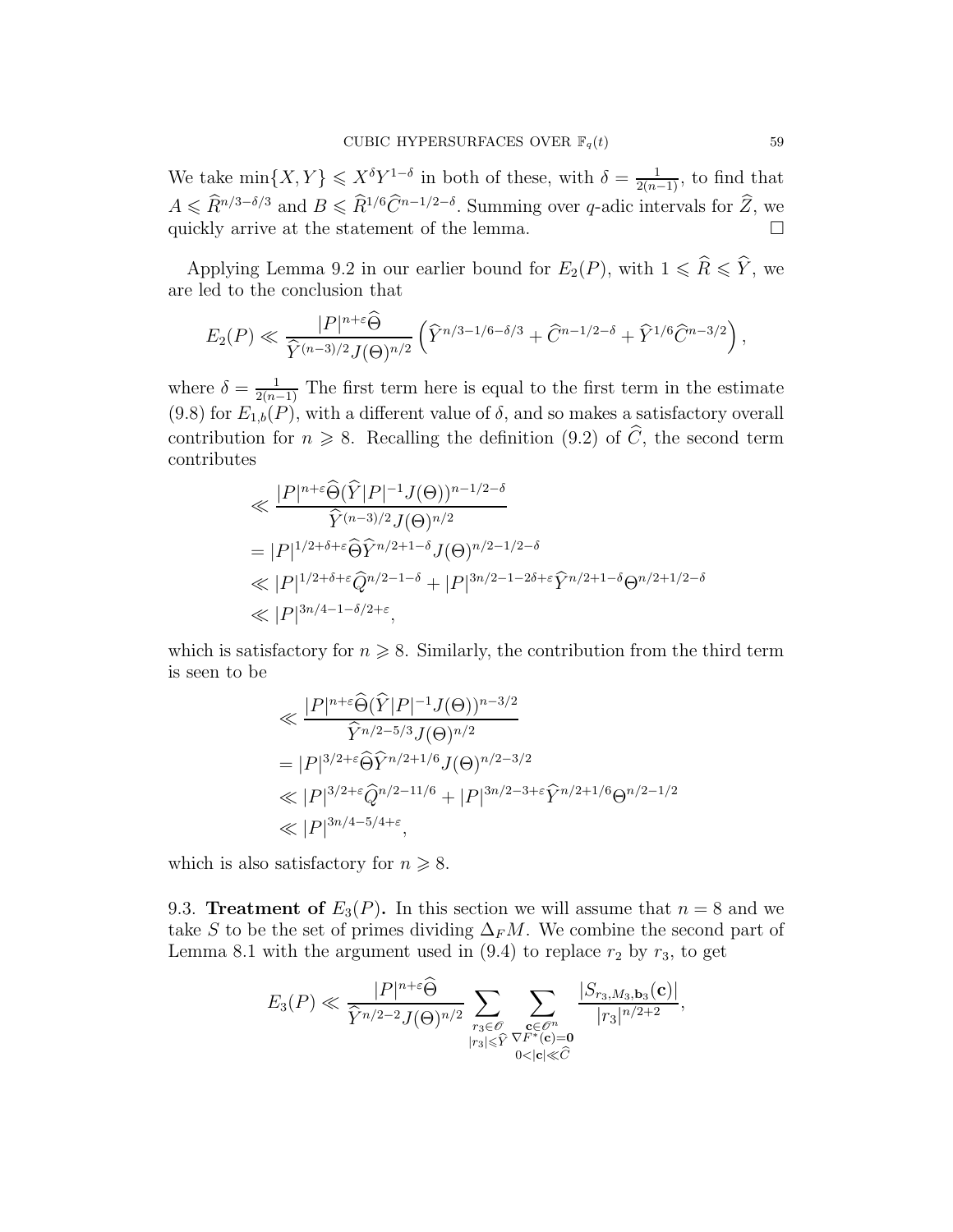We take $\min\{X, Y\} \leqslant X^\delta Y^{1-\delta}$ in both of these, with $\delta = \frac{1}{2(n-1)}$, to find that $A \leqslant \widehat{R}^{n/3-\delta/3}$ and $B \leqslant \widehat{R}^{1/6}\widehat{C}^{n-1/2-\delta}$. Summing over $q$-adic intervals for $\widehat{Z}$, we quickly arrive at the statement of the lemma. $\square$

Applying Lemma 9.2 in our earlier bound for $E_2(P)$, with $1 \leqslant \widehat{R} \leqslant \widehat{Y}$, we are led to the conclusion that

$$E_2(P) \ll \frac{|P|^{n+\varepsilon}\widehat{\Theta}}{\widehat{Y}^{(n-3)/2}J(\Theta)^{n/2}}\left(\widehat{Y}^{n/3-1/6-\delta/3} + \widehat{C}^{n-1/2-\delta} + \widehat{Y}^{1/6}\widehat{C}^{n-3/2}\right),$$

where $\delta = \frac{1}{2(n-1)}$ The first term here is equal to the first term in the estimate (9.8) for $E_{1,b}(P)$, with a different value of $\delta$, and so makes a satisfactory overall contribution for $n \geqslant 8$. Recalling the definition (9.2) of $\widehat{C}$, the second term contributes

$$\begin{aligned}
&\ll \frac{|P|^{n+\varepsilon}\widehat{\Theta}(\widehat{Y}|P|^{-1}J(\Theta))^{n-1/2-\delta}}{\widehat{Y}^{(n-3)/2}J(\Theta)^{n/2}} \\
&= |P|^{1/2+\delta+\varepsilon}\widehat{\Theta}\widehat{Y}^{n/2+1-\delta}J(\Theta)^{n/2-1/2-\delta} \\
&\ll |P|^{1/2+\delta+\varepsilon}\widehat{Q}^{n/2-1-\delta} + |P|^{3n/2-1-2\delta+\varepsilon}\widehat{Y}^{n/2+1-\delta}\Theta^{n/2+1/2-\delta} \\
&\ll |P|^{3n/4-1-\delta/2+\varepsilon},
\end{aligned}$$

which is satisfactory for $n \geqslant 8$. Similarly, the contribution from the third term is seen to be

$$\begin{aligned}
&\ll \frac{|P|^{n+\varepsilon}\widehat{\Theta}(\widehat{Y}|P|^{-1}J(\Theta))^{n-3/2}}{\widehat{Y}^{n/2-5/3}J(\Theta)^{n/2}} \\
&= |P|^{3/2+\varepsilon}\widehat{\Theta}\widehat{Y}^{n/2+1/6}J(\Theta)^{n/2-3/2} \\
&\ll |P|^{3/2+\varepsilon}\widehat{Q}^{n/2-11/6} + |P|^{3n/2-3+\varepsilon}\widehat{Y}^{n/2+1/6}\Theta^{n/2-1/2} \\
&\ll |P|^{3n/4-5/4+\varepsilon},
\end{aligned}$$

which is also satisfactory for $n \geqslant 8$.

### 9.3. Treatment of $E_3(P)$.

In this section we will assume that $n = 8$ and we take $S$ to be the set of primes dividing $\Delta_F M$. We combine the second part of Lemma 8.1 with the argument used in (9.4) to replace $r_2$ by $r_3$, to get

$$E_3(P) \ll \frac{|P|^{n+\varepsilon}\widehat{\Theta}}{\widehat{Y}^{n/2-2}J(\Theta)^{n/2}} \sum_{\substack{r_3 \in \mathscr{O} \\ |r_3| \leqslant \widehat{Y}}} \sum_{\substack{\mathbf{c} \in \mathscr{O}^n \\ \nabla F^*(\mathbf{c}) = \mathbf{0} \\ 0 < |\mathbf{c}| \ll \widehat{C}}} \frac{|S_{r_3,M_3,\mathbf{b}_3}(\mathbf{c})|}{|r_3|^{n/2+2}},$$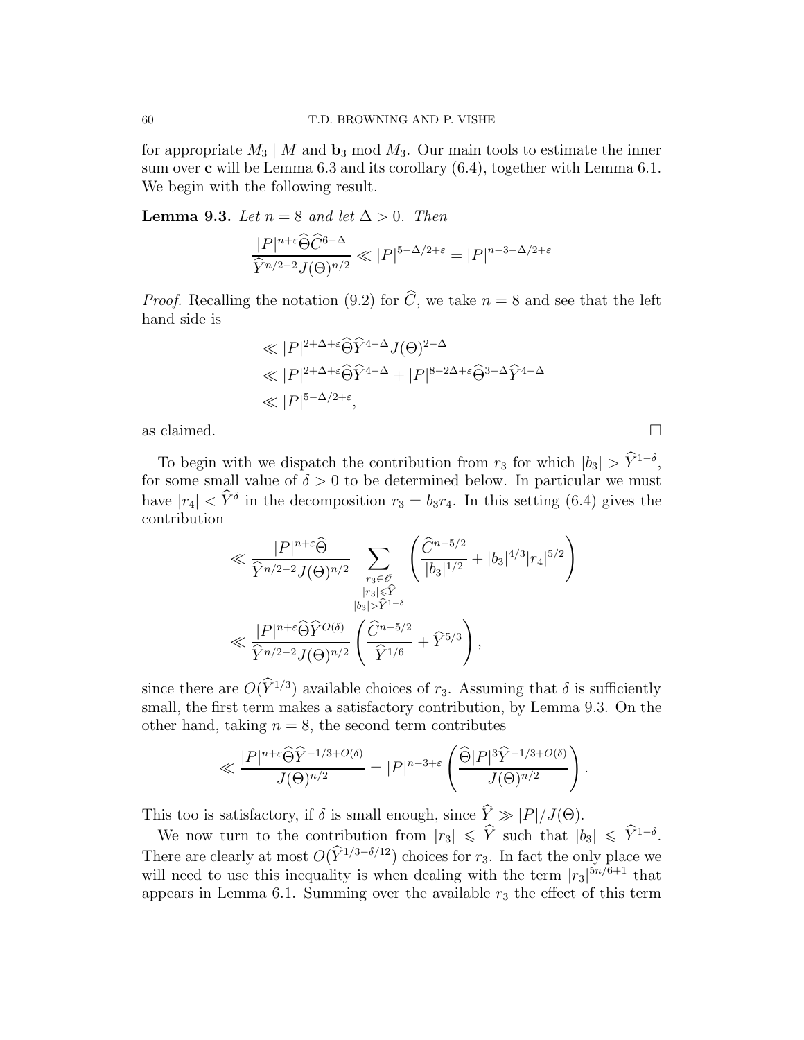for appropriate $M_3 \mid M$ and $\mathbf{b}_3 \bmod M_3$. Our main tools to estimate the inner sum over $\mathbf{c}$ will be Lemma 6.3 and its corollary (6.4), together with Lemma 6.1. We begin with the following result.

**Lemma 9.3.** *Let $n = 8$ and let $\Delta > 0$. Then*

$$\frac{|P|^{n+\varepsilon}\widehat{\Theta}\widehat{C}^{6-\Delta}}{\widehat{Y}^{n/2-2}J(\Theta)^{n/2}} \ll |P|^{5-\Delta/2+\varepsilon} = |P|^{n-3-\Delta/2+\varepsilon}$$

*Proof.* Recalling the notation (9.2) for $\widehat{C}$, we take $n = 8$ and see that the left hand side is

$$\begin{aligned}
&\ll |P|^{2+\Delta+\varepsilon}\widehat{\Theta}\widehat{Y}^{4-\Delta}J(\Theta)^{2-\Delta} \\
&\ll |P|^{2+\Delta+\varepsilon}\widehat{\Theta}\widehat{Y}^{4-\Delta} + |P|^{8-2\Delta+\varepsilon}\widehat{\Theta}^{3-\Delta}\widehat{Y}^{4-\Delta} \\
&\ll |P|^{5-\Delta/2+\varepsilon},
\end{aligned}$$

as claimed. $\square$

To begin with we dispatch the contribution from $r_3$ for which $|b_3| > \widehat{Y}^{1-\delta}$, for some small value of $\delta > 0$ to be determined below. In particular we must have $|r_4| < \widehat{Y}^{\delta}$ in the decomposition $r_3 = b_3 r_4$. In this setting (6.4) gives the contribution

$$\begin{aligned}
&\ll \frac{|P|^{n+\varepsilon}\widehat{\Theta}}{\widehat{Y}^{n/2-2}J(\Theta)^{n/2}} \sum_{\substack{r_3 \in \mathscr{O} \\ |r_3| \leqslant \widehat{Y} \\ |b_3| > \widehat{Y}^{1-\delta}}} \left( \frac{\widehat{C}^{n-5/2}}{|b_3|^{1/2}} + |b_3|^{4/3}|r_4|^{5/2} \right) \\
&\ll \frac{|P|^{n+\varepsilon}\widehat{\Theta}\widehat{Y}^{O(\delta)}}{\widehat{Y}^{n/2-2}J(\Theta)^{n/2}} \left( \frac{\widehat{C}^{n-5/2}}{\widehat{Y}^{1/6}} + \widehat{Y}^{5/3} \right),
\end{aligned}$$

since there are $O(\widehat{Y}^{1/3})$ available choices of $r_3$. Assuming that $\delta$ is sufficiently small, the first term makes a satisfactory contribution, by Lemma 9.3. On the other hand, taking $n = 8$, the second term contributes

$$\ll \frac{|P|^{n+\varepsilon}\widehat{\Theta}\widehat{Y}^{-1/3+O(\delta)}}{J(\Theta)^{n/2}} = |P|^{n-3+\varepsilon}\left( \frac{\widehat{\Theta}|P|^3\widehat{Y}^{-1/3+O(\delta)}}{J(\Theta)^{n/2}} \right).$$

This too is satisfactory, if $\delta$ is small enough, since $\widehat{Y} \gg |P|/J(\Theta)$.

We now turn to the contribution from $|r_3| \leqslant \widehat{Y}$ such that $|b_3| \leqslant \widehat{Y}^{1-\delta}$. There are clearly at most $O(\widehat{Y}^{1/3-\delta/12})$ choices for $r_3$. In fact the only place we will need to use this inequality is when dealing with the term $|r_3|^{5n/6+1}$ that appears in Lemma 6.1. Summing over the available $r_3$ the effect of this term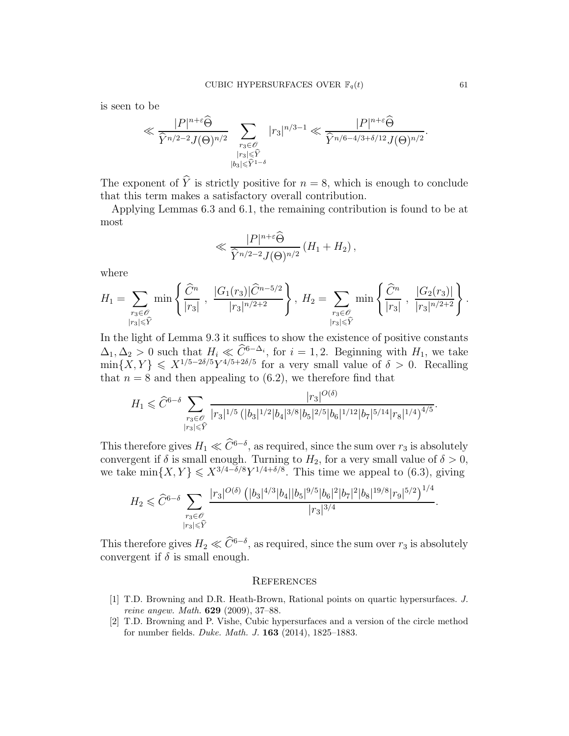is seen to be

$$\ll \frac{|P|^{n+\varepsilon}\widehat{\Theta}}{\widehat{Y}^{n/2-2}J(\Theta)^{n/2}} \sum_{\substack{r_3 \in \mathscr{O} \\ |r_3| \leqslant \widehat{Y} \\ |b_3| \leqslant \widehat{Y}^{1-\delta}}} |r_3|^{n/3-1} \ll \frac{|P|^{n+\varepsilon}\widehat{\Theta}}{\widehat{Y}^{n/6-4/3+\delta/12}J(\Theta)^{n/2}}.$$

The exponent of $\widehat{Y}$ is strictly positive for $n=8$, which is enough to conclude that this term makes a satisfactory overall contribution.

Applying Lemmas 6.3 and 6.1, the remaining contribution is found to be at most

$$\ll \frac{|P|^{n+\varepsilon}\widehat{\Theta}}{\widehat{Y}^{n/2-2}J(\Theta)^{n/2}} \left(H_1 + H_2\right),$$

where

$$H_1 = \sum_{\substack{r_3 \in \mathscr{O} \\ |r_3| \leqslant \widehat{Y}}} \min\left\{ \frac{\widehat{C}^n}{|r_3|}\ ,\ \frac{|G_1(r_3)|\widehat{C}^{n-5/2}}{|r_3|^{n/2+2}} \right\},\ H_2 = \sum_{\substack{r_3 \in \mathscr{O} \\ |r_3| \leqslant \widehat{Y}}} \min\left\{ \frac{\widehat{C}^n}{|r_3|}\ ,\ \frac{|G_2(r_3)|}{|r_3|^{n/2+2}} \right\}.$$

In the light of Lemma 9.3 it suffices to show the existence of positive constants $\Delta_1, \Delta_2 > 0$ such that $H_i \ll \widehat{C}^{6-\Delta_i}$, for $i = 1, 2$. Beginning with $H_1$, we take $\min\{X, Y\} \leqslant X^{1/5-2\delta/5}Y^{4/5+2\delta/5}$ for a very small value of $\delta > 0$. Recalling that $n = 8$ and then appealing to (6.2), we therefore find that

$$H_1 \leqslant \widehat{C}^{6-\delta} \sum_{\substack{r_3 \in \mathscr{O} \\ |r_3| \leqslant \widehat{Y}}} \frac{|r_3|^{O(\delta)}}{|r_3|^{1/5}\left(|b_3|^{1/2}|b_4|^{3/8}|b_5|^{2/5}|b_6|^{1/12}|b_7|^{5/14}|r_8|^{1/4}\right)^{4/5}}.$$

This therefore gives $H_1 \ll \widehat{C}^{6-\delta}$, as required, since the sum over $r_3$ is absolutely convergent if $\delta$ is small enough. Turning to $H_2$, for a very small value of $\delta > 0$, we take $\min\{X, Y\} \leqslant X^{3/4-\delta/8}Y^{1/4+\delta/8}$. This time we appeal to (6.3), giving

$$H_2 \leqslant \widehat{C}^{6-\delta} \sum_{\substack{r_3 \in \mathscr{O} \\ |r_3| \leqslant \widehat{Y}}} \frac{|r_3|^{O(\delta)}\left(|b_3|^{4/3}|b_4||b_5|^{9/5}|b_6|^2|b_7|^2|b_8|^{19/8}|r_9|^{5/2}\right)^{1/4}}{|r_3|^{3/4}}.$$

This therefore gives $H_2 \ll \widehat{C}^{6-\delta}$, as required, since the sum over $r_3$ is absolutely convergent if $\delta$ is small enough.

## References

[1] T.D. Browning and D.R. Heath-Brown, Rational points on quartic hypersurfaces. *J. reine angew. Math.* **629** (2009), 37–88.

[2] T.D. Browning and P. Vishe, Cubic hypersurfaces and a version of the circle method for number fields. *Duke. Math. J.* **163** (2014), 1825–1883.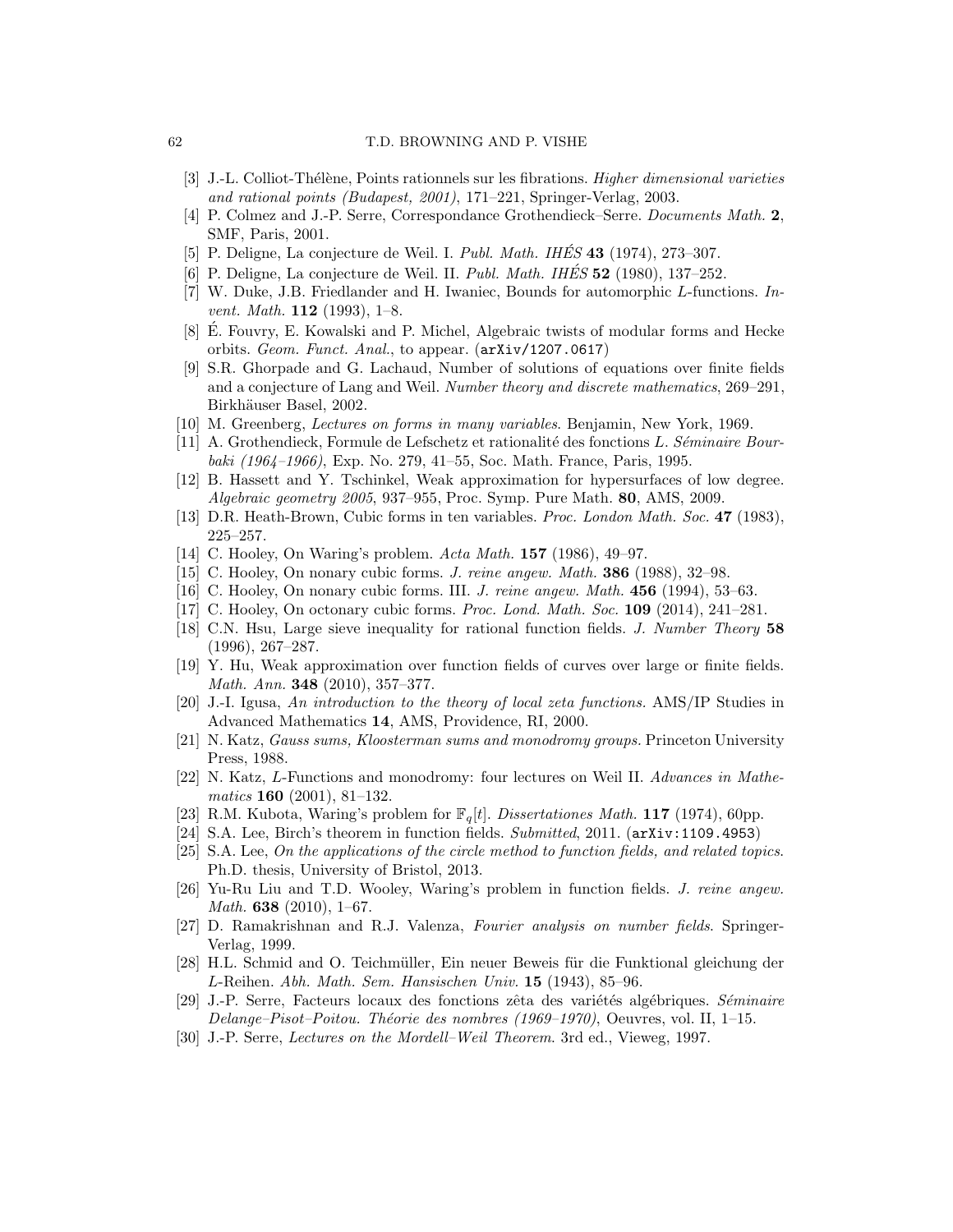[3] J.-L. Colliot-Thélène, Points rationnels sur les fibrations. *Higher dimensional varieties and rational points (Budapest, 2001)*, 171–221, Springer-Verlag, 2003.

[4] P. Colmez and J.-P. Serre, Correspondance Grothendieck–Serre. *Documents Math.* **2**, SMF, Paris, 2001.

[5] P. Deligne, La conjecture de Weil. I. *Publ. Math. IHÉS* **43** (1974), 273–307.

[6] P. Deligne, La conjecture de Weil. II. *Publ. Math. IHÉS* **52** (1980), 137–252.

[7] W. Duke, J.B. Friedlander and H. Iwaniec, Bounds for automorphic $L$-functions. *Invent. Math.* **112** (1993), 1–8.

[8] É. Fouvry, E. Kowalski and P. Michel, Algebraic twists of modular forms and Hecke orbits. *Geom. Funct. Anal.*, to appear. (`arXiv/1207.0617`)

[9] S.R. Ghorpade and G. Lachaud, Number of solutions of equations over finite fields and a conjecture of Lang and Weil. *Number theory and discrete mathematics*, 269–291, Birkhäuser Basel, 2002.

[10] M. Greenberg, *Lectures on forms in many variables*. Benjamin, New York, 1969.

[11] A. Grothendieck, Formule de Lefschetz et rationalité des fonctions $L$. *Séminaire Bourbaki (1964–1966)*, Exp. No. 279, 41–55, Soc. Math. France, Paris, 1995.

[12] B. Hassett and Y. Tschinkel, Weak approximation for hypersurfaces of low degree. *Algebraic geometry 2005*, 937–955, Proc. Symp. Pure Math. **80**, AMS, 2009.

[13] D.R. Heath-Brown, Cubic forms in ten variables. *Proc. London Math. Soc.* **47** (1983), 225–257.

[14] C. Hooley, On Waring's problem. *Acta Math.* **157** (1986), 49–97.

[15] C. Hooley, On nonary cubic forms. *J. reine angew. Math.* **386** (1988), 32–98.

[16] C. Hooley, On nonary cubic forms. III. *J. reine angew. Math.* **456** (1994), 53–63.

[17] C. Hooley, On octonary cubic forms. *Proc. Lond. Math. Soc.* **109** (2014), 241–281.

[18] C.N. Hsu, Large sieve inequality for rational function fields. *J. Number Theory* **58** (1996), 267–287.

[19] Y. Hu, Weak approximation over function fields of curves over large or finite fields. *Math. Ann.* **348** (2010), 357–377.

[20] J.-I. Igusa, *An introduction to the theory of local zeta functions.* AMS/IP Studies in Advanced Mathematics **14**, AMS, Providence, RI, 2000.

[21] N. Katz, *Gauss sums, Kloosterman sums and monodromy groups.* Princeton University Press, 1988.

[22] N. Katz, $L$-Functions and monodromy: four lectures on Weil II. *Advances in Mathematics* **160** (2001), 81–132.

[23] R.M. Kubota, Waring's problem for $\mathbb{F}_q[t]$. *Dissertationes Math.* **117** (1974), 60pp.

[24] S.A. Lee, Birch's theorem in function fields. *Submitted*, 2011. (`arXiv:1109.4953`)

[25] S.A. Lee, *On the applications of the circle method to function fields, and related topics*. Ph.D. thesis, University of Bristol, 2013.

[26] Yu-Ru Liu and T.D. Wooley, Waring's problem in function fields. *J. reine angew. Math.* **638** (2010), 1–67.

[27] D. Ramakrishnan and R.J. Valenza, *Fourier analysis on number fields*. Springer-Verlag, 1999.

[28] H.L. Schmid and O. Teichmüller, Ein neuer Beweis für die Funktional gleichung der $L$-Reihen. *Abh. Math. Sem. Hansischen Univ.* **15** (1943), 85–96.

[29] J.-P. Serre, Facteurs locaux des fonctions zêta des variétés algébriques. *Séminaire Delange–Pisot–Poitou. Théorie des nombres (1969–1970)*, Oeuvres, vol. II, 1–15.

[30] J.-P. Serre, *Lectures on the Mordell–Weil Theorem*. 3rd ed., Vieweg, 1997.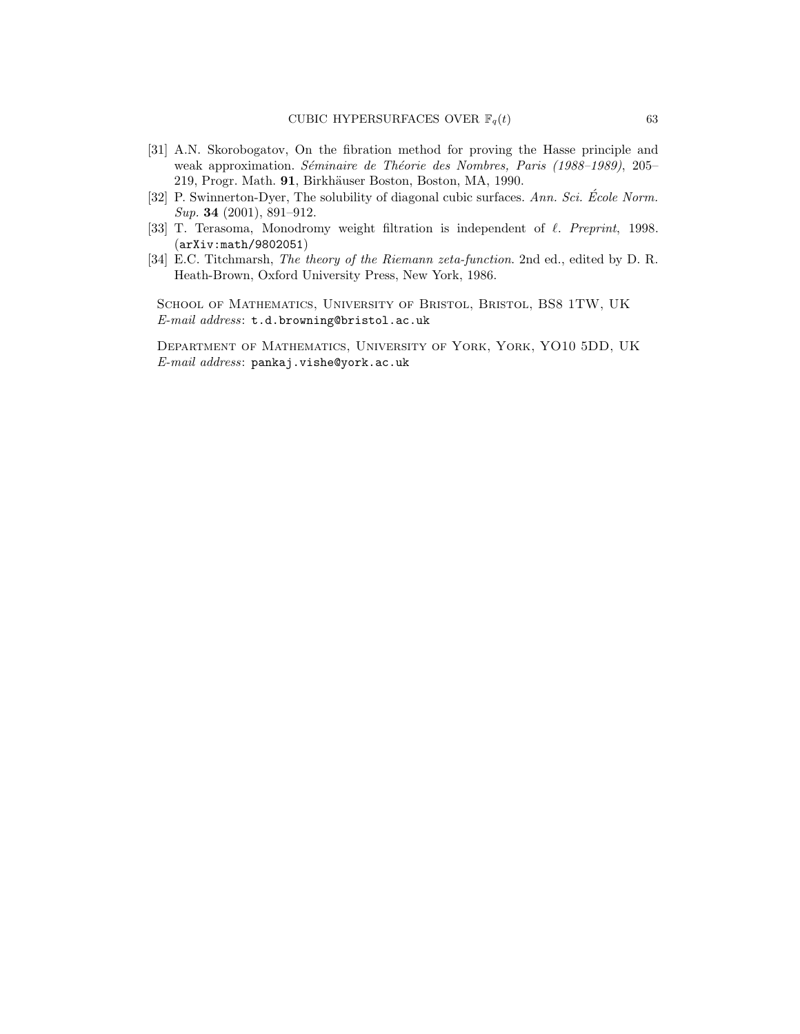[31] A.N. Skorobogatov, On the fibration method for proving the Hasse principle and weak approximation. *Séminaire de Théorie des Nombres, Paris (1988–1989)*, 205–219, Progr. Math. **91**, Birkhäuser Boston, Boston, MA, 1990.

[32] P. Swinnerton-Dyer, The solubility of diagonal cubic surfaces. *Ann. Sci. École Norm. Sup.* **34** (2001), 891–912.

[33] T. Terasoma, Monodromy weight filtration is independent of $\ell$. *Preprint*, 1998. (`arXiv:math/9802051`)

[34] E.C. Titchmarsh, *The theory of the Riemann zeta-function*. 2nd ed., edited by D. R. Heath-Brown, Oxford University Press, New York, 1986.

School of Mathematics, University of Bristol, Bristol, BS8 1TW, UK
*E-mail address*: `t.d.browning@bristol.ac.uk`

Department of Mathematics, University of York, York, YO10 5DD, UK
*E-mail address*: `pankaj.vishe@york.ac.uk`